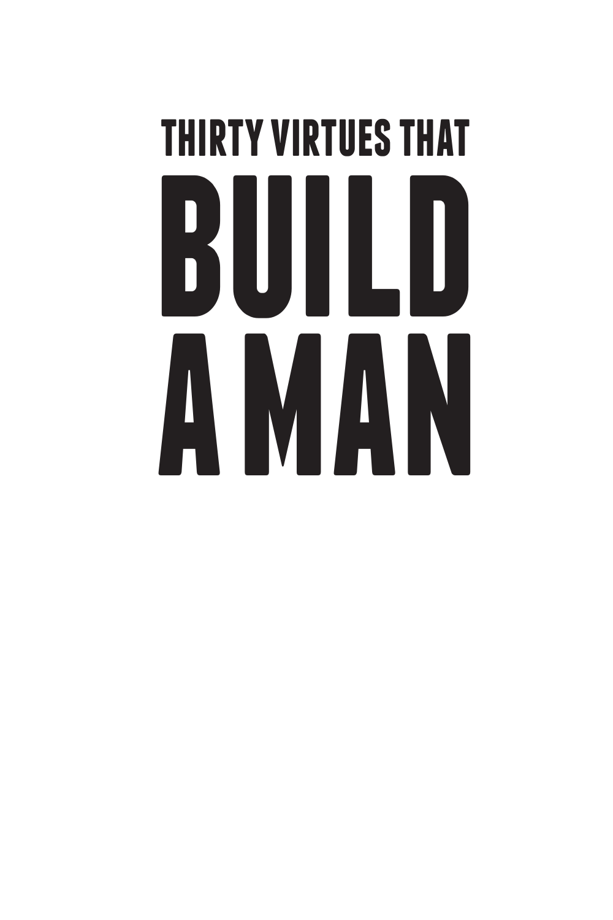# THIRTY VIRTUES THAT BUILD A MAN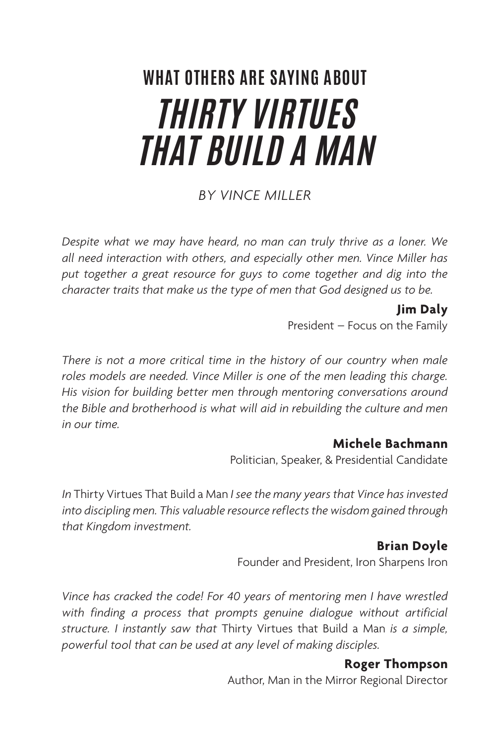## WHAT OTHERS ARE SAYING ABOUT

# *THIRTY VIRTUES THAT BUILD A MAN*

*BY VINCE MILLER*

*Despite what we may have heard, no man can truly thrive as a loner. We all need interaction with others, and especially other men. Vince Miller has put together a great resource for guys to come together and dig into the character traits that make us the type of men that God designed us to be.*

**Jim Daly**
President – Focus on the Family

*There is not a more critical time in the history of our country when male roles models are needed. Vince Miller is one of the men leading this charge. His vision for building better men through mentoring conversations around the Bible and brotherhood is what will aid in rebuilding the culture and men in our time.*

**Michele Bachmann**
Politician, Speaker, & Presidential Candidate

*In* Thirty Virtues That Build a Man *I see the many years that Vince has invested into discipling men. This valuable resource reflects the wisdom gained through that Kingdom investment.*

**Brian Doyle**
Founder and President, Iron Sharpens Iron

*Vince has cracked the code! For 40 years of mentoring men I have wrestled with finding a process that prompts genuine dialogue without artificial structure. I instantly saw that* Thirty Virtues that Build a Man *is a simple, powerful tool that can be used at any level of making disciples.*

**Roger Thompson**
Author, Man in the Mirror Regional Director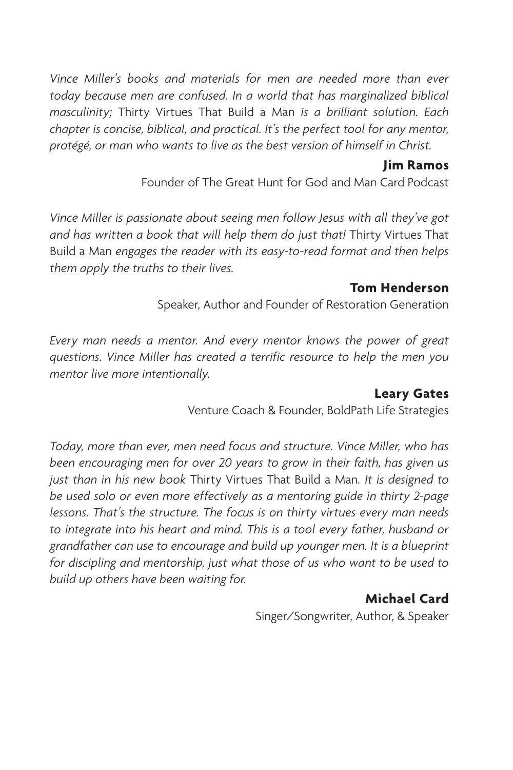*Vince Miller's books and materials for men are needed more than ever today because men are confused. In a world that has marginalized biblical masculinity;* Thirty Virtues That Build a Man *is a brilliant solution. Each chapter is concise, biblical, and practical. It's the perfect tool for any mentor, protégé, or man who wants to live as the best version of himself in Christ.*

**Jim Ramos**
Founder of The Great Hunt for God and Man Card Podcast

*Vince Miller is passionate about seeing men follow Jesus with all they've got and has written a book that will help them do just that!* Thirty Virtues That Build a Man *engages the reader with its easy-to-read format and then helps them apply the truths to their lives.*

**Tom Henderson**
Speaker, Author and Founder of Restoration Generation

*Every man needs a mentor. And every mentor knows the power of great questions. Vince Miller has created a terrific resource to help the men you mentor live more intentionally.*

**Leary Gates**
Venture Coach & Founder, BoldPath Life Strategies

*Today, more than ever, men need focus and structure. Vince Miller, who has been encouraging men for over 20 years to grow in their faith, has given us just than in his new book* Thirty Virtues That Build a Man*. It is designed to be used solo or even more effectively as a mentoring guide in thirty 2-page lessons. That's the structure. The focus is on thirty virtues every man needs to integrate into his heart and mind. This is a tool every father, husband or grandfather can use to encourage and build up younger men. It is a blueprint for discipling and mentorship, just what those of us who want to be used to build up others have been waiting for.*

**Michael Card**
Singer/Songwriter, Author, & Speaker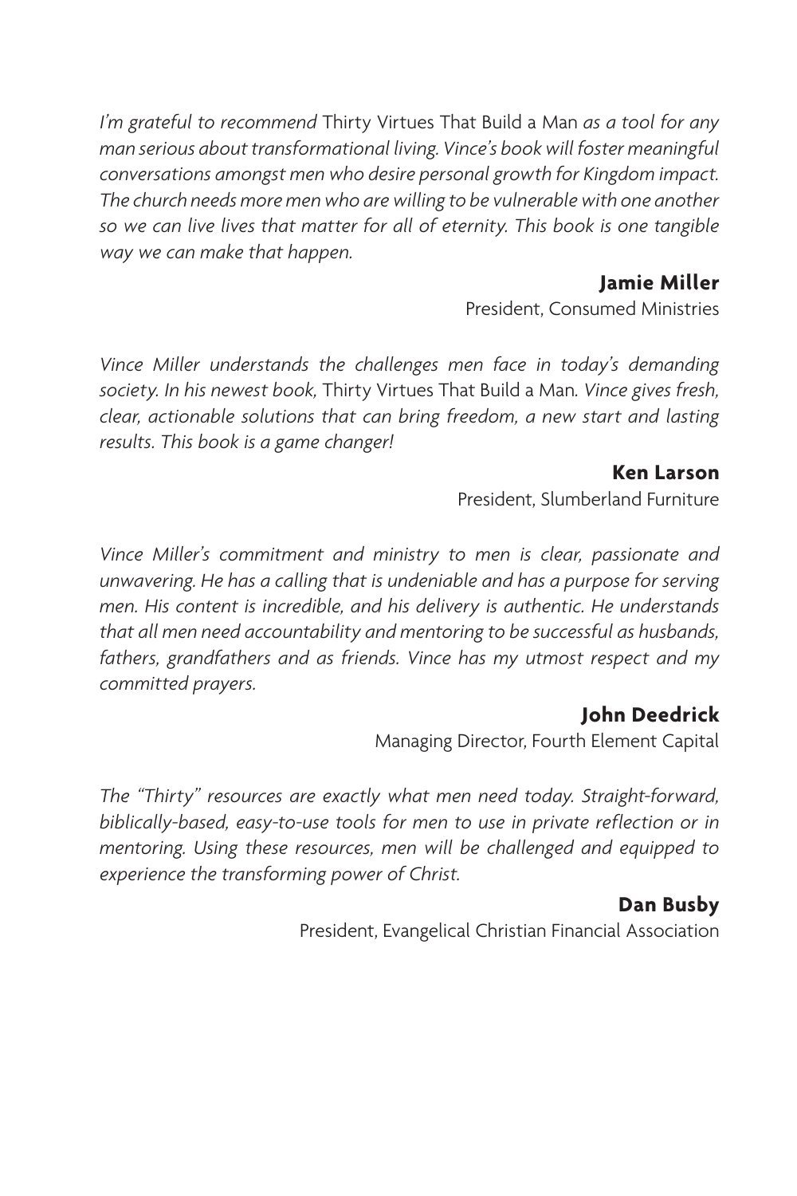*I'm grateful to recommend* Thirty Virtues That Build a Man *as a tool for any man serious about transformational living. Vince's book will foster meaningful conversations amongst men who desire personal growth for Kingdom impact. The church needs more men who are willing to be vulnerable with one another so we can live lives that matter for all of eternity. This book is one tangible way we can make that happen.*

**Jamie Miller**
President, Consumed Ministries

*Vince Miller understands the challenges men face in today's demanding society. In his newest book,* Thirty Virtues That Build a Man*. Vince gives fresh, clear, actionable solutions that can bring freedom, a new start and lasting results. This book is a game changer!*

**Ken Larson**
President, Slumberland Furniture

*Vince Miller's commitment and ministry to men is clear, passionate and unwavering. He has a calling that is undeniable and has a purpose for serving men. His content is incredible, and his delivery is authentic. He understands that all men need accountability and mentoring to be successful as husbands, fathers, grandfathers and as friends. Vince has my utmost respect and my committed prayers.*

**John Deedrick**
Managing Director, Fourth Element Capital

*The "Thirty" resources are exactly what men need today. Straight-forward, biblically-based, easy-to-use tools for men to use in private reflection or in mentoring. Using these resources, men will be challenged and equipped to experience the transforming power of Christ.*

**Dan Busby**
President, Evangelical Christian Financial Association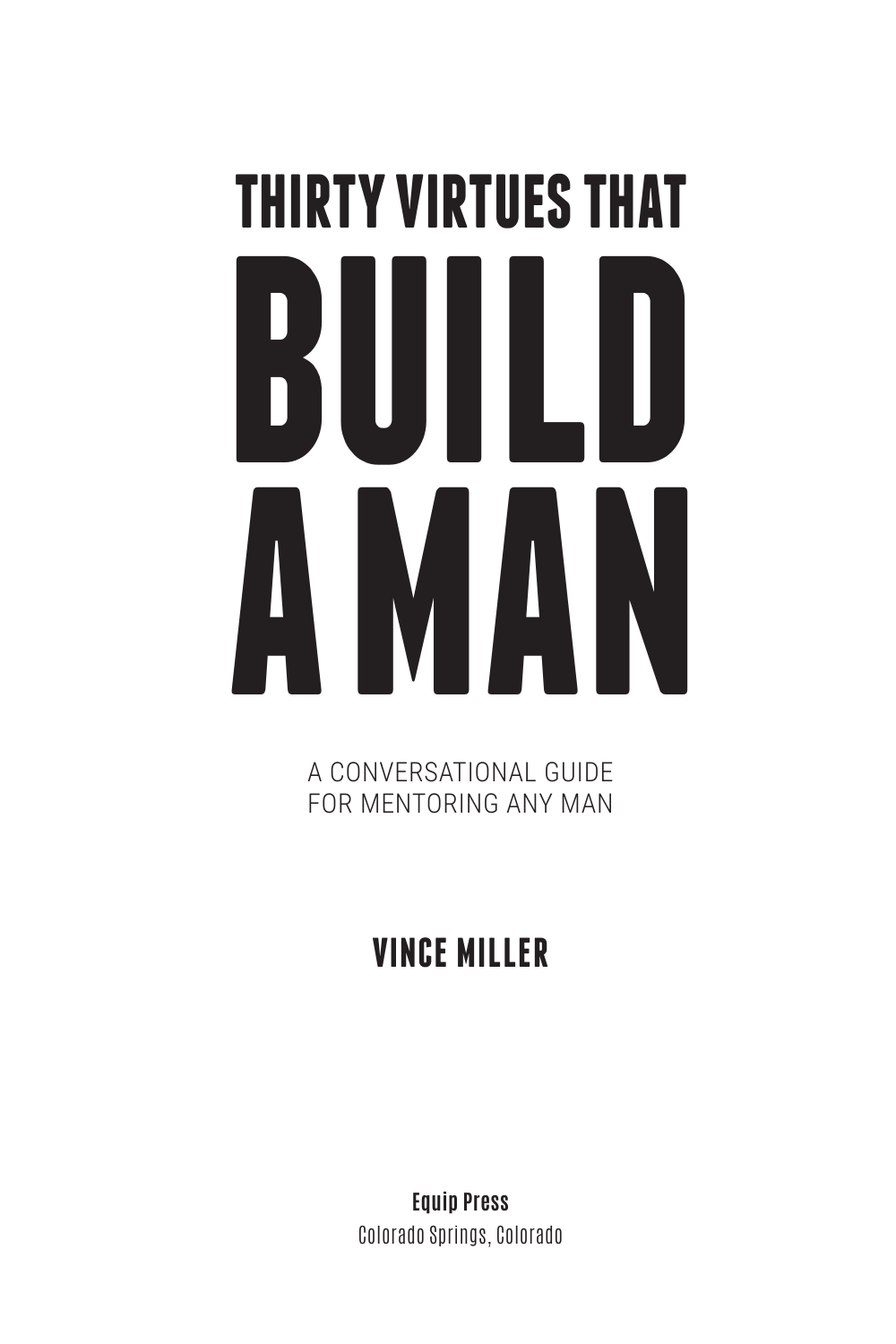# THIRTY VIRTUES THAT BUILD A MAN

A CONVERSATIONAL GUIDE
FOR MENTORING ANY MAN

**VINCE MILLER**

**Equip Press**
Colorado Springs, Colorado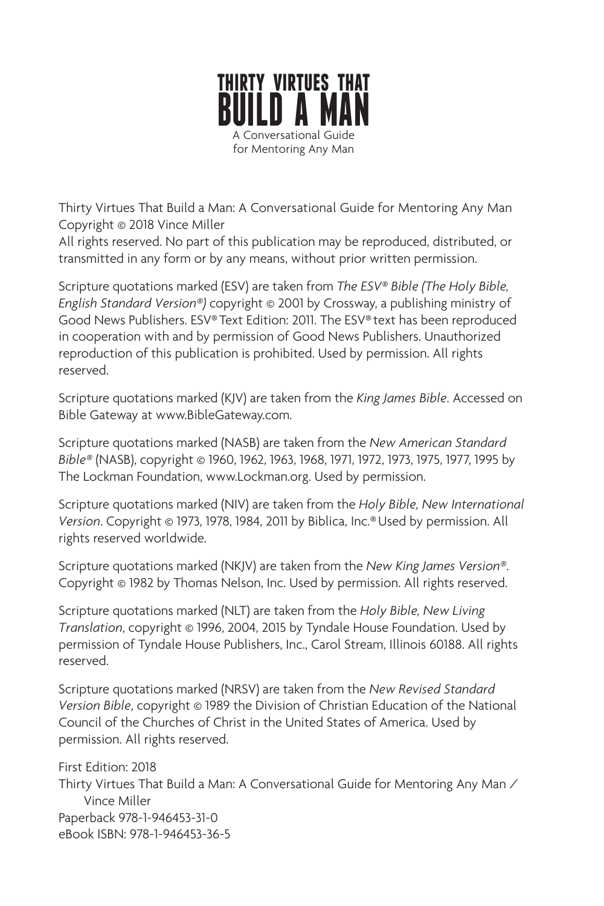# THIRTY VIRTUES THAT BUILD A MAN

A Conversational Guide for Mentoring Any Man

Thirty Virtues That Build a Man: A Conversational Guide for Mentoring Any Man
Copyright © 2018 Vince Miller
All rights reserved. No part of this publication may be reproduced, distributed, or transmitted in any form or by any means, without prior written permission.

Scripture quotations marked (ESV) are taken from *The ESV® Bible (The Holy Bible, English Standard Version®)* copyright © 2001 by Crossway, a publishing ministry of Good News Publishers. ESV® Text Edition: 2011. The ESV® text has been reproduced in cooperation with and by permission of Good News Publishers. Unauthorized reproduction of this publication is prohibited. Used by permission. All rights reserved.

Scripture quotations marked (KJV) are taken from the *King James Bible*. Accessed on Bible Gateway at www.BibleGateway.com.

Scripture quotations marked (NASB) are taken from the *New American Standard Bible®* (NASB), copyright © 1960, 1962, 1963, 1968, 1971, 1972, 1973, 1975, 1977, 1995 by The Lockman Foundation, www.Lockman.org. Used by permission.

Scripture quotations marked (NIV) are taken from the *Holy Bible, New International Version*. Copyright © 1973, 1978, 1984, 2011 by Biblica, Inc.® Used by permission. All rights reserved worldwide.

Scripture quotations marked (NKJV) are taken from the *New King James Version®*. Copyright © 1982 by Thomas Nelson, Inc. Used by permission. All rights reserved.

Scripture quotations marked (NLT) are taken from the *Holy Bible, New Living Translation*, copyright © 1996, 2004, 2015 by Tyndale House Foundation. Used by permission of Tyndale House Publishers, Inc., Carol Stream, Illinois 60188. All rights reserved.

Scripture quotations marked (NRSV) are taken from the *New Revised Standard Version Bible*, copyright © 1989 the Division of Christian Education of the National Council of the Churches of Christ in the United States of America. Used by permission. All rights reserved.

First Edition: 2018
Thirty Virtues That Build a Man: A Conversational Guide for Mentoring Any Man / Vince Miller
Paperback 978-1-946453-31-0
eBook ISBN: 978-1-946453-36-5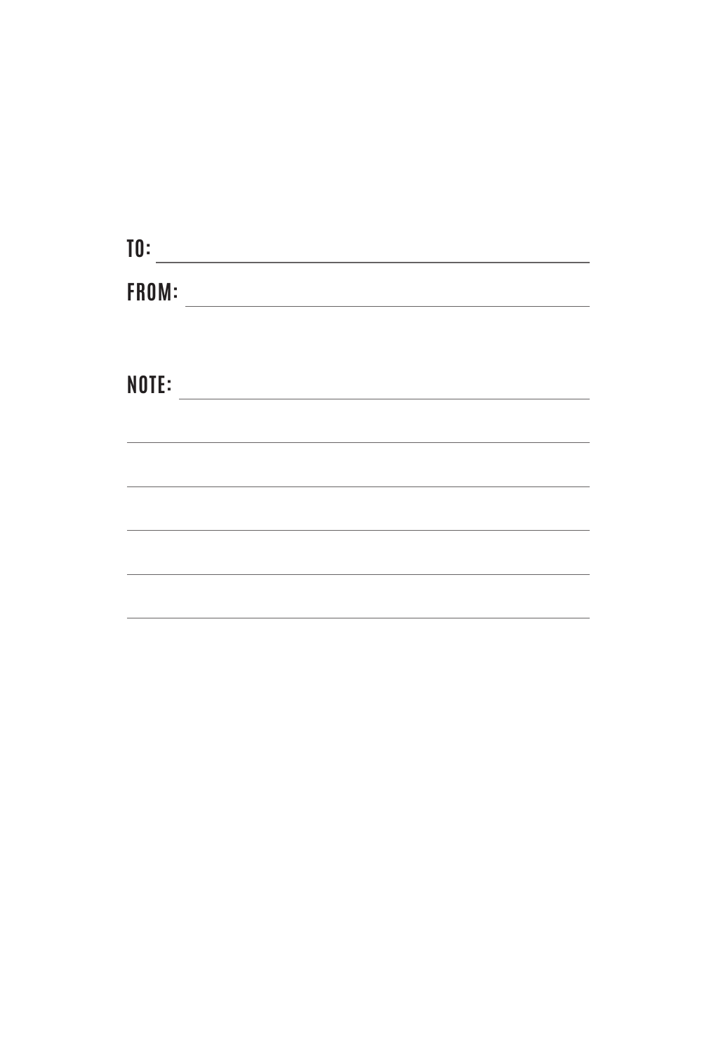**TO:** ______________________________________________

**FROM:** ____________________________________________

**NOTE:** ____________________________________________

______________________________________________________

______________________________________________________

______________________________________________________

______________________________________________________

______________________________________________________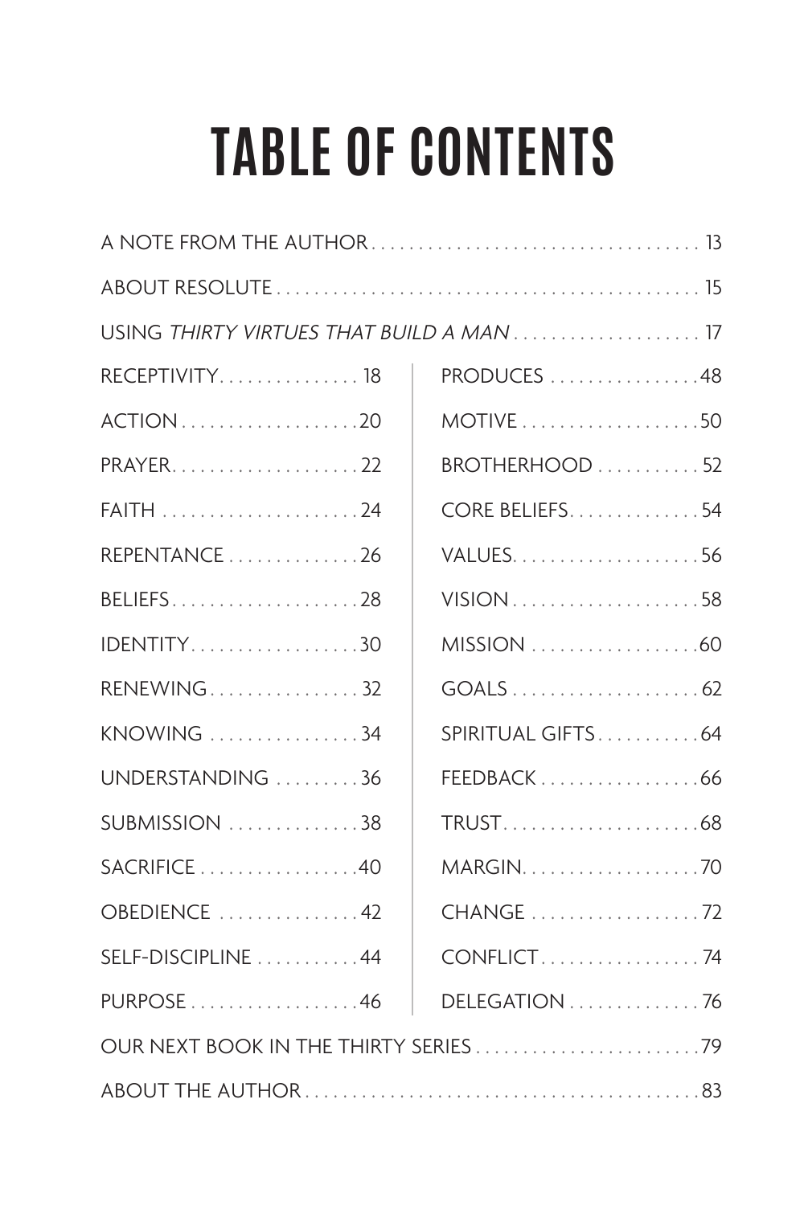# TABLE OF CONTENTS

A NOTE FROM THE AUTHOR . . . . . . . . . . 13

ABOUT RESOLUTE . . . . . . . . . . 15

USING *THIRTY VIRTUES THAT BUILD A MAN* . . . . . . . . . . 17

RECEPTIVITY . . . . . . . . . . 18

ACTION . . . . . . . . . . 20

PRAYER . . . . . . . . . . 22

FAITH . . . . . . . . . . 24

REPENTANCE . . . . . . . . . . 26

BELIEFS . . . . . . . . . . 28

IDENTITY . . . . . . . . . . 30

RENEWING . . . . . . . . . . 32

KNOWING . . . . . . . . . . 34

UNDERSTANDING . . . . . . . . . . 36

SUBMISSION . . . . . . . . . . 38

SACRIFICE . . . . . . . . . . 40

OBEDIENCE . . . . . . . . . . 42

SELF-DISCIPLINE . . . . . . . . . . 44

PURPOSE . . . . . . . . . . 46

PRODUCES . . . . . . . . . . 48

MOTIVE . . . . . . . . . . 50

BROTHERHOOD . . . . . . . . . . 52

CORE BELIEFS . . . . . . . . . . 54

VALUES . . . . . . . . . . 56

VISION . . . . . . . . . . 58

MISSION . . . . . . . . . . 60

GOALS . . . . . . . . . . 62

SPIRITUAL GIFTS . . . . . . . . . . 64

FEEDBACK . . . . . . . . . . 66

TRUST . . . . . . . . . . 68

MARGIN . . . . . . . . . . 70

CHANGE . . . . . . . . . . 72

CONFLICT . . . . . . . . . . 74

DELEGATION . . . . . . . . . . 76

OUR NEXT BOOK IN THE THIRTY SERIES . . . . . . . . . . 79

ABOUT THE AUTHOR . . . . . . . . . . 83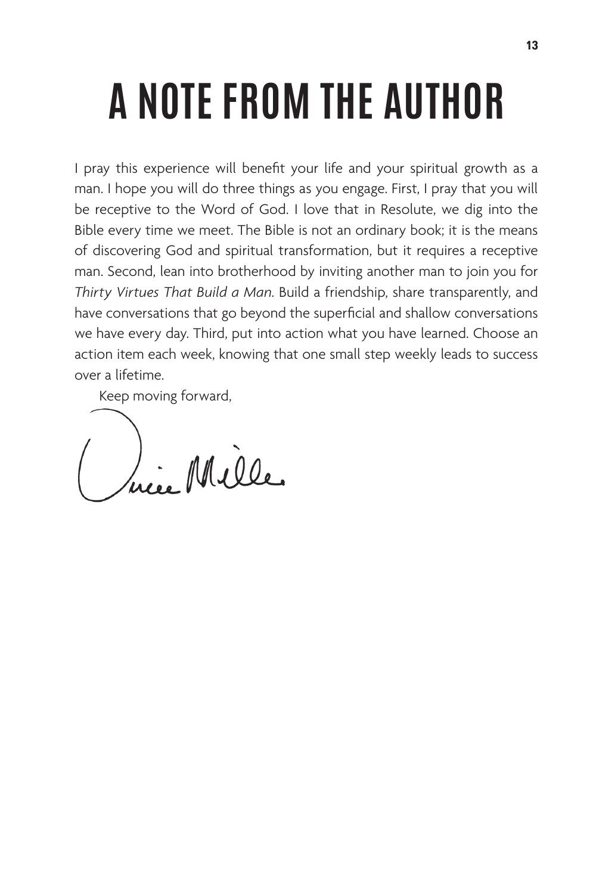# A NOTE FROM THE AUTHOR

I pray this experience will benefit your life and your spiritual growth as a man. I hope you will do three things as you engage. First, I pray that you will be receptive to the Word of God. I love that in Resolute, we dig into the Bible every time we meet. The Bible is not an ordinary book; it is the means of discovering God and spiritual transformation, but it requires a receptive man. Second, lean into brotherhood by inviting another man to join you for *Thirty Virtues That Build a Man*. Build a friendship, share transparently, and have conversations that go beyond the superficial and shallow conversations we have every day. Third, put into action what you have learned. Choose an action item each week, knowing that one small step weekly leads to success over a lifetime.

Keep moving forward,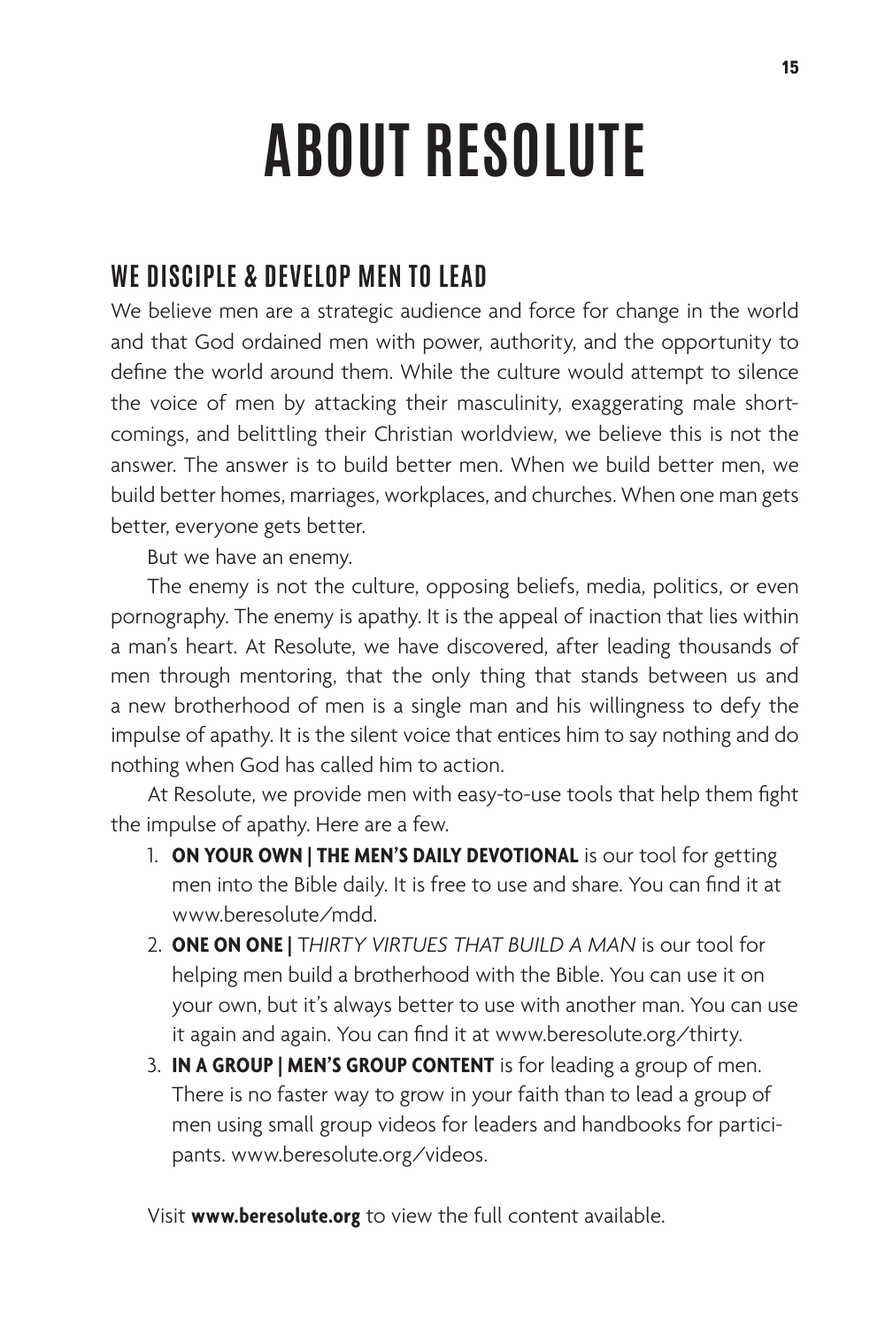# ABOUT RESOLUTE

## WE DISCIPLE & DEVELOP MEN TO LEAD

We believe men are a strategic audience and force for change in the world and that God ordained men with power, authority, and the opportunity to define the world around them. While the culture would attempt to silence the voice of men by attacking their masculinity, exaggerating male shortcomings, and belittling their Christian worldview, we believe this is not the answer. The answer is to build better men. When we build better men, we build better homes, marriages, workplaces, and churches. When one man gets better, everyone gets better.

But we have an enemy.

The enemy is not the culture, opposing beliefs, media, politics, or even pornography. The enemy is apathy. It is the appeal of inaction that lies within a man's heart. At Resolute, we have discovered, after leading thousands of men through mentoring, that the only thing that stands between us and a new brotherhood of men is a single man and his willingness to defy the impulse of apathy. It is the silent voice that entices him to say nothing and do nothing when God has called him to action.

At Resolute, we provide men with easy-to-use tools that help them fight the impulse of apathy. Here are a few.

1. **ON YOUR OWN | THE MEN'S DAILY DEVOTIONAL** is our tool for getting men into the Bible daily. It is free to use and share. You can find it at www.beresolute/mdd.
2. **ONE ON ONE |** *THIRTY VIRTUES THAT BUILD A MAN* is our tool for helping men build a brotherhood with the Bible. You can use it on your own, but it's always better to use with another man. You can use it again and again. You can find it at www.beresolute.org/thirty.
3. **IN A GROUP | MEN'S GROUP CONTENT** is for leading a group of men. There is no faster way to grow in your faith than to lead a group of men using small group videos for leaders and handbooks for participants. www.beresolute.org/videos.

Visit **www.beresolute.org** to view the full content available.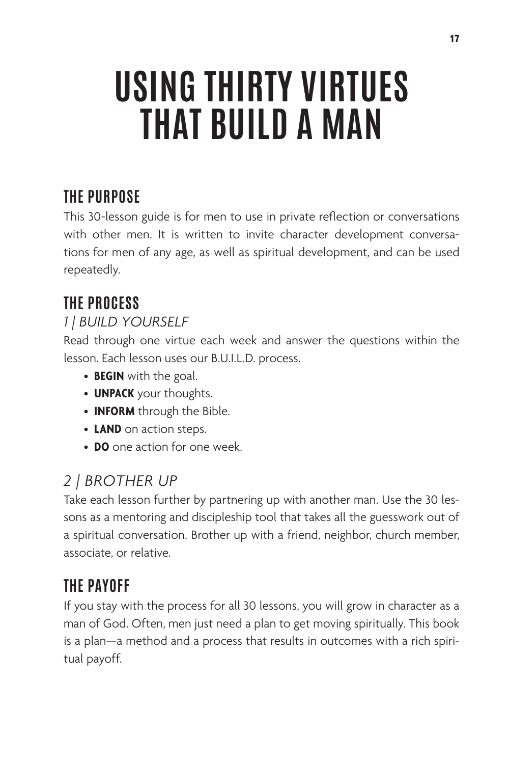# USING THIRTY VIRTUES THAT BUILD A MAN

## THE PURPOSE

This 30-lesson guide is for men to use in private reflection or conversations with other men. It is written to invite character development conversations for men of any age, as well as spiritual development, and can be used repeatedly.

## THE PROCESS

### *1 | BUILD YOURSELF*

Read through one virtue each week and answer the questions within the lesson. Each lesson uses our B.U.I.L.D. process.

- **BEGIN** with the goal.
- **UNPACK** your thoughts.
- **INFORM** through the Bible.
- **LAND** on action steps.
- **DO** one action for one week.

### *2 | BROTHER UP*

Take each lesson further by partnering up with another man. Use the 30 lessons as a mentoring and discipleship tool that takes all the guesswork out of a spiritual conversation. Brother up with a friend, neighbor, church member, associate, or relative.

## THE PAYOFF

If you stay with the process for all 30 lessons, you will grow in character as a man of God. Often, men just need a plan to get moving spiritually. This book is a plan—a method and a process that results in outcomes with a rich spiritual payoff.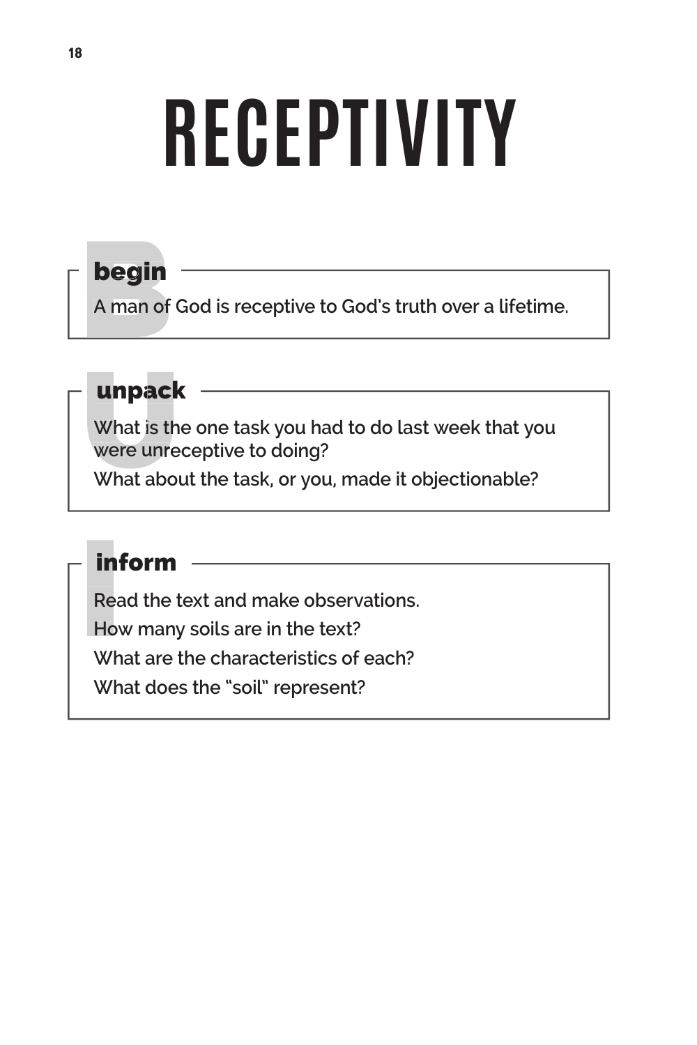# RECEPTIVITY

## begin

A man of God is receptive to God's truth over a lifetime.

## unpack

What is the one task you had to do last week that you were unreceptive to doing?

What about the task, or you, made it objectionable?

## inform

Read the text and make observations.

How many soils are in the text?

What are the characteristics of each?

What does the "soil" represent?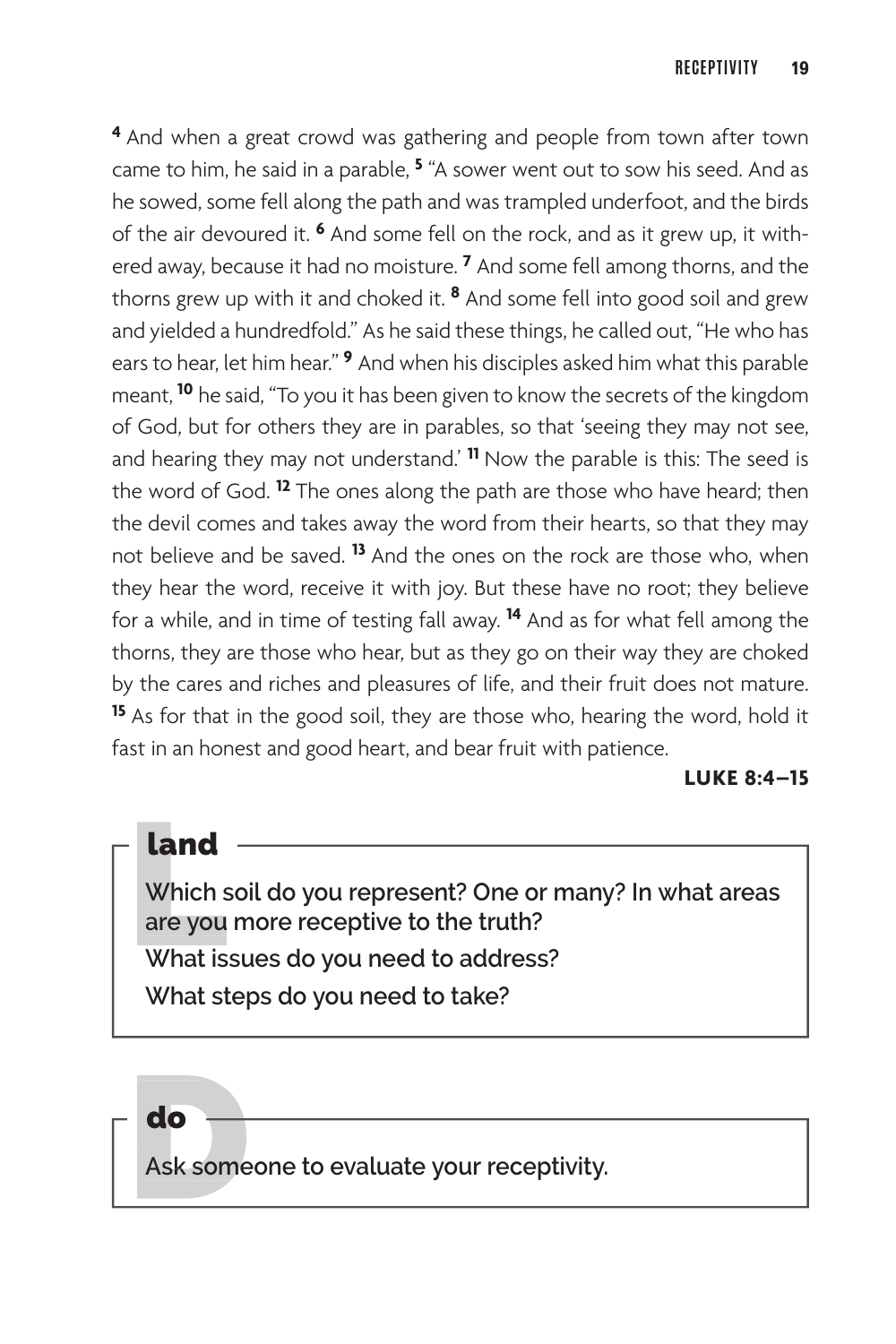[4] And when a great crowd was gathering and people from town after town came to him, he said in a parable, [5] "A sower went out to sow his seed. And as he sowed, some fell along the path and was trampled underfoot, and the birds of the air devoured it. [6] And some fell on the rock, and as it grew up, it withered away, because it had no moisture. [7] And some fell among thorns, and the thorns grew up with it and choked it. [8] And some fell into good soil and grew and yielded a hundredfold." As he said these things, he called out, "He who has ears to hear, let him hear." [9] And when his disciples asked him what this parable meant, [10] he said, "To you it has been given to know the secrets of the kingdom of God, but for others they are in parables, so that 'seeing they may not see, and hearing they may not understand.' [11] Now the parable is this: The seed is the word of God. [12] The ones along the path are those who have heard; then the devil comes and takes away the word from their hearts, so that they may not believe and be saved. [13] And the ones on the rock are those who, when they hear the word, receive it with joy. But these have no root; they believe for a while, and in time of testing fall away. [14] And as for what fell among the thorns, they are those who hear, but as they go on their way they are choked by the cares and riches and pleasures of life, and their fruit does not mature. [15] As for that in the good soil, they are those who, hearing the word, hold it fast in an honest and good heart, and bear fruit with patience.

**LUKE 8:4–15**

## land

**Which soil do you represent? One or many? In what areas are you more receptive to the truth?**

**What issues do you need to address?**

**What steps do you need to take?**

## do

**Ask someone to evaluate your receptivity.**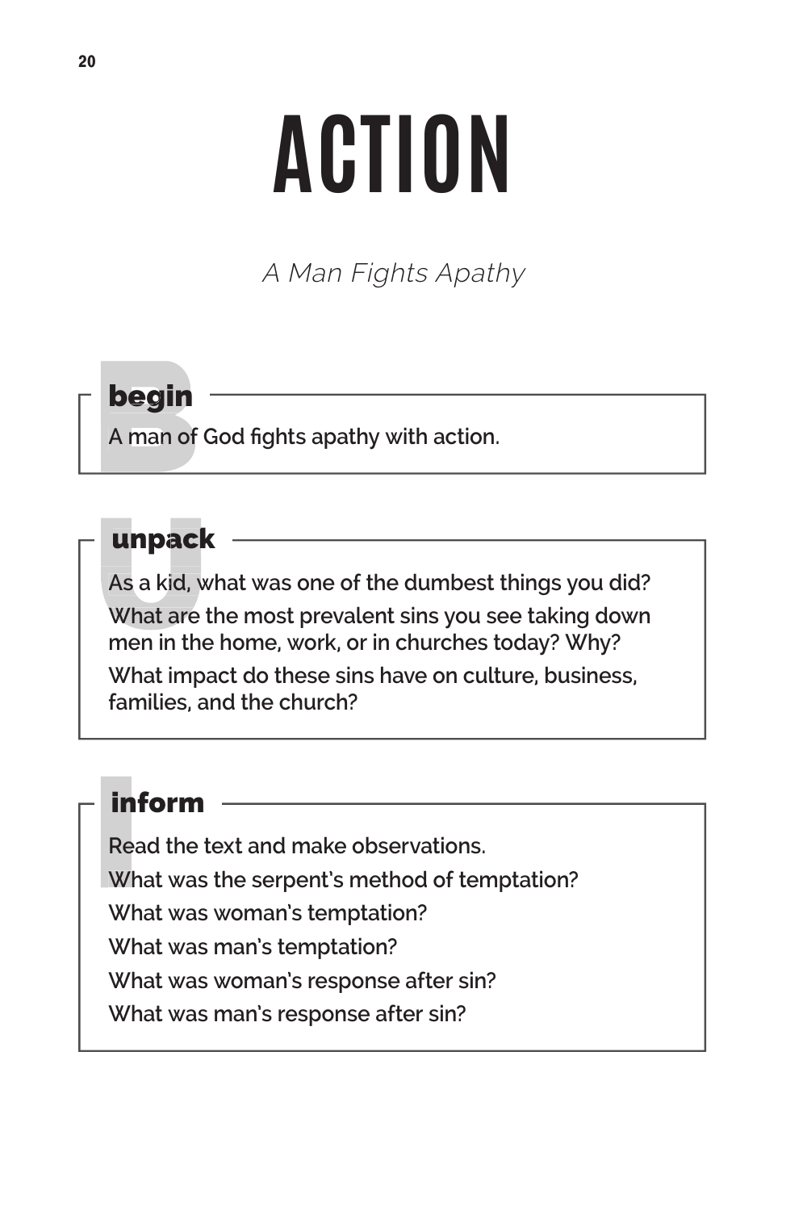# ACTION

*A Man Fights Apathy*

## begin

A man of God fights apathy with action.

## unpack

As a kid, what was one of the dumbest things you did?

What are the most prevalent sins you see taking down men in the home, work, or in churches today? Why?

What impact do these sins have on culture, business, families, and the church?

## inform

Read the text and make observations.

What was the serpent's method of temptation?

What was woman's temptation?

What was man's temptation?

What was woman's response after sin?

What was man's response after sin?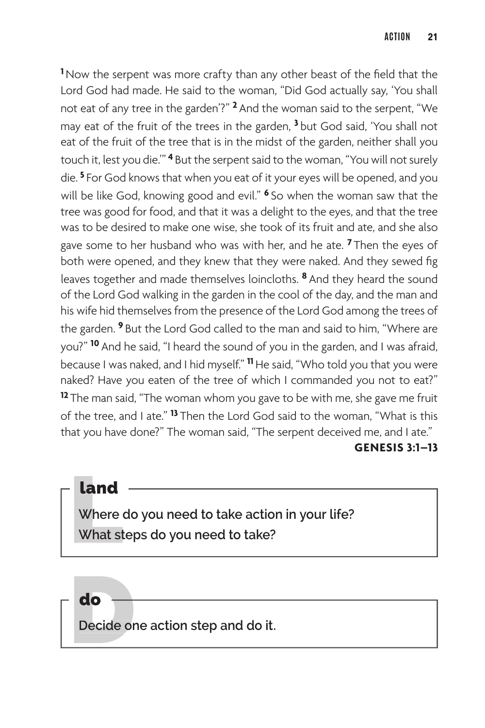[1] Now the serpent was more crafty than any other beast of the field that the Lord God had made. He said to the woman, "Did God actually say, 'You shall not eat of any tree in the garden'?" [2] And the woman said to the serpent, "We may eat of the fruit of the trees in the garden, [3] but God said, 'You shall not eat of the fruit of the tree that is in the midst of the garden, neither shall you touch it, lest you die.'" [4] But the serpent said to the woman, "You will not surely die. [5] For God knows that when you eat of it your eyes will be opened, and you will be like God, knowing good and evil." [6] So when the woman saw that the tree was good for food, and that it was a delight to the eyes, and that the tree was to be desired to make one wise, she took of its fruit and ate, and she also gave some to her husband who was with her, and he ate. [7] Then the eyes of both were opened, and they knew that they were naked. And they sewed fig leaves together and made themselves loincloths. [8] And they heard the sound of the Lord God walking in the garden in the cool of the day, and the man and his wife hid themselves from the presence of the Lord God among the trees of the garden. [9] But the Lord God called to the man and said to him, "Where are you?" [10] And he said, "I heard the sound of you in the garden, and I was afraid, because I was naked, and I hid myself." [11] He said, "Who told you that you were naked? Have you eaten of the tree of which I commanded you not to eat?" [12] The man said, "The woman whom you gave to be with me, she gave me fruit of the tree, and I ate." [13] Then the Lord God said to the woman, "What is this that you have done?" The woman said, "The serpent deceived me, and I ate."

**GENESIS 3:1–13**

## land

Where do you need to take action in your life?
What steps do you need to take?

## do

Decide one action step and do it.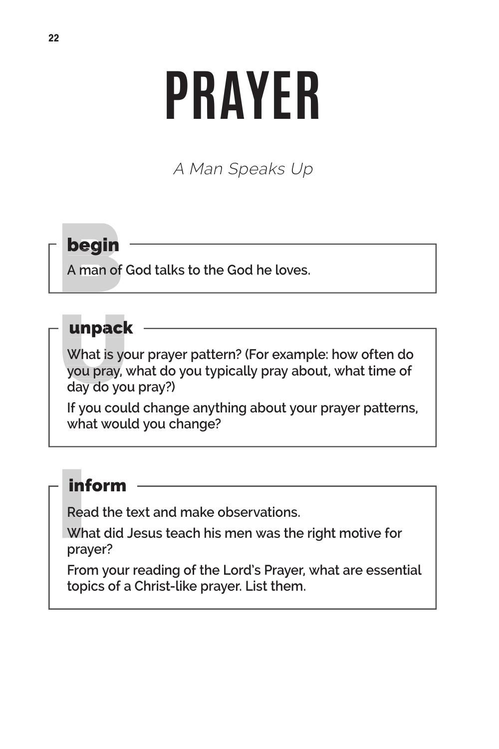# PRAYER

*A Man Speaks Up*

## begin

A man of God talks to the God he loves.

## unpack

What is your prayer pattern? (For example: how often do you pray, what do you typically pray about, what time of day do you pray?)

If you could change anything about your prayer patterns, what would you change?

## inform

Read the text and make observations.

What did Jesus teach his men was the right motive for prayer?

From your reading of the Lord's Prayer, what are essential topics of a Christ-like prayer. List them.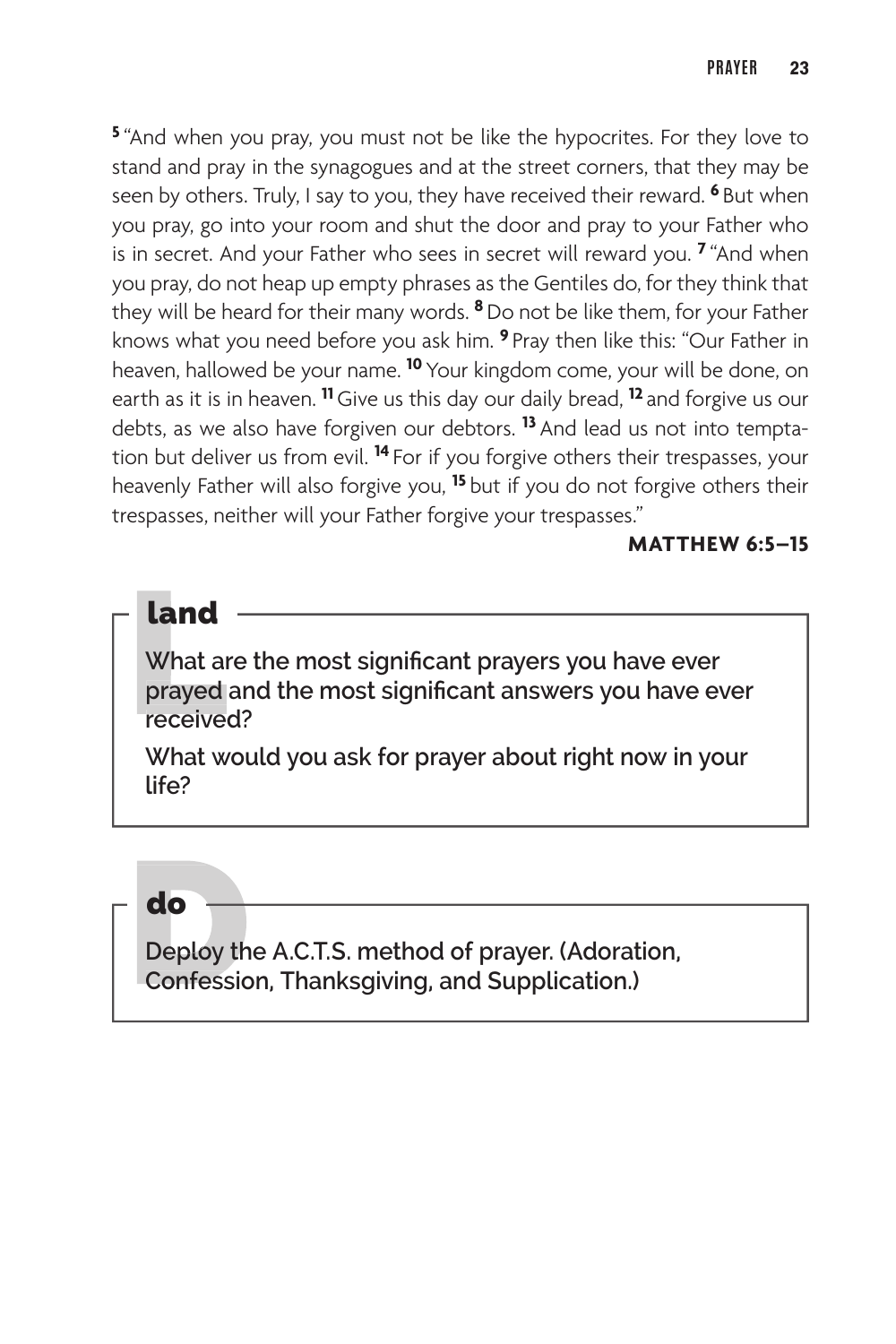[5] "And when you pray, you must not be like the hypocrites. For they love to stand and pray in the synagogues and at the street corners, that they may be seen by others. Truly, I say to you, they have received their reward. [6] But when you pray, go into your room and shut the door and pray to your Father who is in secret. And your Father who sees in secret will reward you. [7] "And when you pray, do not heap up empty phrases as the Gentiles do, for they think that they will be heard for their many words. [8] Do not be like them, for your Father knows what you need before you ask him. [9] Pray then like this: "Our Father in heaven, hallowed be your name. [10] Your kingdom come, your will be done, on earth as it is in heaven. [11] Give us this day our daily bread, [12] and forgive us our debts, as we also have forgiven our debtors. [13] And lead us not into temptation but deliver us from evil. [14] For if you forgive others their trespasses, your heavenly Father will also forgive you, [15] but if you do not forgive others their trespasses, neither will your Father forgive your trespasses."

**MATTHEW 6:5–15**

## land

**What are the most significant prayers you have ever prayed and the most significant answers you have ever received?**

**What would you ask for prayer about right now in your life?**

## do

**Deploy the A.C.T.S. method of prayer. (Adoration, Confession, Thanksgiving, and Supplication.)**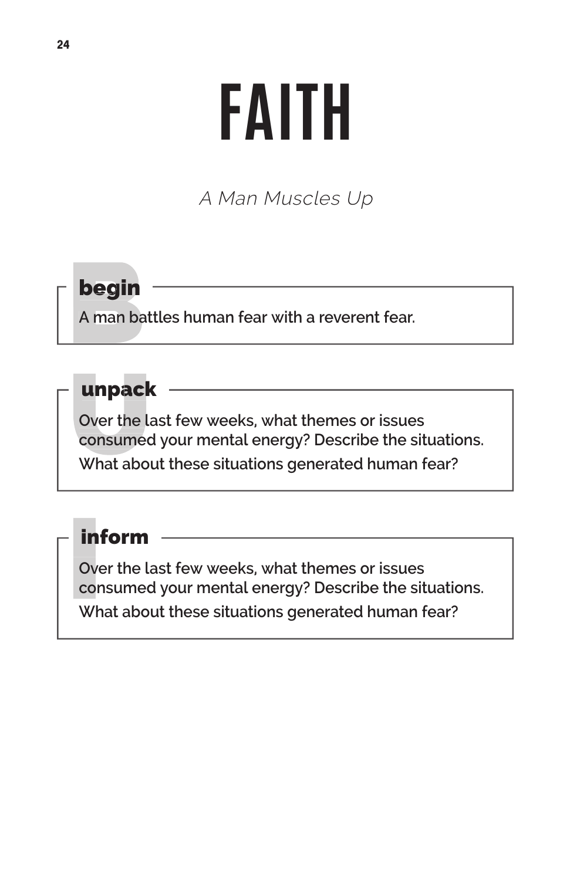# FAITH

*A Man Muscles Up*

## begin

A man battles human fear with a reverent fear.

## unpack

Over the last few weeks, what themes or issues consumed your mental energy? Describe the situations. What about these situations generated human fear?

## inform

Over the last few weeks, what themes or issues consumed your mental energy? Describe the situations. What about these situations generated human fear?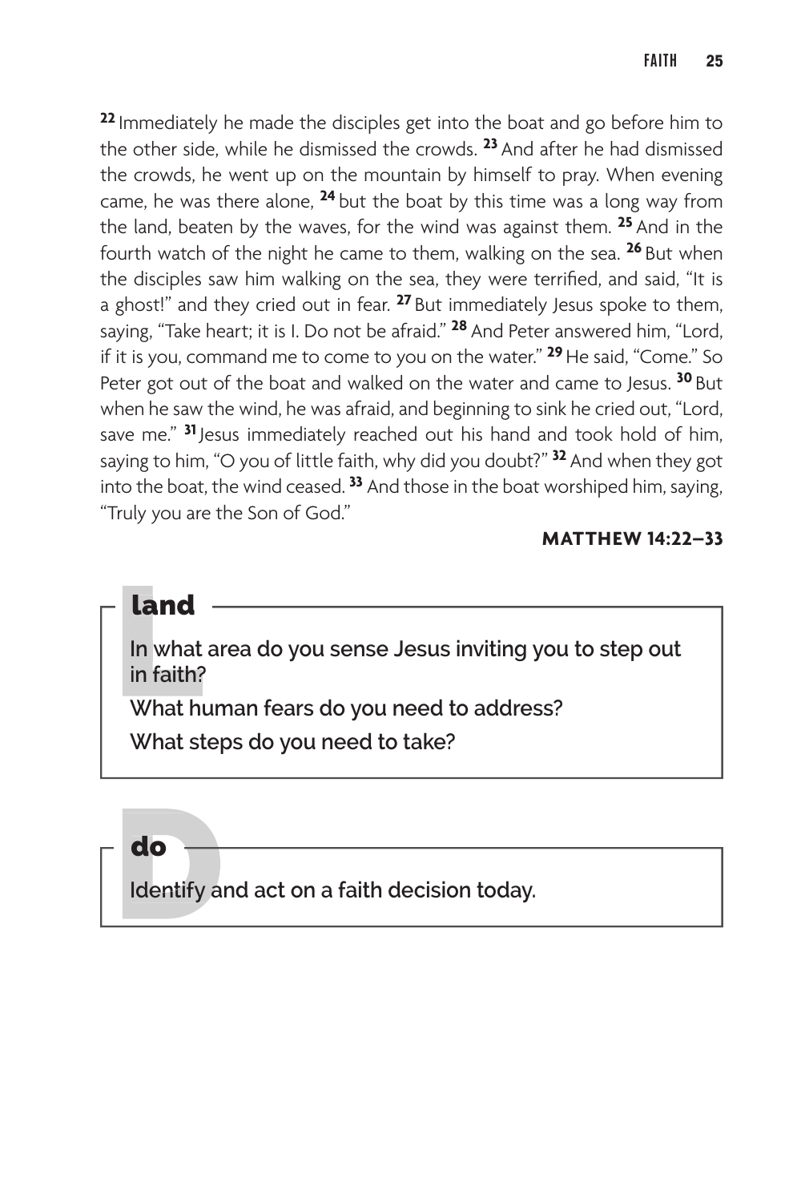[22] Immediately he made the disciples get into the boat and go before him to the other side, while he dismissed the crowds. [23] And after he had dismissed the crowds, he went up on the mountain by himself to pray. When evening came, he was there alone, [24] but the boat by this time was a long way from the land, beaten by the waves, for the wind was against them. [25] And in the fourth watch of the night he came to them, walking on the sea. [26] But when the disciples saw him walking on the sea, they were terrified, and said, "It is a ghost!" and they cried out in fear. [27] But immediately Jesus spoke to them, saying, "Take heart; it is I. Do not be afraid." [28] And Peter answered him, "Lord, if it is you, command me to come to you on the water." [29] He said, "Come." So Peter got out of the boat and walked on the water and came to Jesus. [30] But when he saw the wind, he was afraid, and beginning to sink he cried out, "Lord, save me." [31] Jesus immediately reached out his hand and took hold of him, saying to him, "O you of little faith, why did you doubt?" [32] And when they got into the boat, the wind ceased. [33] And those in the boat worshiped him, saying, "Truly you are the Son of God."

**MATTHEW 14:22–33**

## land

**In what area do you sense Jesus inviting you to step out in faith?**

**What human fears do you need to address?**

**What steps do you need to take?**

## do

**Identify and act on a faith decision today.**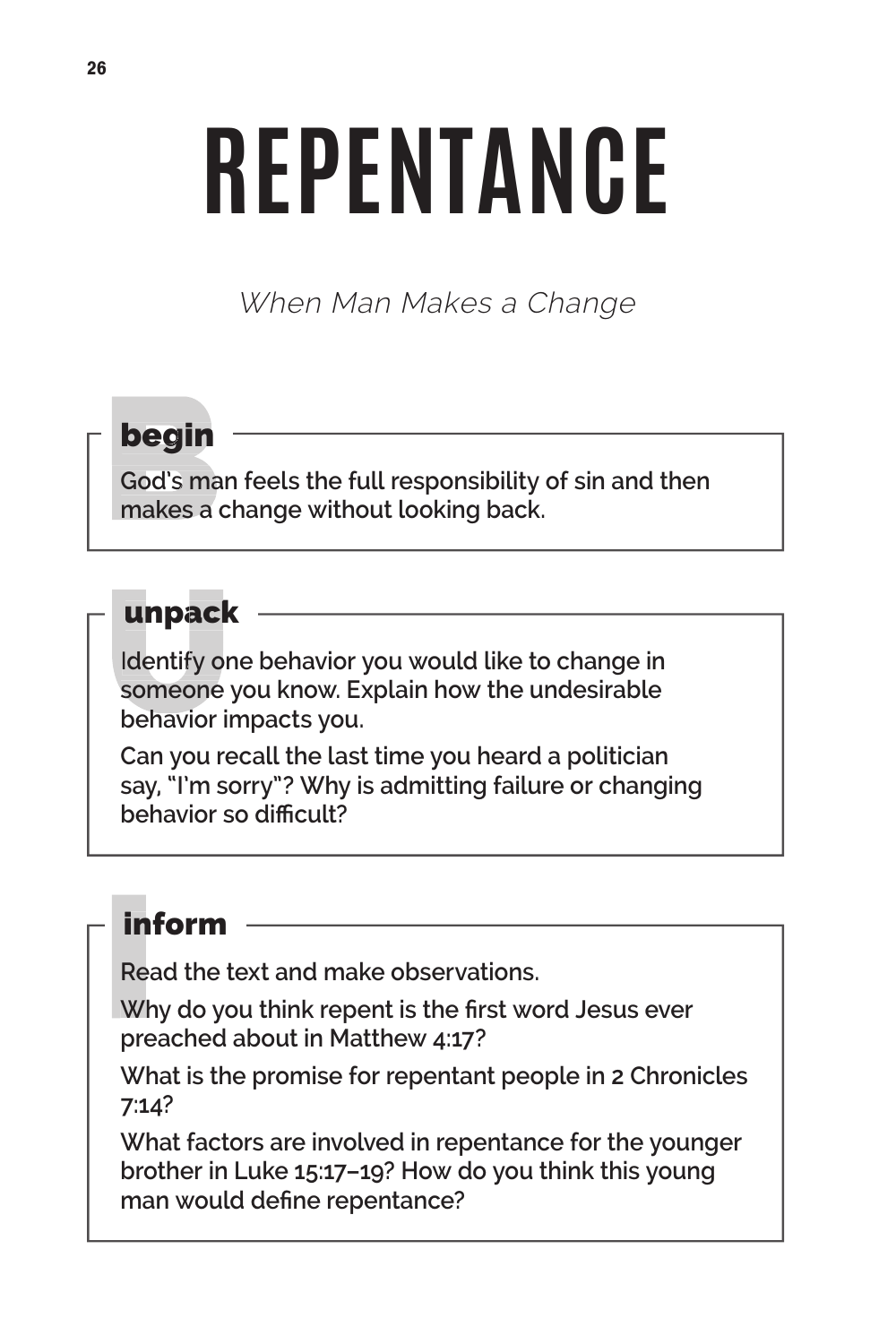# REPENTANCE

*When Man Makes a Change*

## begin

God's man feels the full responsibility of sin and then makes a change without looking back.

## unpack

Identify one behavior you would like to change in someone you know. Explain how the undesirable behavior impacts you.

Can you recall the last time you heard a politician say, "I'm sorry"? Why is admitting failure or changing behavior so difficult?

## inform

Read the text and make observations.

Why do you think repent is the first word Jesus ever preached about in Matthew 4:17?

What is the promise for repentant people in 2 Chronicles 7:14?

What factors are involved in repentance for the younger brother in Luke 15:17–19? How do you think this young man would define repentance?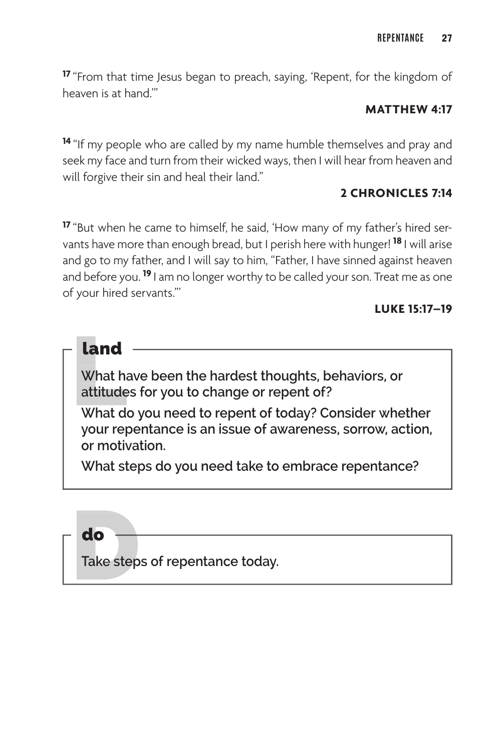[17] "From that time Jesus began to preach, saying, 'Repent, for the kingdom of heaven is at hand.'"

**MATTHEW 4:17**

[14] "If my people who are called by my name humble themselves and pray and seek my face and turn from their wicked ways, then I will hear from heaven and will forgive their sin and heal their land."

**2 CHRONICLES 7:14**

[17] "But when he came to himself, he said, 'How many of my father's hired servants have more than enough bread, but I perish here with hunger! [18] I will arise and go to my father, and I will say to him, "Father, I have sinned against heaven and before you. [19] I am no longer worthy to be called your son. Treat me as one of your hired servants."'

**LUKE 15:17–19**

## land

**What have been the hardest thoughts, behaviors, or attitudes for you to change or repent of?**

**What do you need to repent of today? Consider whether your repentance is an issue of awareness, sorrow, action, or motivation.**

**What steps do you need take to embrace repentance?**

## do

**Take steps of repentance today.**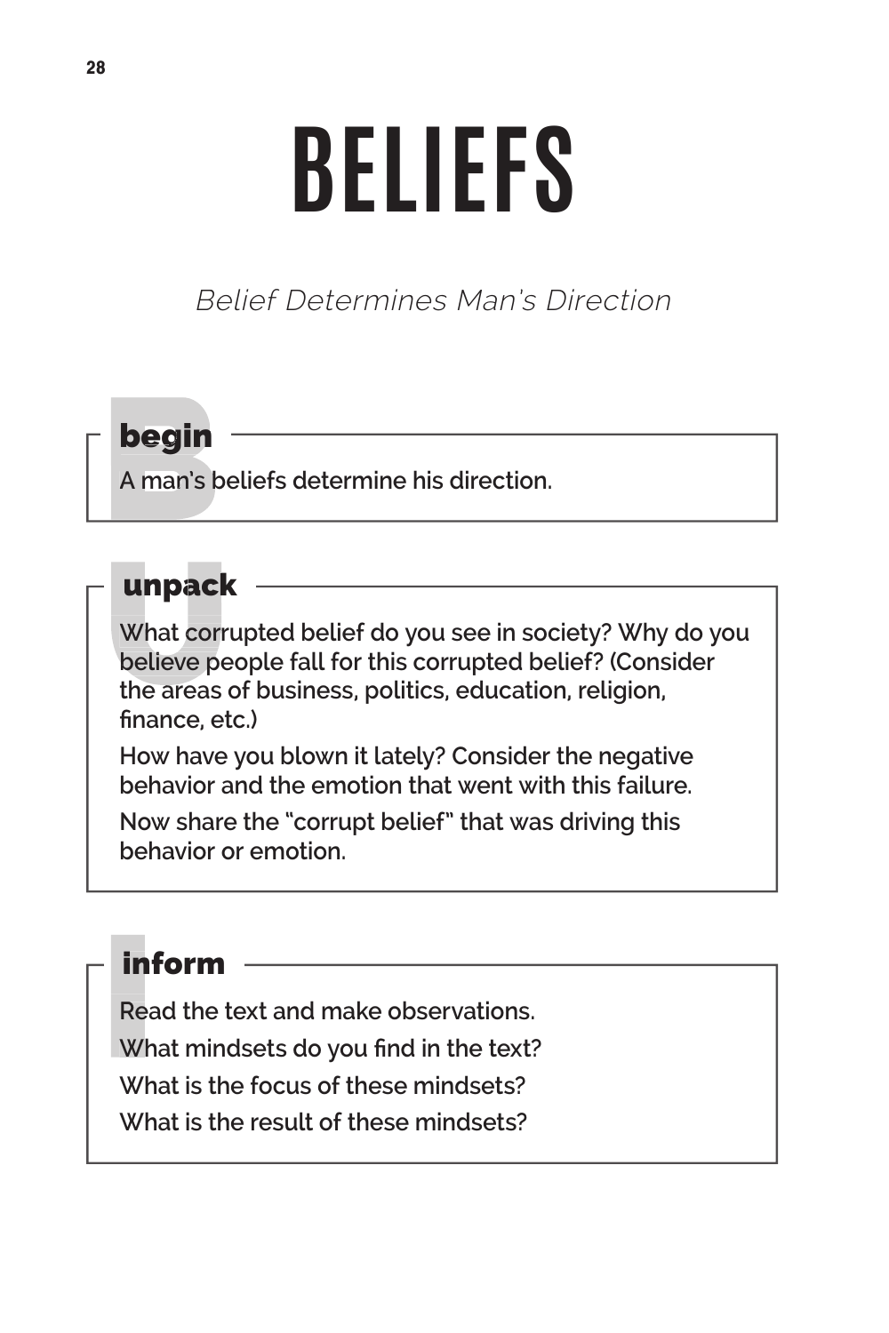# BELIEFS

*Belief Determines Man's Direction*

## begin

A man's beliefs determine his direction.

## unpack

What corrupted belief do you see in society? Why do you believe people fall for this corrupted belief? (Consider the areas of business, politics, education, religion, finance, etc.)

How have you blown it lately? Consider the negative behavior and the emotion that went with this failure.

Now share the "corrupt belief" that was driving this behavior or emotion.

## inform

Read the text and make observations.

What mindsets do you find in the text?

What is the focus of these mindsets?

What is the result of these mindsets?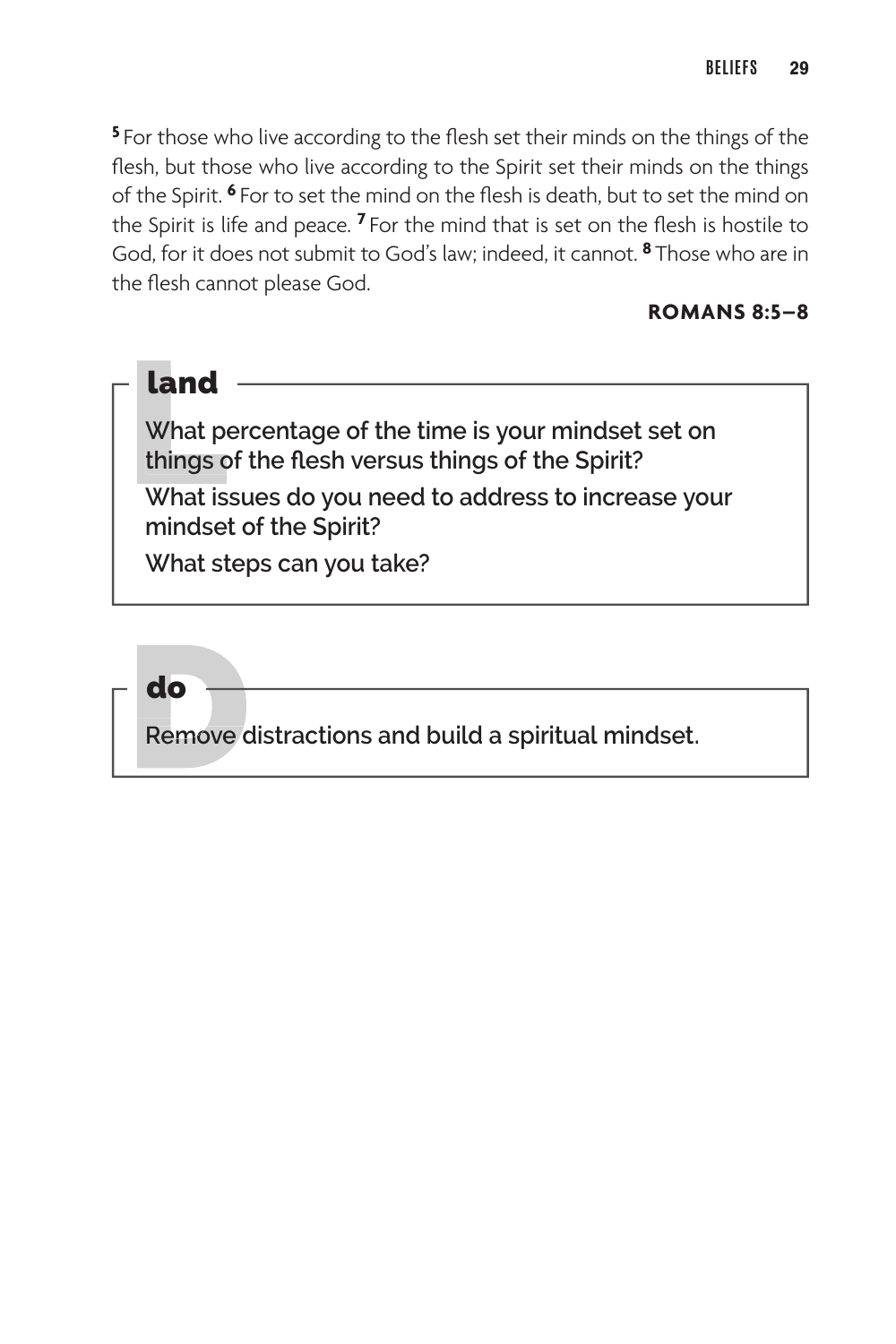[5] For those who live according to the flesh set their minds on the things of the flesh, but those who live according to the Spirit set their minds on the things of the Spirit. [6] For to set the mind on the flesh is death, but to set the mind on the Spirit is life and peace. [7] For the mind that is set on the flesh is hostile to God, for it does not submit to God's law; indeed, it cannot. [8] Those who are in the flesh cannot please God.

**ROMANS 8:5–8**

## land

**What percentage of the time is your mindset set on things of the flesh versus things of the Spirit?**

**What issues do you need to address to increase your mindset of the Spirit?**

**What steps can you take?**

## do

**Remove distractions and build a spiritual mindset.**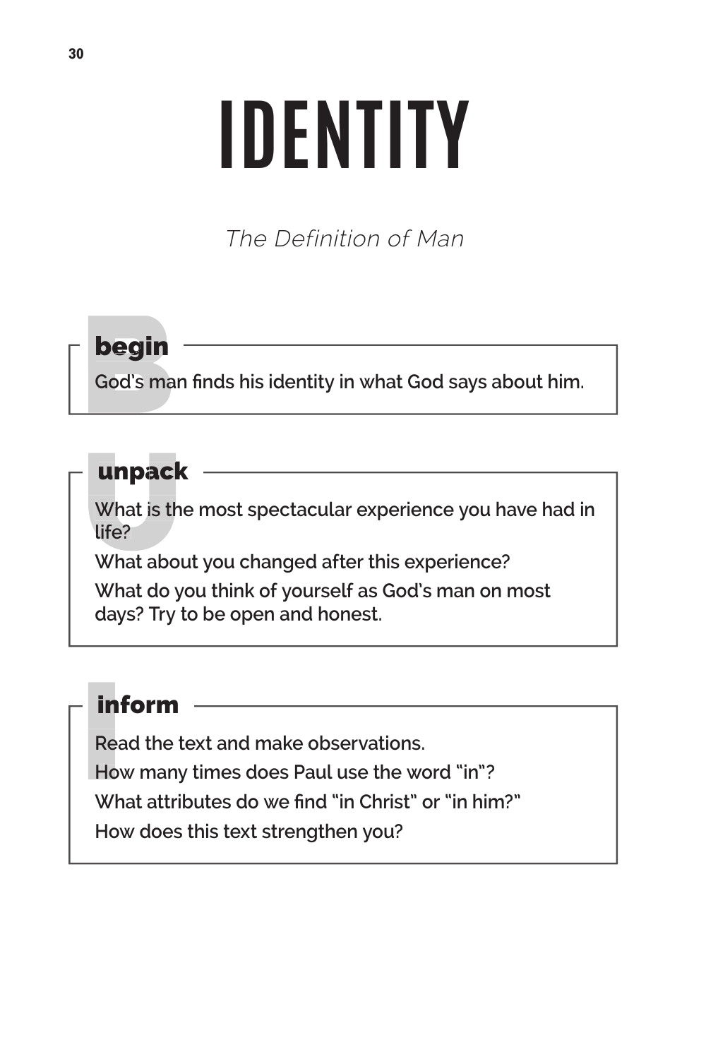# IDENTITY

*The Definition of Man*

## begin

God's man finds his identity in what God says about him.

## unpack

What is the most spectacular experience you have had in life?

What about you changed after this experience?

What do you think of yourself as God's man on most days? Try to be open and honest.

## inform

Read the text and make observations.

How many times does Paul use the word "in"?

What attributes do we find "in Christ" or "in him?"

How does this text strengthen you?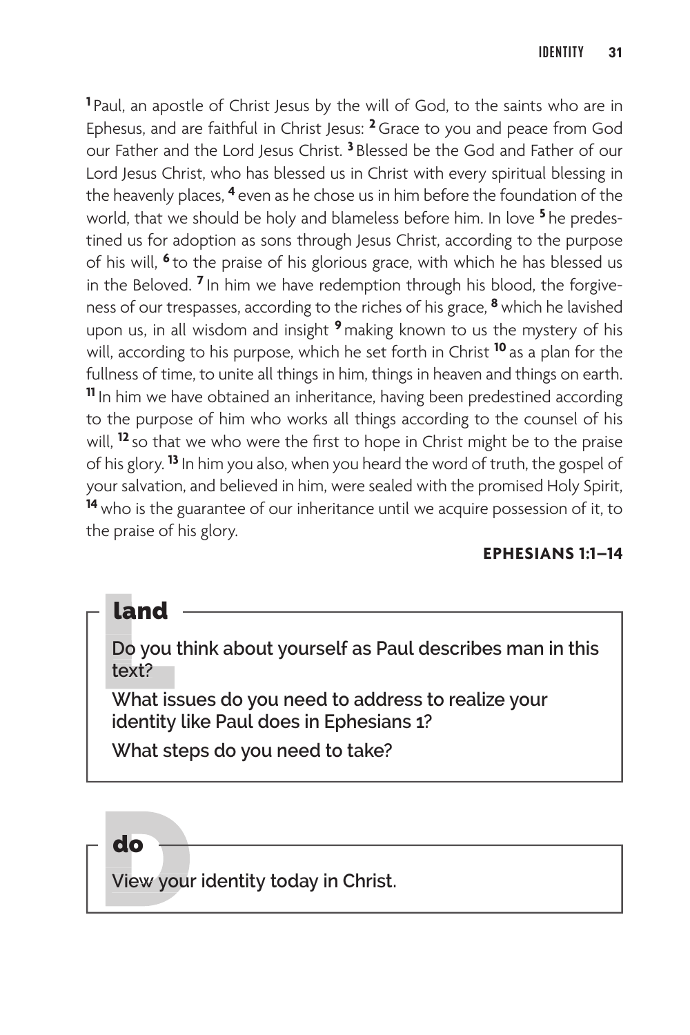[1] Paul, an apostle of Christ Jesus by the will of God, to the saints who are in Ephesus, and are faithful in Christ Jesus: [2] Grace to you and peace from God our Father and the Lord Jesus Christ. [3] Blessed be the God and Father of our Lord Jesus Christ, who has blessed us in Christ with every spiritual blessing in the heavenly places, [4] even as he chose us in him before the foundation of the world, that we should be holy and blameless before him. In love [5] he predestined us for adoption as sons through Jesus Christ, according to the purpose of his will, [6] to the praise of his glorious grace, with which he has blessed us in the Beloved. [7] In him we have redemption through his blood, the forgiveness of our trespasses, according to the riches of his grace, [8] which he lavished upon us, in all wisdom and insight [9] making known to us the mystery of his will, according to his purpose, which he set forth in Christ [10] as a plan for the fullness of time, to unite all things in him, things in heaven and things on earth. [11] In him we have obtained an inheritance, having been predestined according to the purpose of him who works all things according to the counsel of his will, [12] so that we who were the first to hope in Christ might be to the praise of his glory. [13] In him you also, when you heard the word of truth, the gospel of your salvation, and believed in him, were sealed with the promised Holy Spirit, [14] who is the guarantee of our inheritance until we acquire possession of it, to the praise of his glory.

**EPHESIANS 1:1–14**

## land

**Do you think about yourself as Paul describes man in this text?**

**What issues do you need to address to realize your identity like Paul does in Ephesians 1?**

**What steps do you need to take?**

## do

**View your identity today in Christ.**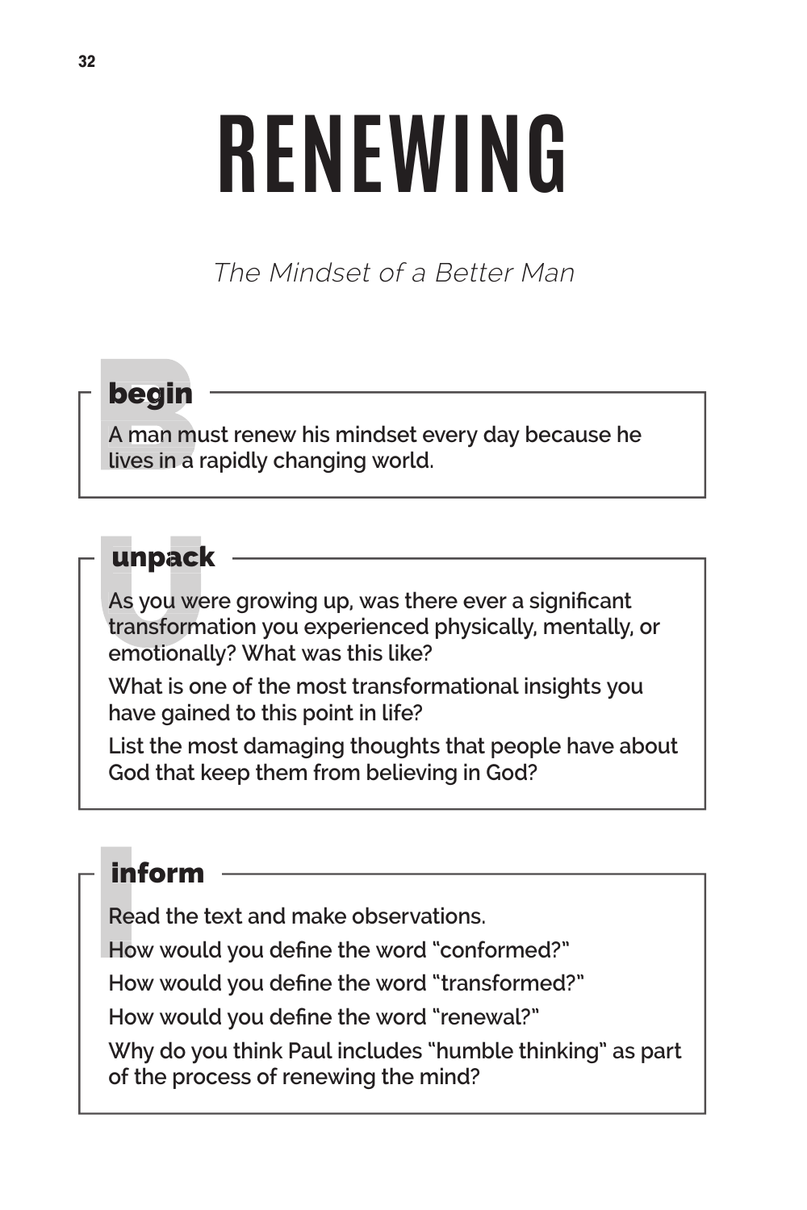# RENEWING

*The Mindset of a Better Man*

## begin

A man must renew his mindset every day because he lives in a rapidly changing world.

## unpack

As you were growing up, was there ever a significant transformation you experienced physically, mentally, or emotionally? What was this like?

What is one of the most transformational insights you have gained to this point in life?

List the most damaging thoughts that people have about God that keep them from believing in God?

## inform

Read the text and make observations.

How would you define the word "conformed?"

How would you define the word "transformed?"

How would you define the word "renewal?"

Why do you think Paul includes "humble thinking" as part of the process of renewing the mind?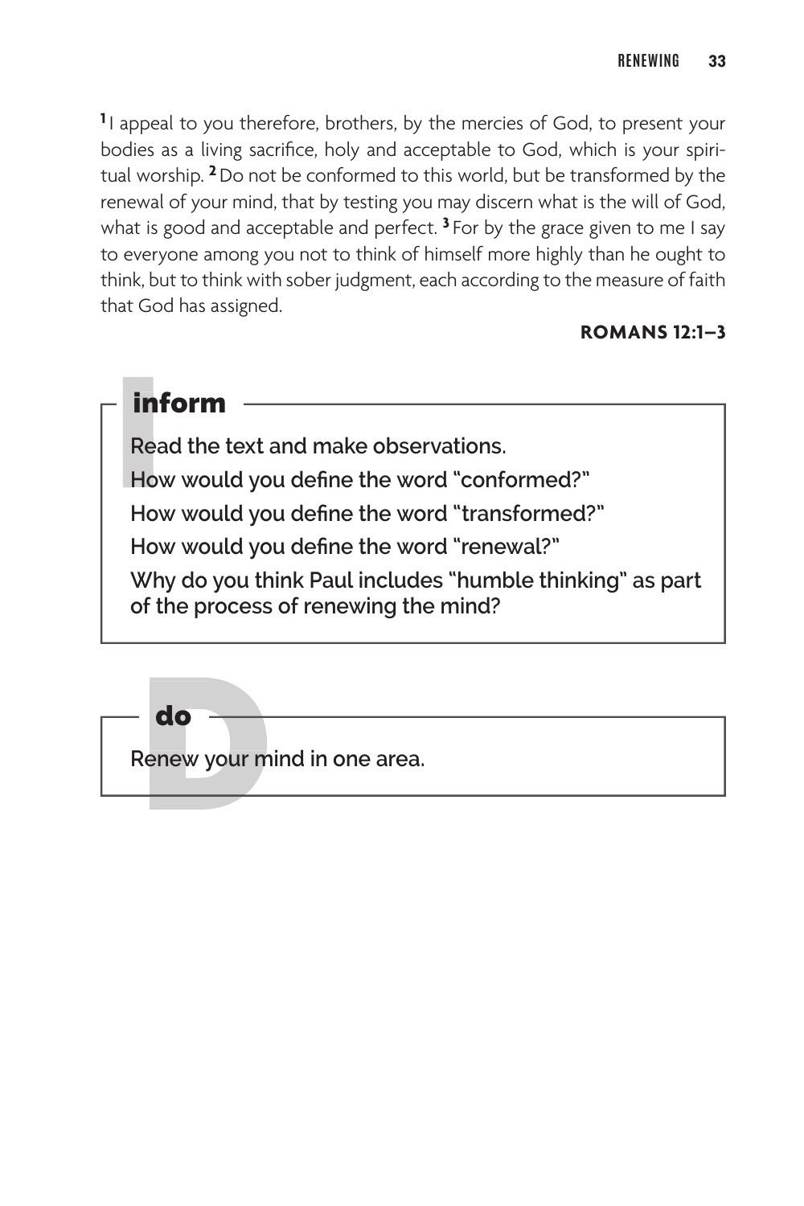[1] I appeal to you therefore, brothers, by the mercies of God, to present your bodies as a living sacrifice, holy and acceptable to God, which is your spiritual worship. [2] Do not be conformed to this world, but be transformed by the renewal of your mind, that by testing you may discern what is the will of God, what is good and acceptable and perfect. [3] For by the grace given to me I say to everyone among you not to think of himself more highly than he ought to think, but to think with sober judgment, each according to the measure of faith that God has assigned.

**ROMANS 12:1–3**

## inform

Read the text and make observations.

How would you define the word "conformed?"

How would you define the word "transformed?"

How would you define the word "renewal?"

Why do you think Paul includes "humble thinking" as part of the process of renewing the mind?

## do

Renew your mind in one area.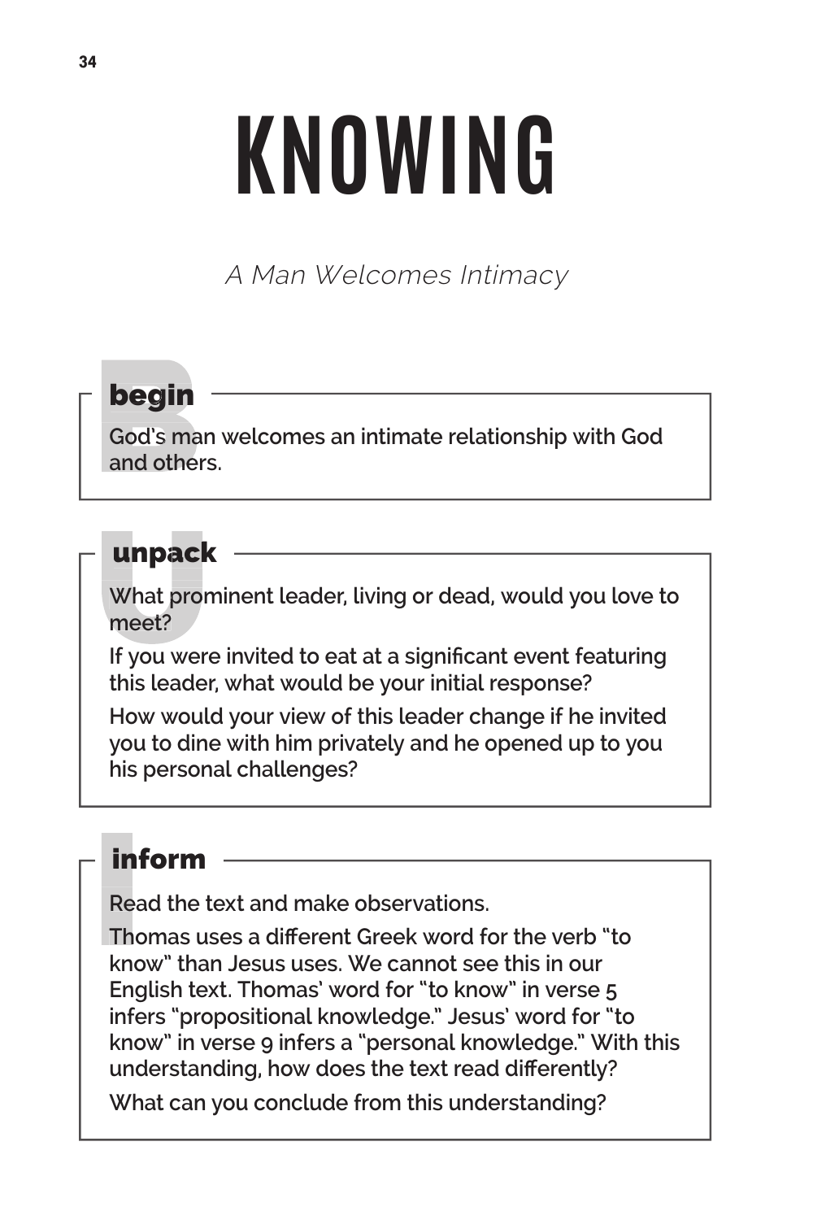# KNOWING

*A Man Welcomes Intimacy*

## begin

God's man welcomes an intimate relationship with God and others.

## unpack

What prominent leader, living or dead, would you love to meet?

If you were invited to eat at a significant event featuring this leader, what would be your initial response?

How would your view of this leader change if he invited you to dine with him privately and he opened up to you his personal challenges?

## inform

Read the text and make observations.

Thomas uses a different Greek word for the verb "to know" than Jesus uses. We cannot see this in our English text. Thomas' word for "to know" in verse 5 infers "propositional knowledge." Jesus' word for "to know" in verse 9 infers a "personal knowledge." With this understanding, how does the text read differently?

What can you conclude from this understanding?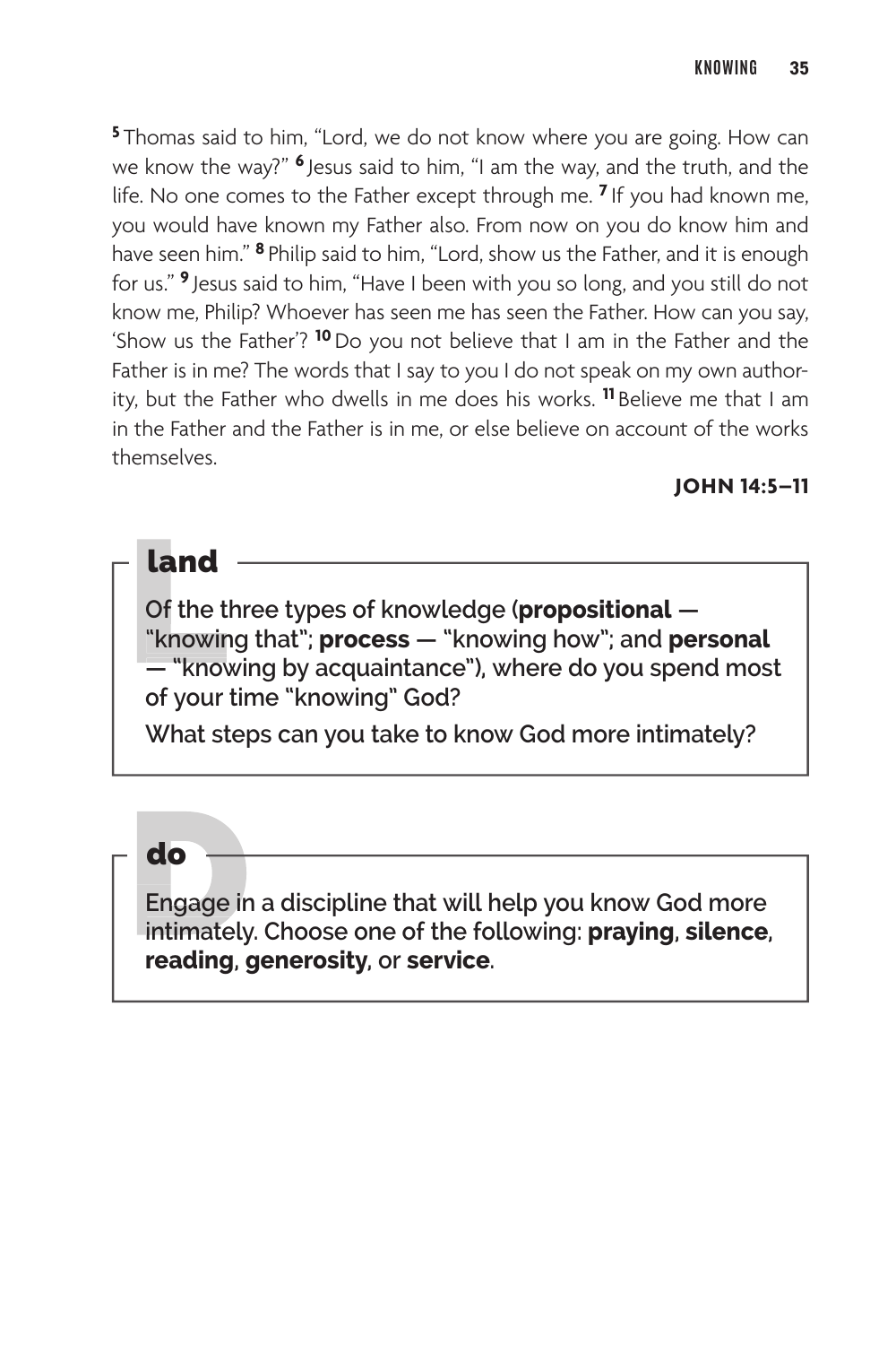[5] Thomas said to him, "Lord, we do not know where you are going. How can we know the way?" [6] Jesus said to him, "I am the way, and the truth, and the life. No one comes to the Father except through me. [7] If you had known me, you would have known my Father also. From now on you do know him and have seen him." [8] Philip said to him, "Lord, show us the Father, and it is enough for us." [9] Jesus said to him, "Have I been with you so long, and you still do not know me, Philip? Whoever has seen me has seen the Father. How can you say, 'Show us the Father'? [10] Do you not believe that I am in the Father and the Father is in me? The words that I say to you I do not speak on my own authority, but the Father who dwells in me does his works. [11] Believe me that I am in the Father and the Father is in me, or else believe on account of the works themselves.

**JOHN 14:5–11**

## land

Of the three types of knowledge (**propositional** — "knowing that"; **process** — "knowing how"; and **personal** — "knowing by acquaintance"), where do you spend most of your time "knowing" God?

What steps can you take to know God more intimately?

## do

Engage in a discipline that will help you know God more intimately. Choose one of the following: **praying**, **silence**, **reading**, **generosity**, or **service**.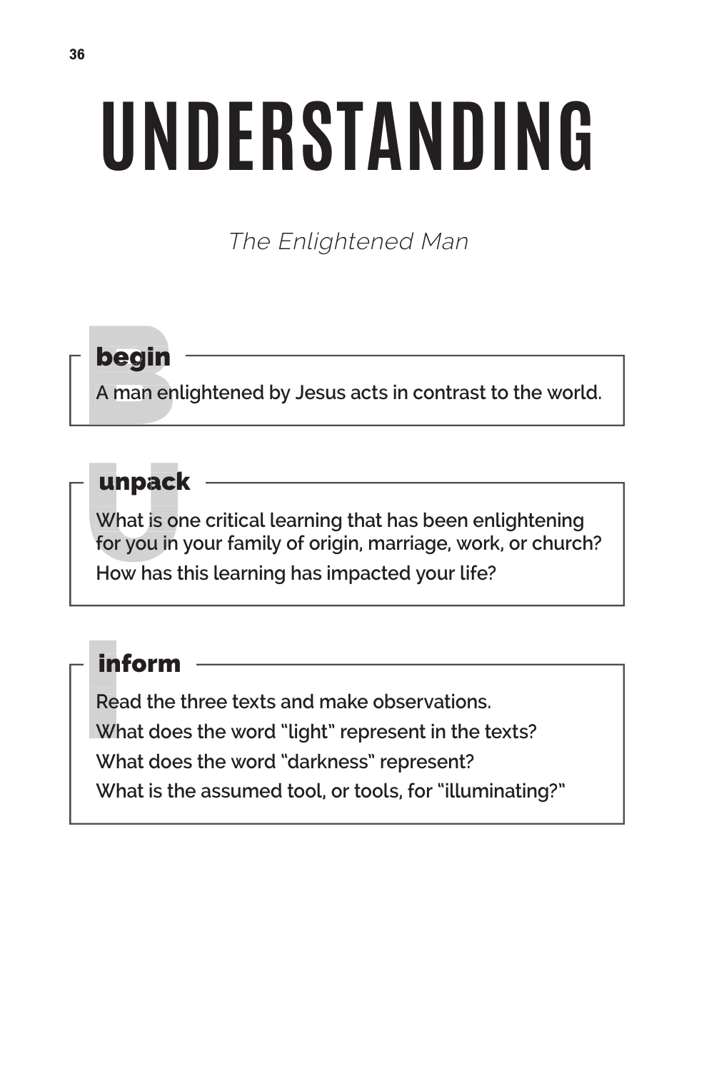# UNDERSTANDING

*The Enlightened Man*

## begin

A man enlightened by Jesus acts in contrast to the world.

## unpack

What is one critical learning that has been enlightening for you in your family of origin, marriage, work, or church?

How has this learning has impacted your life?

## inform

Read the three texts and make observations.

What does the word "light" represent in the texts?

What does the word "darkness" represent?

What is the assumed tool, or tools, for "illuminating?"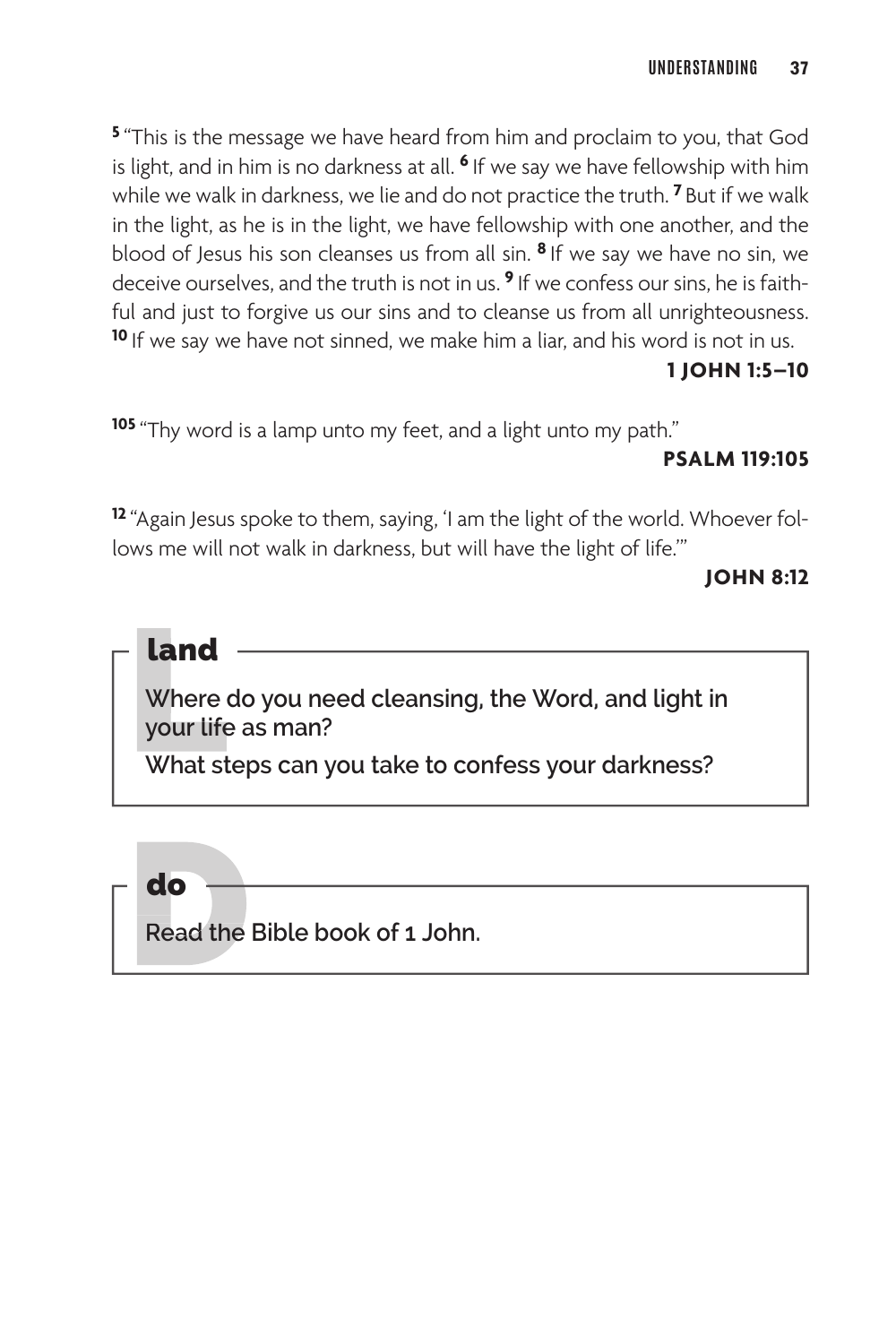[5] "This is the message we have heard from him and proclaim to you, that God is light, and in him is no darkness at all. [6] If we say we have fellowship with him while we walk in darkness, we lie and do not practice the truth. [7] But if we walk in the light, as he is in the light, we have fellowship with one another, and the blood of Jesus his son cleanses us from all sin. [8] If we say we have no sin, we deceive ourselves, and the truth is not in us. [9] If we confess our sins, he is faithful and just to forgive us our sins and to cleanse us from all unrighteousness. [10] If we say we have not sinned, we make him a liar, and his word is not in us.

**1 JOHN 1:5–10**

[105] "Thy word is a lamp unto my feet, and a light unto my path."

**PSALM 119:105**

[12] "Again Jesus spoke to them, saying, 'I am the light of the world. Whoever follows me will not walk in darkness, but will have the light of life.'"

**JOHN 8:12**

## land

**Where do you need cleansing, the Word, and light in your life as man?**

**What steps can you take to confess your darkness?**

## do

**Read the Bible book of 1 John.**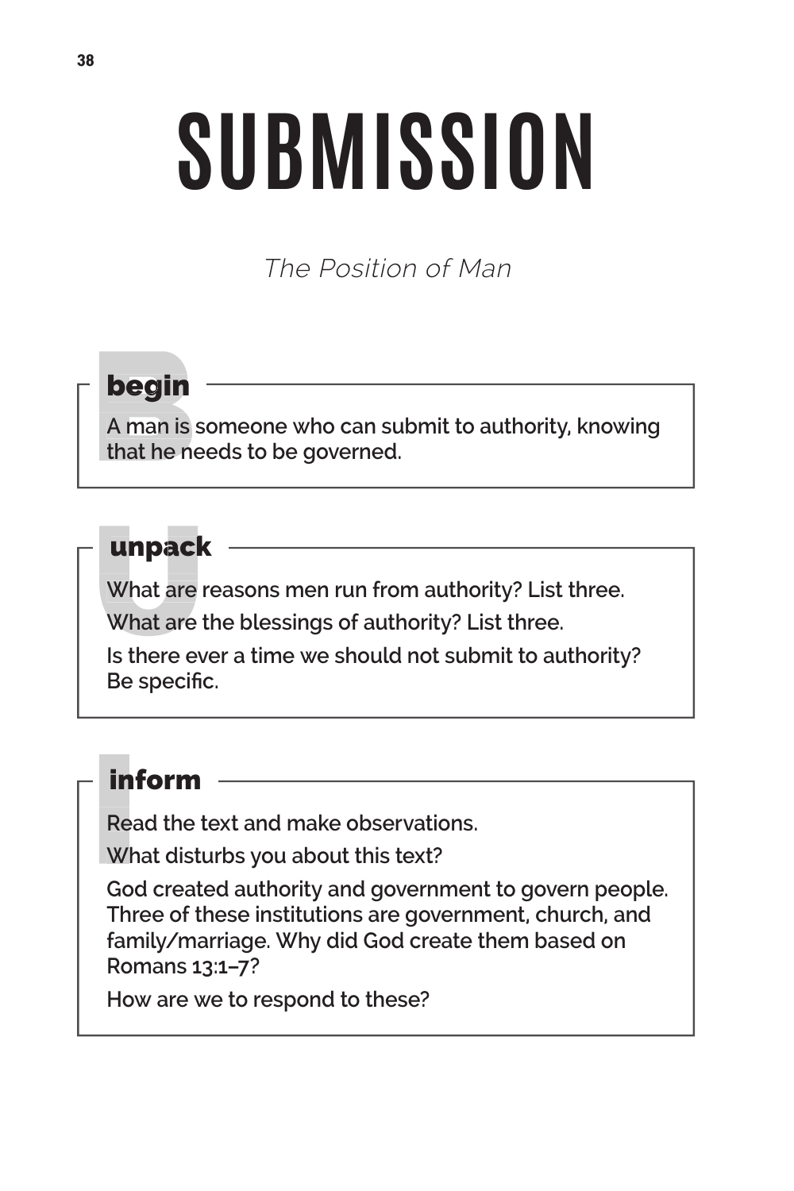# SUBMISSION

*The Position of Man*

## begin

A man is someone who can submit to authority, knowing that he needs to be governed.

## unpack

What are reasons men run from authority? List three.

What are the blessings of authority? List three.

Is there ever a time we should not submit to authority? Be specific.

## inform

Read the text and make observations.

What disturbs you about this text?

God created authority and government to govern people. Three of these institutions are government, church, and family/marriage. Why did God create them based on Romans 13:1–7?

How are we to respond to these?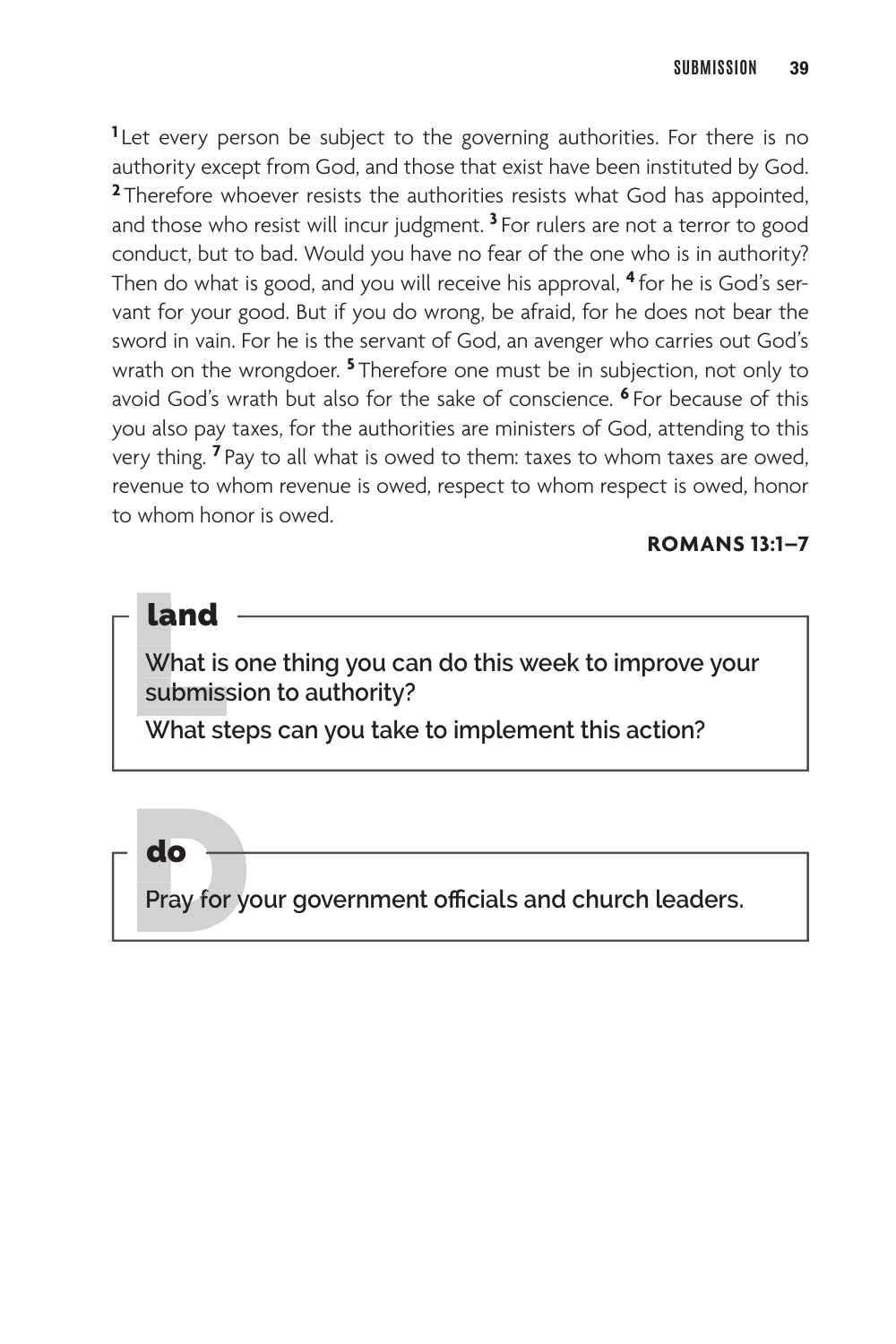[1] Let every person be subject to the governing authorities. For there is no authority except from God, and those that exist have been instituted by God. [2] Therefore whoever resists the authorities resists what God has appointed, and those who resist will incur judgment. [3] For rulers are not a terror to good conduct, but to bad. Would you have no fear of the one who is in authority? Then do what is good, and you will receive his approval, [4] for he is God's servant for your good. But if you do wrong, be afraid, for he does not bear the sword in vain. For he is the servant of God, an avenger who carries out God's wrath on the wrongdoer. [5] Therefore one must be in subjection, not only to avoid God's wrath but also for the sake of conscience. [6] For because of this you also pay taxes, for the authorities are ministers of God, attending to this very thing. [7] Pay to all what is owed to them: taxes to whom taxes are owed, revenue to whom revenue is owed, respect to whom respect is owed, honor to whom honor is owed.

**ROMANS 13:1–7**

## land

**What is one thing you can do this week to improve your submission to authority?**

**What steps can you take to implement this action?**

## do

**Pray for your government officials and church leaders.**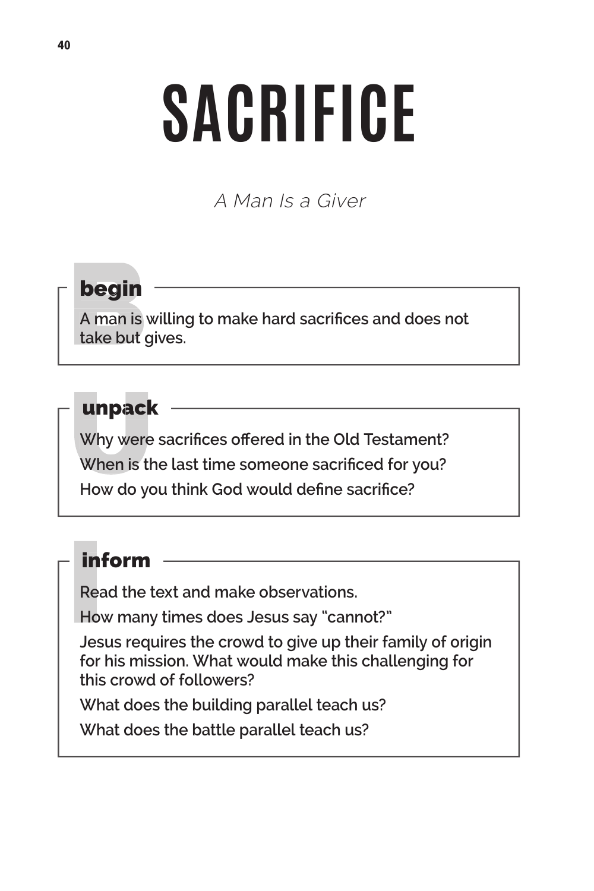# SACRIFICE

*A Man Is a Giver*

## begin

A man is willing to make hard sacrifices and does not take but gives.

## unpack

Why were sacrifices offered in the Old Testament?

When is the last time someone sacrificed for you?

How do you think God would define sacrifice?

## inform

Read the text and make observations.

How many times does Jesus say "cannot?"

Jesus requires the crowd to give up their family of origin for his mission. What would make this challenging for this crowd of followers?

What does the building parallel teach us?

What does the battle parallel teach us?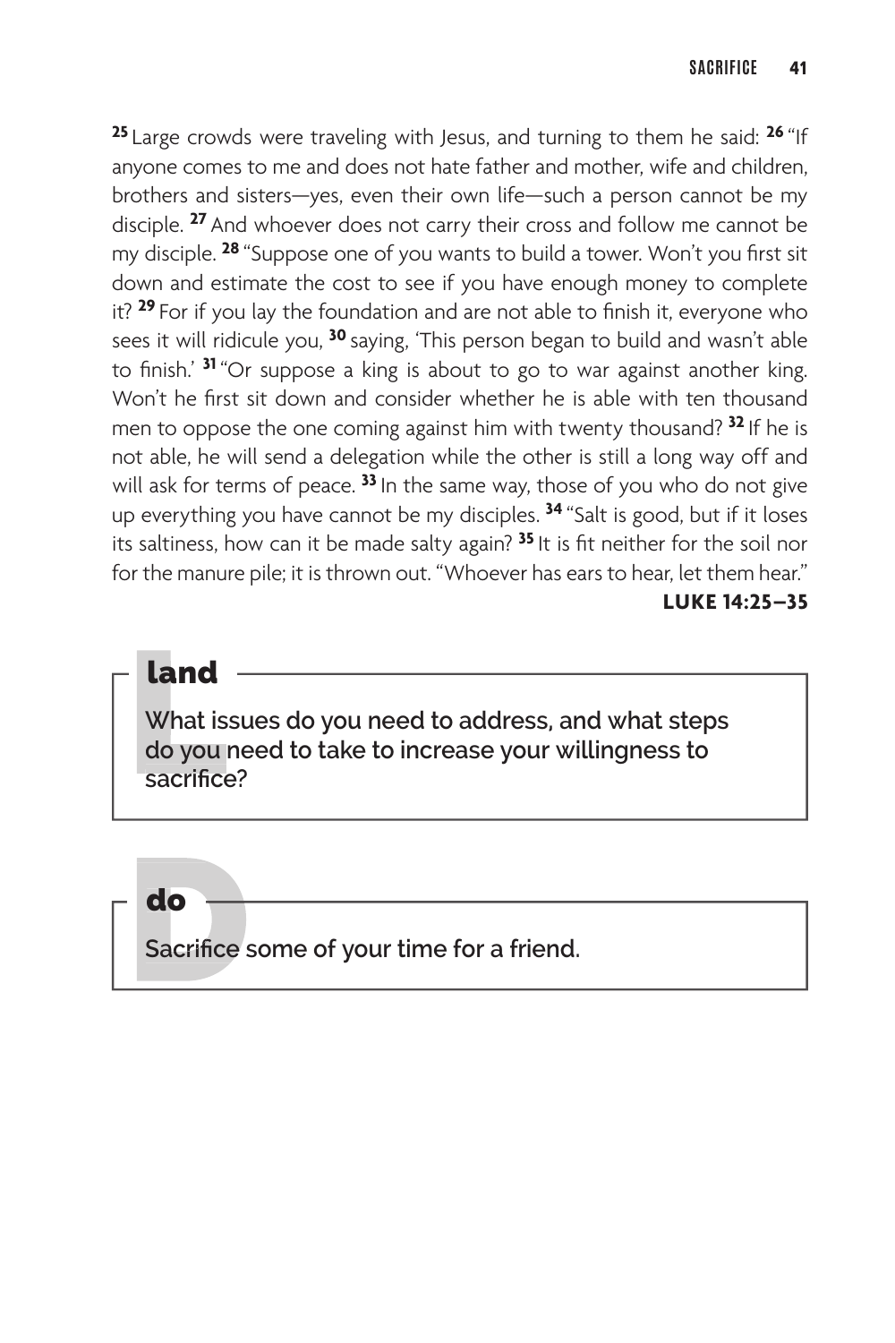[25] Large crowds were traveling with Jesus, and turning to them he said: [26] "If anyone comes to me and does not hate father and mother, wife and children, brothers and sisters—yes, even their own life—such a person cannot be my disciple. [27] And whoever does not carry their cross and follow me cannot be my disciple. [28] "Suppose one of you wants to build a tower. Won't you first sit down and estimate the cost to see if you have enough money to complete it? [29] For if you lay the foundation and are not able to finish it, everyone who sees it will ridicule you, [30] saying, 'This person began to build and wasn't able to finish.' [31] "Or suppose a king is about to go to war against another king. Won't he first sit down and consider whether he is able with ten thousand men to oppose the one coming against him with twenty thousand? [32] If he is not able, he will send a delegation while the other is still a long way off and will ask for terms of peace. [33] In the same way, those of you who do not give up everything you have cannot be my disciples. [34] "Salt is good, but if it loses its saltiness, how can it be made salty again? [35] It is fit neither for the soil nor for the manure pile; it is thrown out. "Whoever has ears to hear, let them hear."

**LUKE 14:25–35**

## land

**What issues do you need to address, and what steps do you need to take to increase your willingness to sacrifice?**

## do

**Sacrifice some of your time for a friend.**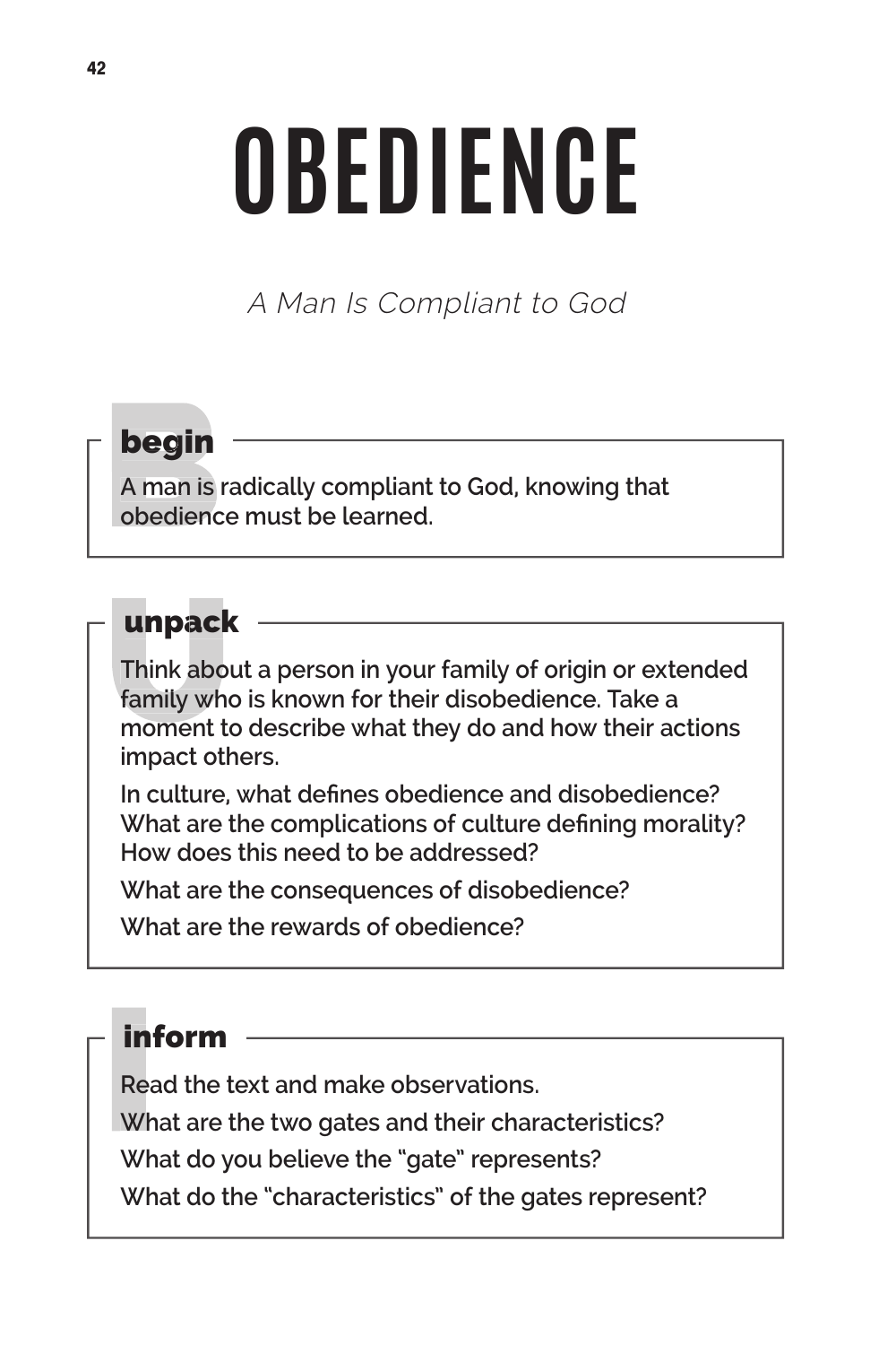# OBEDIENCE

*A Man Is Compliant to God*

## begin

A man is radically compliant to God, knowing that obedience must be learned.

## unpack

Think about a person in your family of origin or extended family who is known for their disobedience. Take a moment to describe what they do and how their actions impact others.

In culture, what defines obedience and disobedience? What are the complications of culture defining morality? How does this need to be addressed?

What are the consequences of disobedience?

What are the rewards of obedience?

## inform

Read the text and make observations.

What are the two gates and their characteristics?

What do you believe the "gate" represents?

What do the "characteristics" of the gates represent?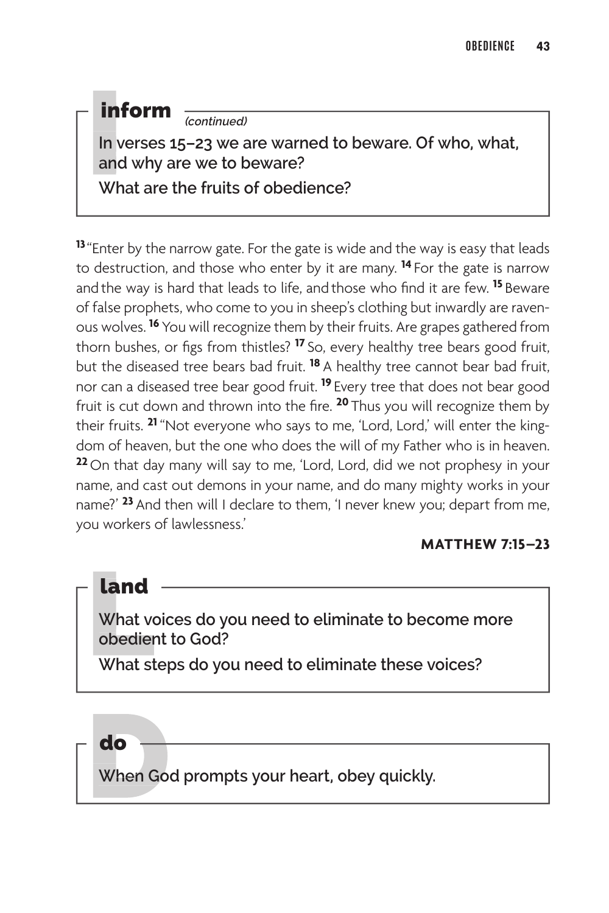## inform *(continued)*

**In verses 15–23 we are warned to beware. Of who, what, and why are we to beware?**

**What are the fruits of obedience?**

[13] "Enter by the narrow gate. For the gate is wide and the way is easy that leads to destruction, and those who enter by it are many. [14] For the gate is narrow and the way is hard that leads to life, and those who find it are few. [15] Beware of false prophets, who come to you in sheep's clothing but inwardly are ravenous wolves. [16] You will recognize them by their fruits. Are grapes gathered from thorn bushes, or figs from thistles? [17] So, every healthy tree bears good fruit, but the diseased tree bears bad fruit. [18] A healthy tree cannot bear bad fruit, nor can a diseased tree bear good fruit. [19] Every tree that does not bear good fruit is cut down and thrown into the fire. [20] Thus you will recognize them by their fruits. [21] "Not everyone who says to me, 'Lord, Lord,' will enter the kingdom of heaven, but the one who does the will of my Father who is in heaven. [22] On that day many will say to me, 'Lord, Lord, did we not prophesy in your name, and cast out demons in your name, and do many mighty works in your name?' [23] And then will I declare to them, 'I never knew you; depart from me, you workers of lawlessness.'

**MATTHEW 7:15–23**

## land

**What voices do you need to eliminate to become more obedient to God?**

**What steps do you need to eliminate these voices?**

## do

**When God prompts your heart, obey quickly.**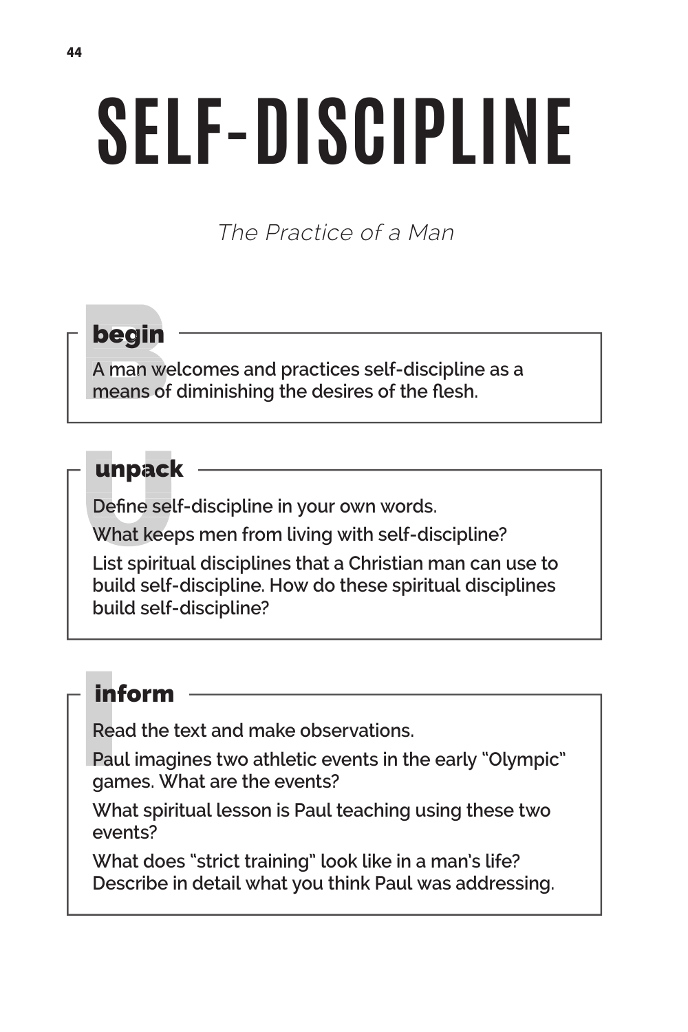# SELF-DISCIPLINE

*The Practice of a Man*

## begin

A man welcomes and practices self-discipline as a means of diminishing the desires of the flesh.

## unpack

Define self-discipline in your own words.

What keeps men from living with self-discipline?

List spiritual disciplines that a Christian man can use to build self-discipline. How do these spiritual disciplines build self-discipline?

## inform

Read the text and make observations.

Paul imagines two athletic events in the early "Olympic" games. What are the events?

What spiritual lesson is Paul teaching using these two events?

What does "strict training" look like in a man's life? Describe in detail what you think Paul was addressing.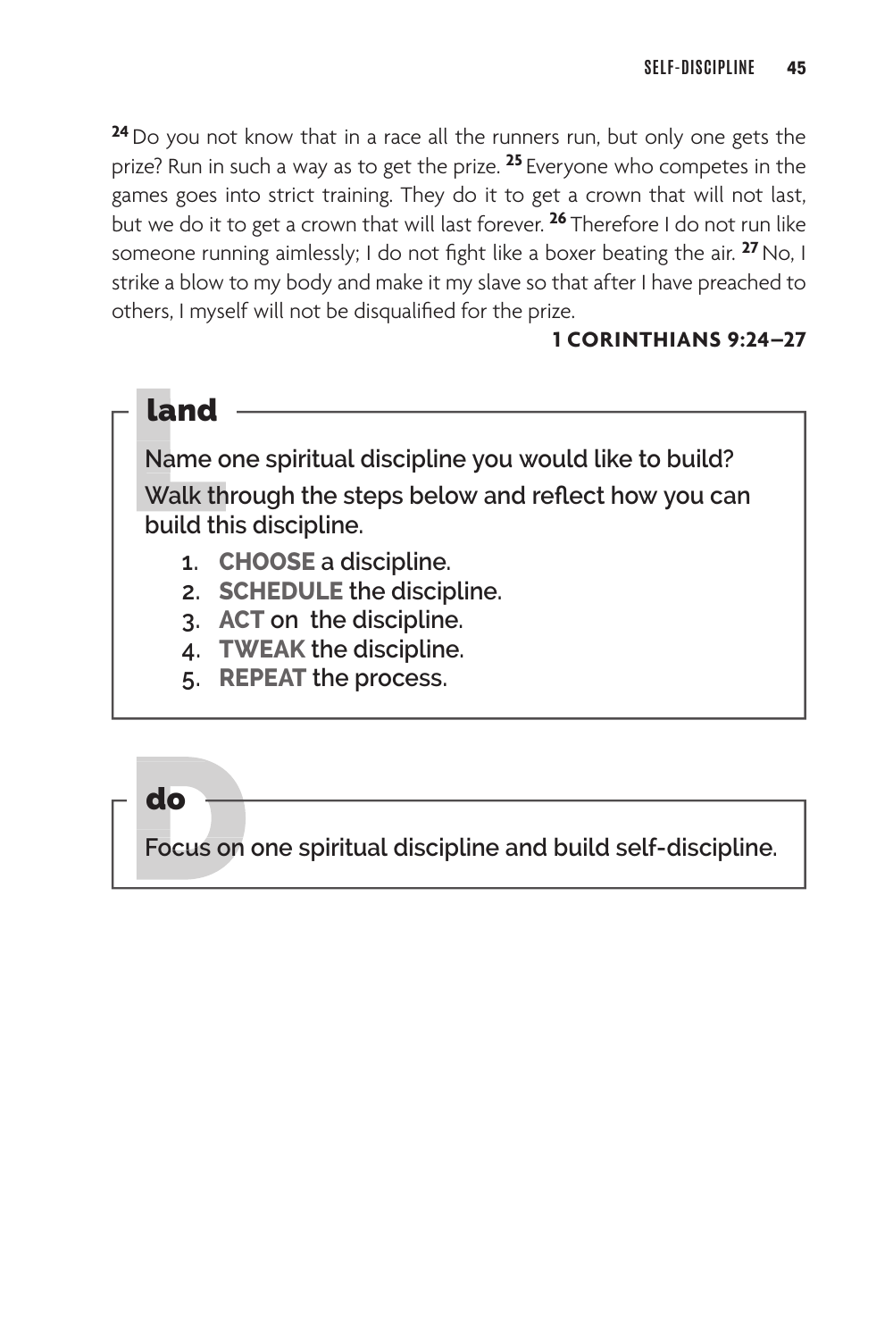[24] Do you not know that in a race all the runners run, but only one gets the prize? Run in such a way as to get the prize. [25] Everyone who competes in the games goes into strict training. They do it to get a crown that will not last, but we do it to get a crown that will last forever. [26] Therefore I do not run like someone running aimlessly; I do not fight like a boxer beating the air. [27] No, I strike a blow to my body and make it my slave so that after I have preached to others, I myself will not be disqualified for the prize.

**1 CORINTHIANS 9:24–27**

## land

Name one spiritual discipline you would like to build?

Walk through the steps below and reflect how you can build this discipline.

1. **CHOOSE** a discipline.
2. **SCHEDULE** the discipline.
3. **ACT** on the discipline.
4. **TWEAK** the discipline.
5. **REPEAT** the process.

## do

Focus on one spiritual discipline and build self-discipline.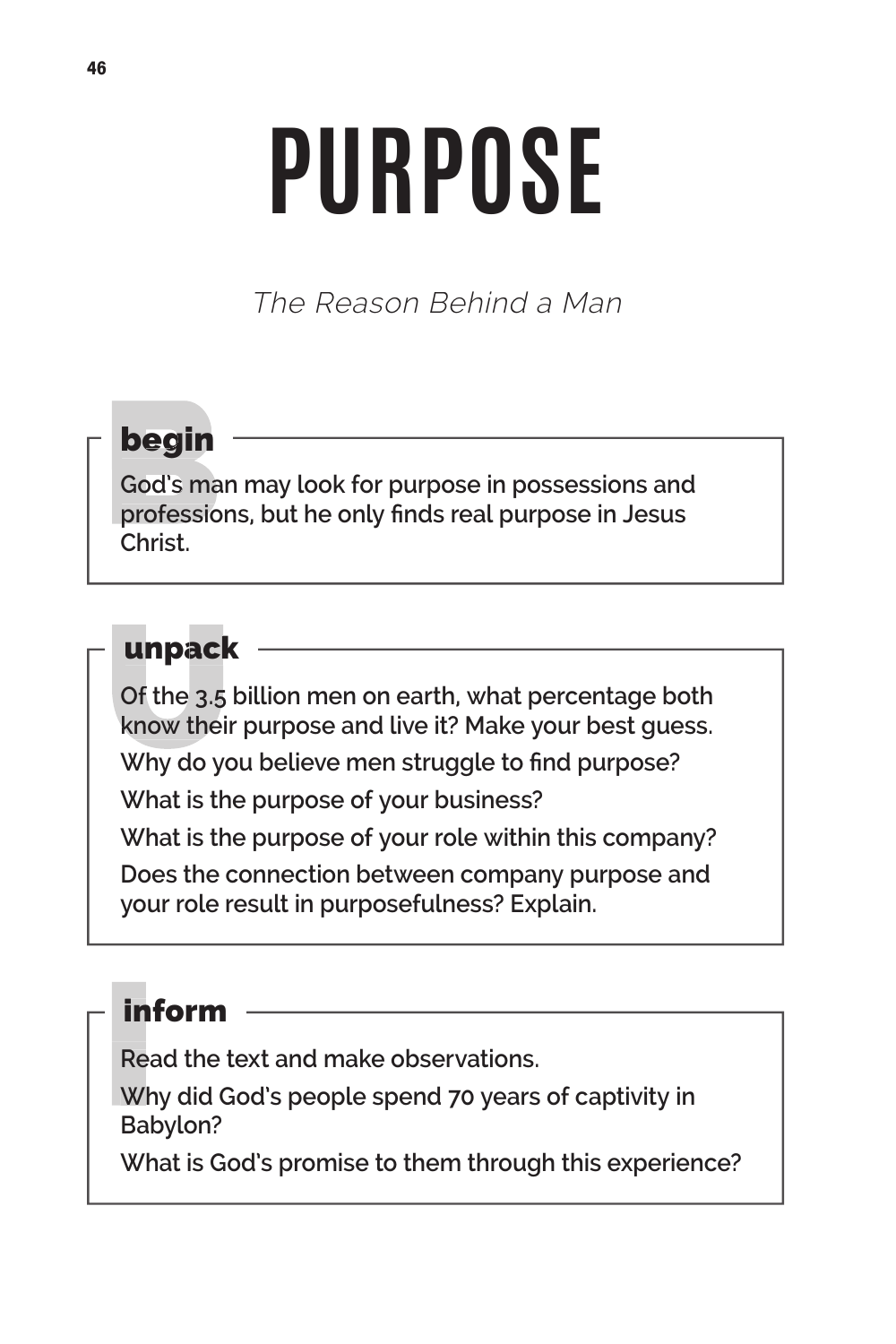# PURPOSE

*The Reason Behind a Man*

## begin

God's man may look for purpose in possessions and professions, but he only finds real purpose in Jesus Christ.

## unpack

Of the 3.5 billion men on earth, what percentage both know their purpose and live it? Make your best guess.

Why do you believe men struggle to find purpose?

What is the purpose of your business?

What is the purpose of your role within this company?

Does the connection between company purpose and your role result in purposefulness? Explain.

## inform

Read the text and make observations.

Why did God's people spend 70 years of captivity in Babylon?

What is God's promise to them through this experience?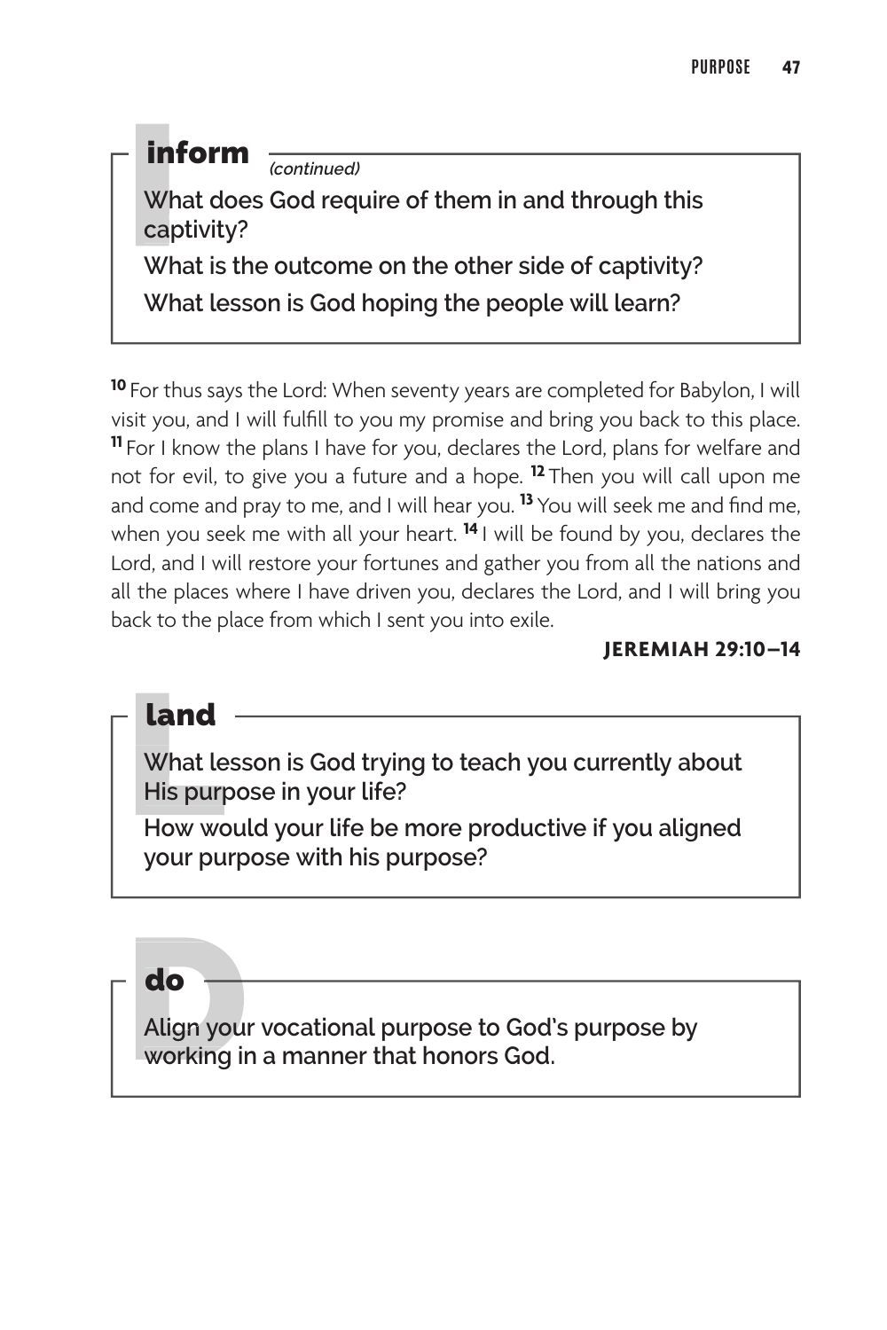## inform *(continued)*

What does God require of them in and through this captivity?

What is the outcome on the other side of captivity?

What lesson is God hoping the people will learn?

[10] For thus says the Lord: When seventy years are completed for Babylon, I will visit you, and I will fulfill to you my promise and bring you back to this place. [11] For I know the plans I have for you, declares the Lord, plans for welfare and not for evil, to give you a future and a hope. [12] Then you will call upon me and come and pray to me, and I will hear you. [13] You will seek me and find me, when you seek me with all your heart. [14] I will be found by you, declares the Lord, and I will restore your fortunes and gather you from all the nations and all the places where I have driven you, declares the Lord, and I will bring you back to the place from which I sent you into exile.

**JEREMIAH 29:10–14**

## land

What lesson is God trying to teach you currently about His purpose in your life?

How would your life be more productive if you aligned your purpose with his purpose?

## do

Align your vocational purpose to God's purpose by working in a manner that honors God.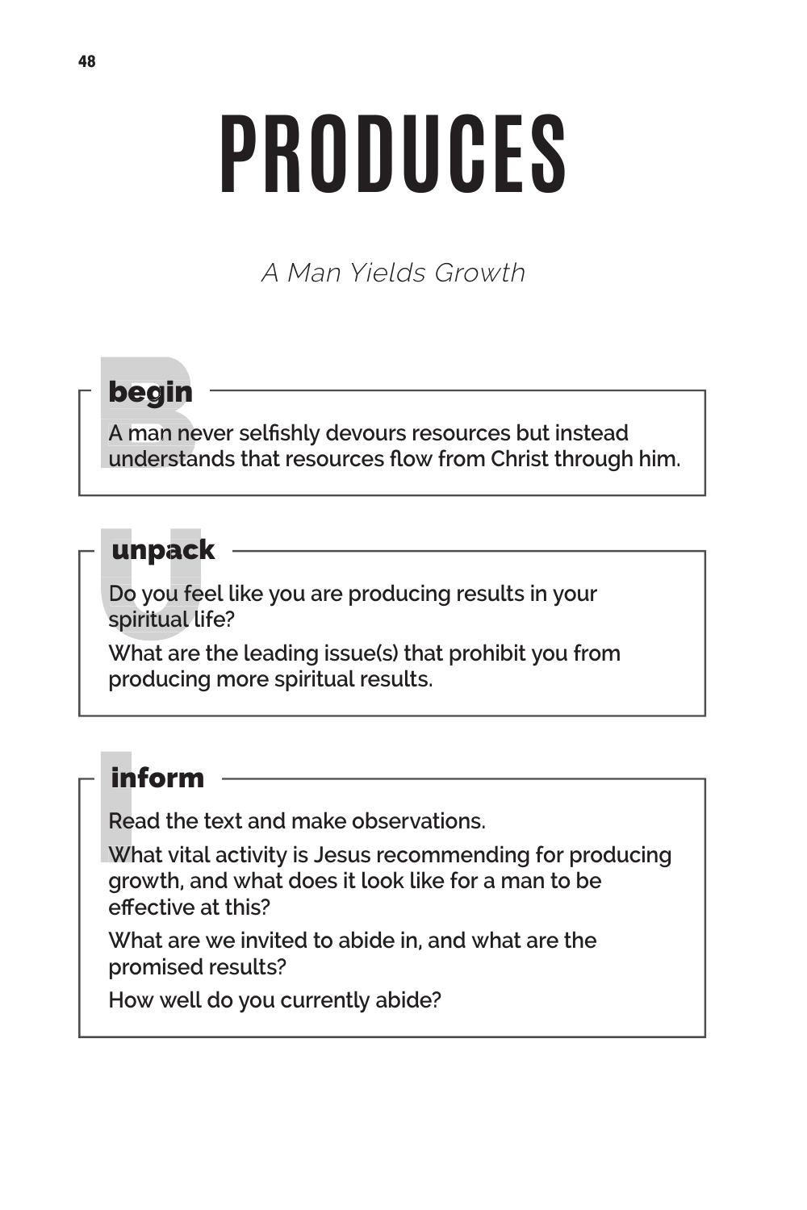# PRODUCES

*A Man Yields Growth*

## begin

A man never selfishly devours resources but instead understands that resources flow from Christ through him.

## unpack

Do you feel like you are producing results in your spiritual life?

What are the leading issue(s) that prohibit you from producing more spiritual results.

## inform

Read the text and make observations.

What vital activity is Jesus recommending for producing growth, and what does it look like for a man to be effective at this?

What are we invited to abide in, and what are the promised results?

How well do you currently abide?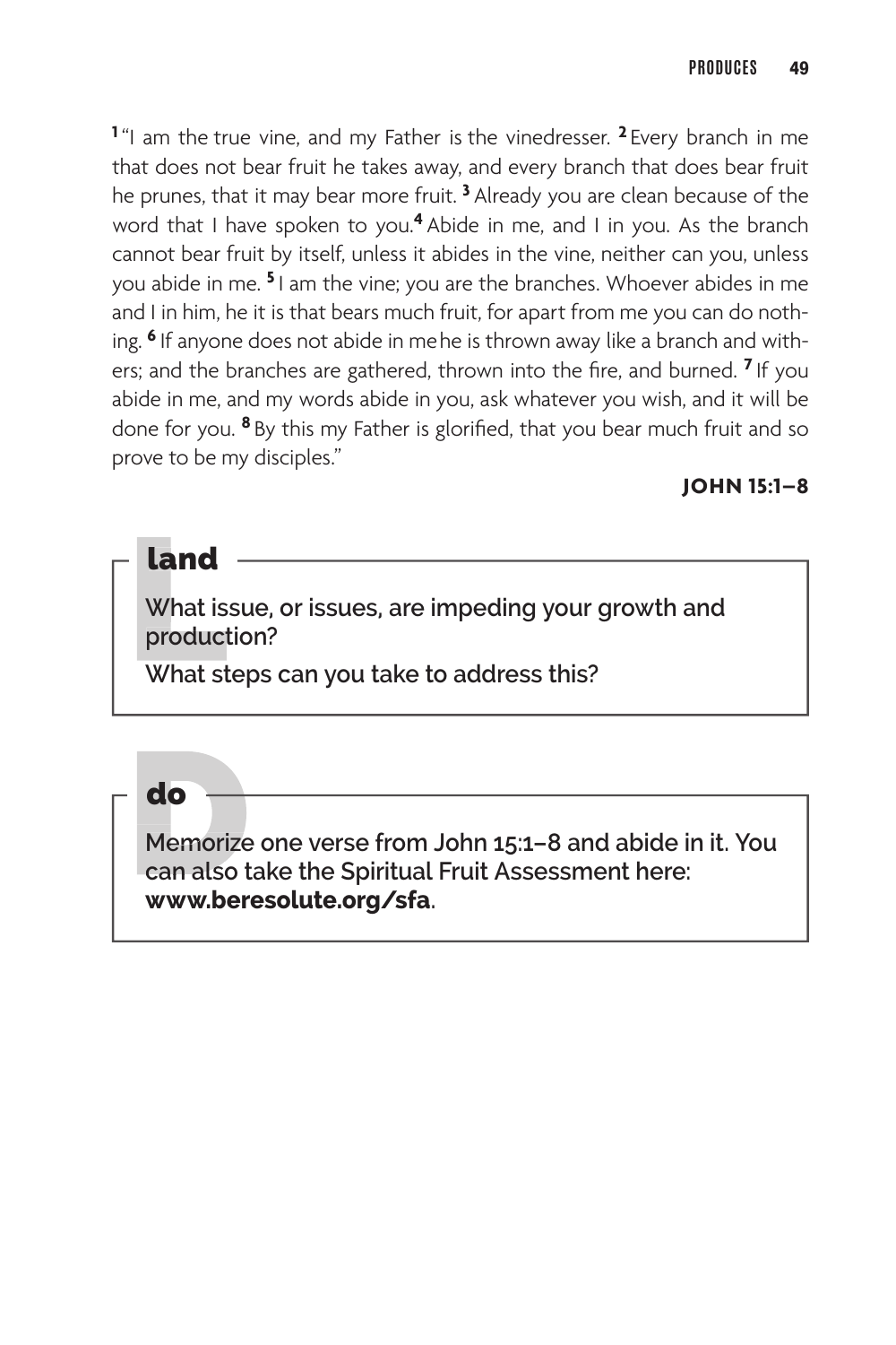[1] "I am the true vine, and my Father is the vinedresser. [2] Every branch in me that does not bear fruit he takes away, and every branch that does bear fruit he prunes, that it may bear more fruit. [3] Already you are clean because of the word that I have spoken to you.[4] Abide in me, and I in you. As the branch cannot bear fruit by itself, unless it abides in the vine, neither can you, unless you abide in me. [5] I am the vine; you are the branches. Whoever abides in me and I in him, he it is that bears much fruit, for apart from me you can do nothing. [6] If anyone does not abide in me he is thrown away like a branch and withers; and the branches are gathered, thrown into the fire, and burned. [7] If you abide in me, and my words abide in you, ask whatever you wish, and it will be done for you. [8] By this my Father is glorified, that you bear much fruit and so prove to be my disciples."

**JOHN 15:1–8**

## land

**What issue, or issues, are impeding your growth and production?**

**What steps can you take to address this?**

## do

**Memorize one verse from John 15:1–8 and abide in it. You can also take the Spiritual Fruit Assessment here: www.beresolute.org/sfa.**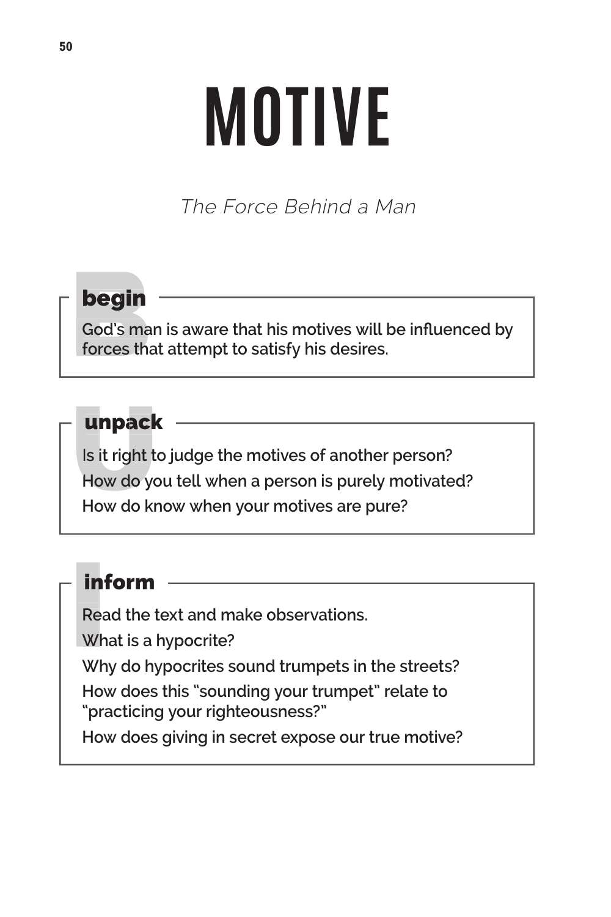# MOTIVE

*The Force Behind a Man*

## begin

God's man is aware that his motives will be influenced by forces that attempt to satisfy his desires.

## unpack

Is it right to judge the motives of another person?

How do you tell when a person is purely motivated?

How do know when your motives are pure?

## inform

Read the text and make observations.

What is a hypocrite?

Why do hypocrites sound trumpets in the streets?

How does this "sounding your trumpet" relate to "practicing your righteousness?"

How does giving in secret expose our true motive?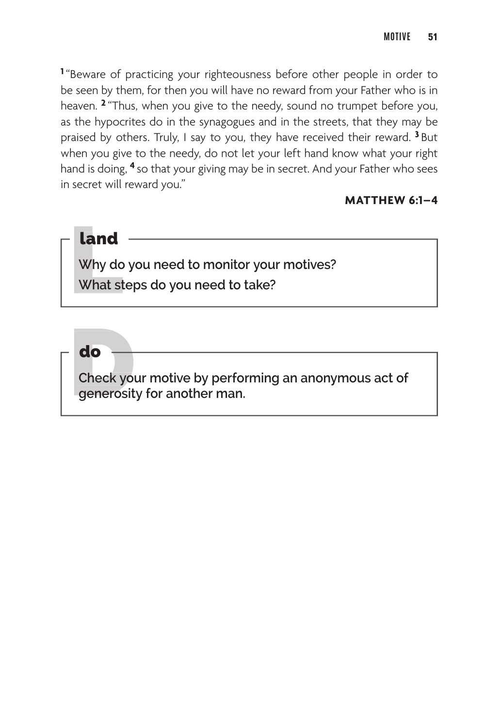[1] "Beware of practicing your righteousness before other people in order to be seen by them, for then you will have no reward from your Father who is in heaven. [2] "Thus, when you give to the needy, sound no trumpet before you, as the hypocrites do in the synagogues and in the streets, that they may be praised by others. Truly, I say to you, they have received their reward. [3] But when you give to the needy, do not let your left hand know what your right hand is doing, [4] so that your giving may be in secret. And your Father who sees in secret will reward you."

**MATTHEW 6:1–4**

## land

Why do you need to monitor your motives?

What steps do you need to take?

## do

Check your motive by performing an anonymous act of generosity for another man.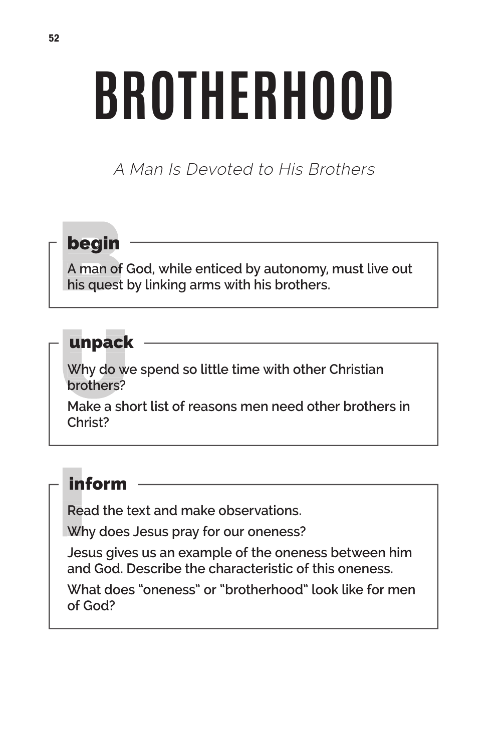# BROTHERHOOD

*A Man Is Devoted to His Brothers*

## begin

A man of God, while enticed by autonomy, must live out his quest by linking arms with his brothers.

## unpack

Why do we spend so little time with other Christian brothers?

Make a short list of reasons men need other brothers in Christ?

## inform

Read the text and make observations.

Why does Jesus pray for our oneness?

Jesus gives us an example of the oneness between him and God. Describe the characteristic of this oneness.

What does “oneness” or “brotherhood” look like for men of God?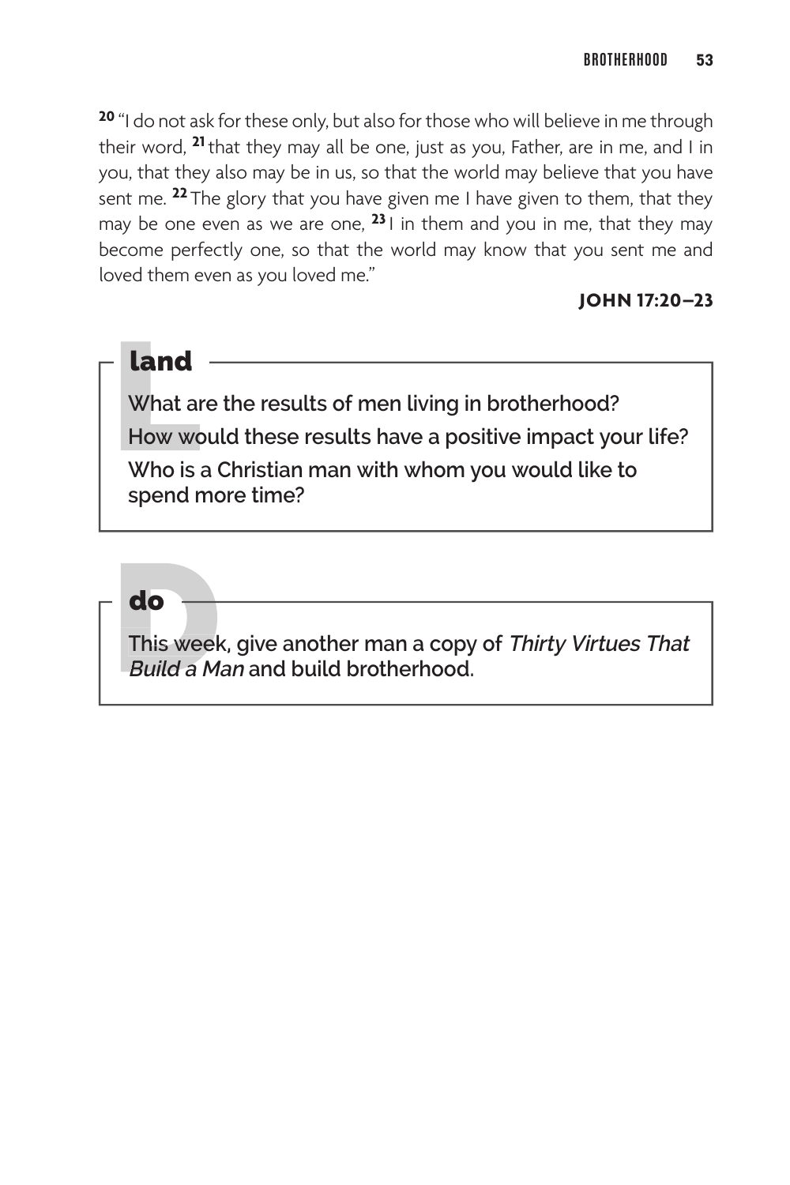[20] "I do not ask for these only, but also for those who will believe in me through their word, [21] that they may all be one, just as you, Father, are in me, and I in you, that they also may be in us, so that the world may believe that you have sent me. [22] The glory that you have given me I have given to them, that they may be one even as we are one, [23] I in them and you in me, that they may become perfectly one, so that the world may know that you sent me and loved them even as you loved me."

**JOHN 17:20–23**

## land

What are the results of men living in brotherhood?

How would these results have a positive impact your life?

Who is a Christian man with whom you would like to spend more time?

## do

This week, give another man a copy of *Thirty Virtues That Build a Man* and build brotherhood.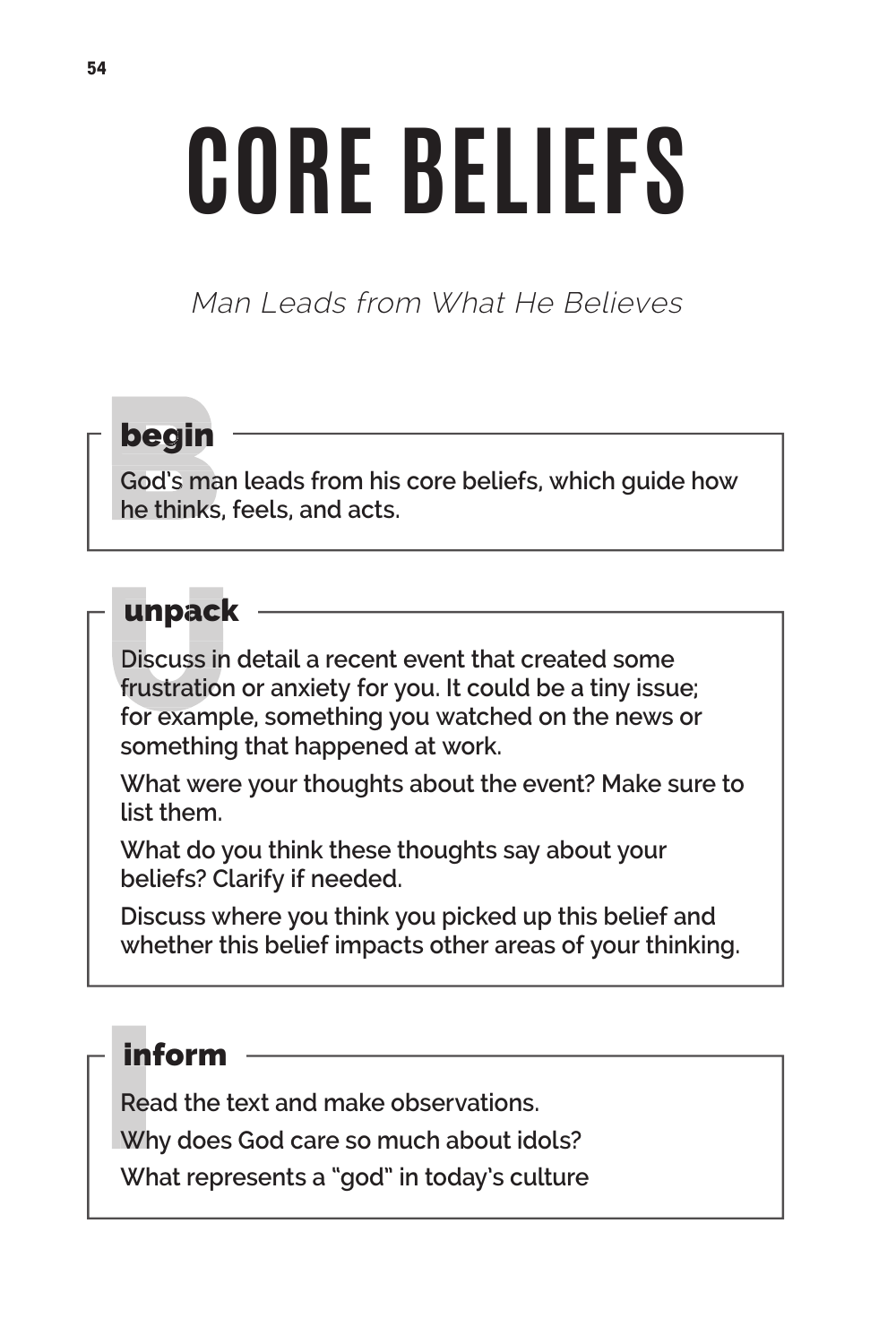# CORE BELIEFS

*Man Leads from What He Believes*

## begin

God's man leads from his core beliefs, which guide how he thinks, feels, and acts.

## unpack

Discuss in detail a recent event that created some frustration or anxiety for you. It could be a tiny issue; for example, something you watched on the news or something that happened at work.

What were your thoughts about the event? Make sure to list them.

What do you think these thoughts say about your beliefs? Clarify if needed.

Discuss where you think you picked up this belief and whether this belief impacts other areas of your thinking.

## inform

Read the text and make observations.

Why does God care so much about idols?

What represents a "god" in today's culture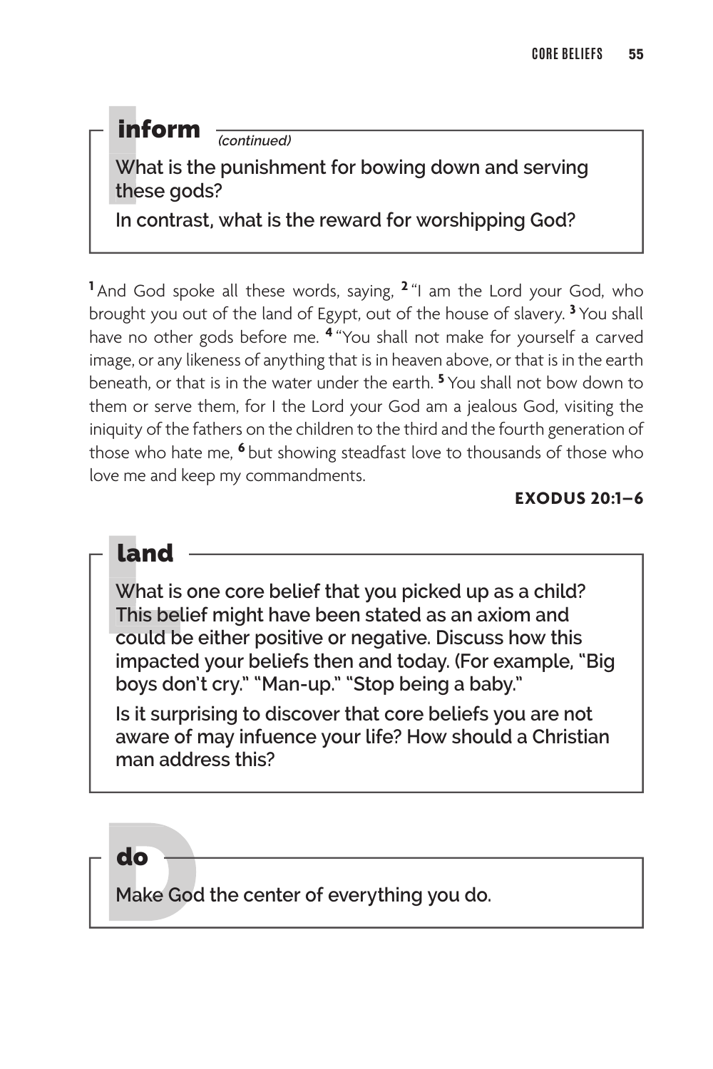## inform *(continued)*

**What is the punishment for bowing down and serving these gods?**

**In contrast, what is the reward for worshipping God?**

[1] And God spoke all these words, saying, [2] "I am the Lord your God, who brought you out of the land of Egypt, out of the house of slavery. [3] You shall have no other gods before me. [4] "You shall not make for yourself a carved image, or any likeness of anything that is in heaven above, or that is in the earth beneath, or that is in the water under the earth. [5] You shall not bow down to them or serve them, for I the Lord your God am a jealous God, visiting the iniquity of the fathers on the children to the third and the fourth generation of those who hate me, [6] but showing steadfast love to thousands of those who love me and keep my commandments.

**EXODUS 20:1–6**

## land

**What is one core belief that you picked up as a child? This belief might have been stated as an axiom and could be either positive or negative. Discuss how this impacted your beliefs then and today. (For example, "Big boys don't cry." "Man-up." "Stop being a baby."**

**Is it surprising to discover that core beliefs you are not aware of may infuence your life? How should a Christian man address this?**

## do

**Make God the center of everything you do.**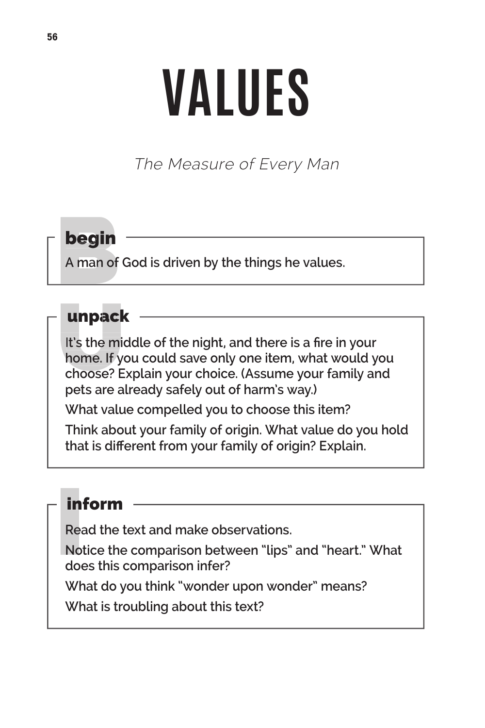# VALUES

*The Measure of Every Man*

## begin

A man of God is driven by the things he values.

## unpack

It's the middle of the night, and there is a fire in your home. If you could save only one item, what would you choose? Explain your choice. (Assume your family and pets are already safely out of harm's way.)

What value compelled you to choose this item?

Think about your family of origin. What value do you hold that is different from your family of origin? Explain.

## inform

Read the text and make observations.

Notice the comparison between "lips" and "heart." What does this comparison infer?

What do you think "wonder upon wonder" means?

What is troubling about this text?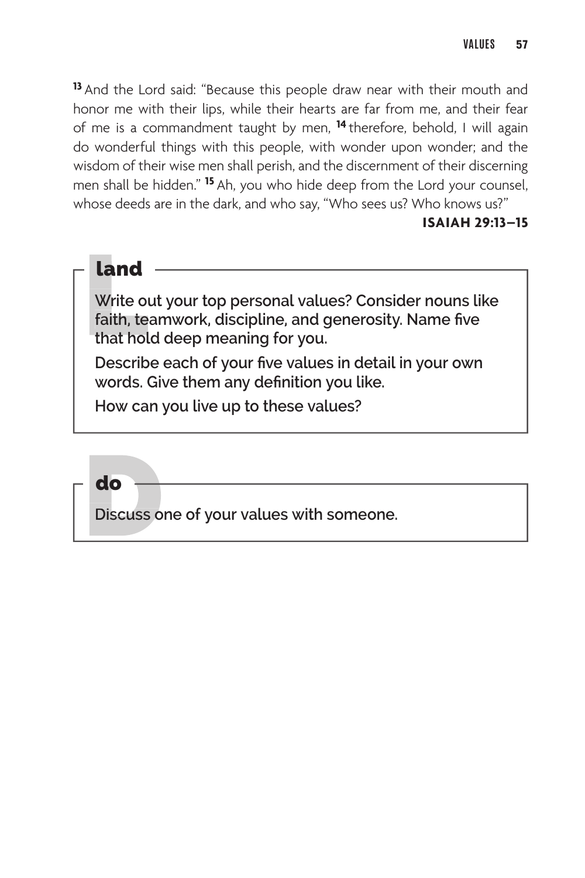[13] And the Lord said: "Because this people draw near with their mouth and honor me with their lips, while their hearts are far from me, and their fear of me is a commandment taught by men, [14] therefore, behold, I will again do wonderful things with this people, with wonder upon wonder; and the wisdom of their wise men shall perish, and the discernment of their discerning men shall be hidden." [15] Ah, you who hide deep from the Lord your counsel, whose deeds are in the dark, and who say, "Who sees us? Who knows us?"

**ISAIAH 29:13–15**

## land

**Write out your top personal values? Consider nouns like faith, teamwork, discipline, and generosity. Name five that hold deep meaning for you.**

**Describe each of your five values in detail in your own words. Give them any definition you like.**

**How can you live up to these values?**

## do

**Discuss one of your values with someone.**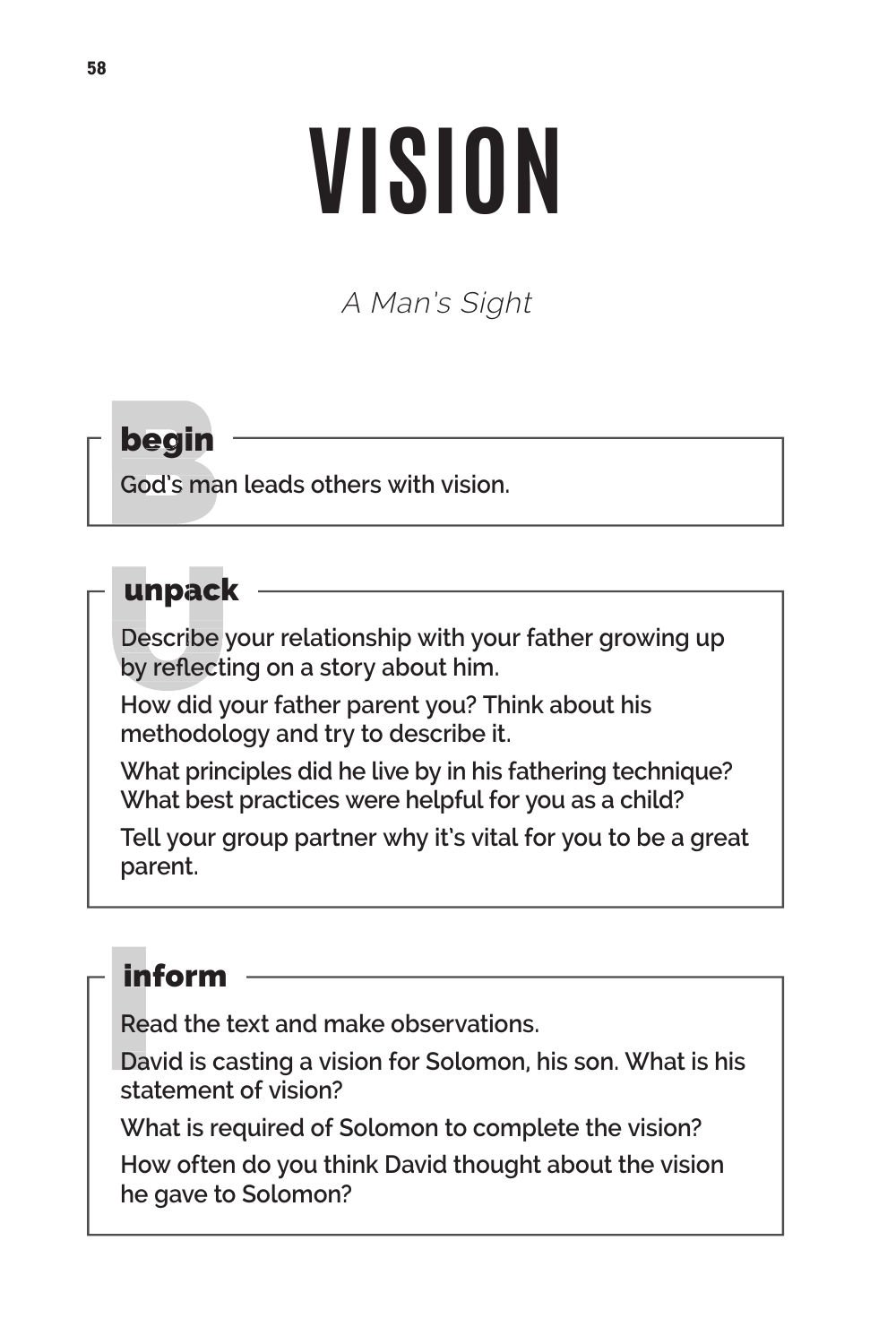# VISION

*A Man's Sight*

## begin

God's man leads others with vision.

## unpack

Describe your relationship with your father growing up by reflecting on a story about him.

How did your father parent you? Think about his methodology and try to describe it.

What principles did he live by in his fathering technique? What best practices were helpful for you as a child?

Tell your group partner why it's vital for you to be a great parent.

## inform

Read the text and make observations.

David is casting a vision for Solomon, his son. What is his statement of vision?

What is required of Solomon to complete the vision?

How often do you think David thought about the vision he gave to Solomon?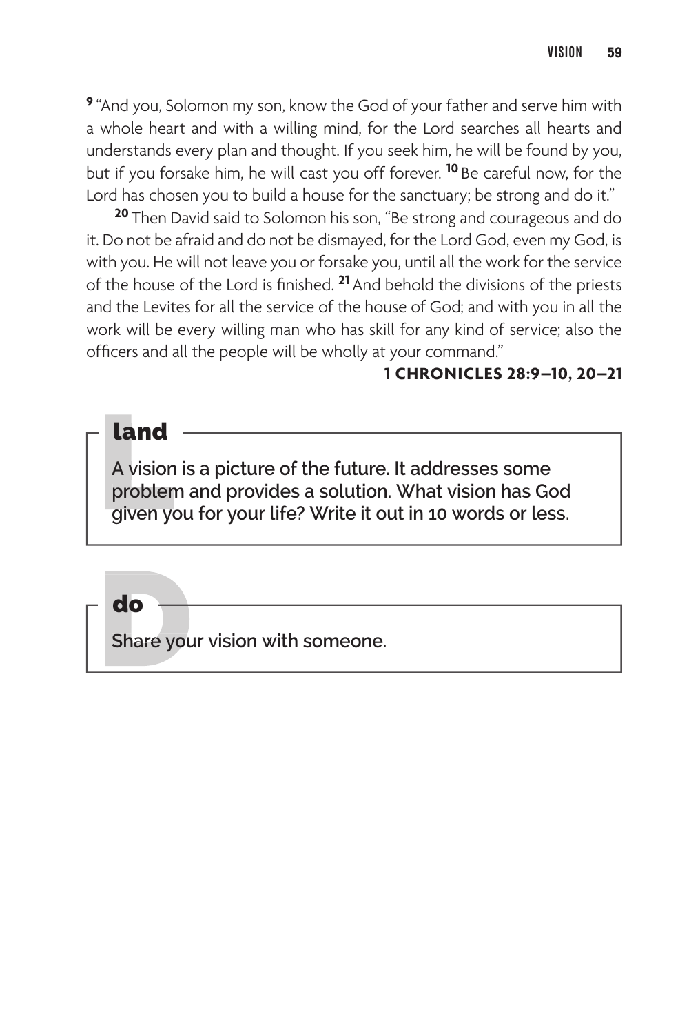[9] "And you, Solomon my son, know the God of your father and serve him with a whole heart and with a willing mind, for the Lord searches all hearts and understands every plan and thought. If you seek him, he will be found by you, but if you forsake him, he will cast you off forever. [10] Be careful now, for the Lord has chosen you to build a house for the sanctuary; be strong and do it."

[20] Then David said to Solomon his son, "Be strong and courageous and do it. Do not be afraid and do not be dismayed, for the Lord God, even my God, is with you. He will not leave you or forsake you, until all the work for the service of the house of the Lord is finished. [21] And behold the divisions of the priests and the Levites for all the service of the house of God; and with you in all the work will be every willing man who has skill for any kind of service; also the officers and all the people will be wholly at your command."

**1 CHRONICLES 28:9–10, 20–21**

## land

**A vision is a picture of the future. It addresses some problem and provides a solution. What vision has God given you for your life? Write it out in 10 words or less.**

## do

**Share your vision with someone.**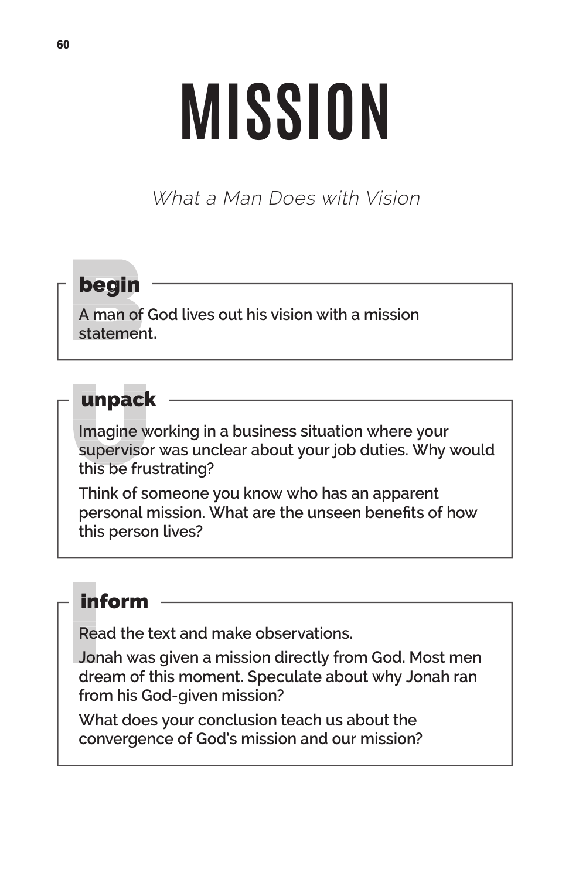# MISSION

*What a Man Does with Vision*

## begin

A man of God lives out his vision with a mission statement.

## unpack

Imagine working in a business situation where your supervisor was unclear about your job duties. Why would this be frustrating?

Think of someone you know who has an apparent personal mission. What are the unseen benefits of how this person lives?

## inform

Read the text and make observations.

Jonah was given a mission directly from God. Most men dream of this moment. Speculate about why Jonah ran from his God-given mission?

What does your conclusion teach us about the convergence of God's mission and our mission?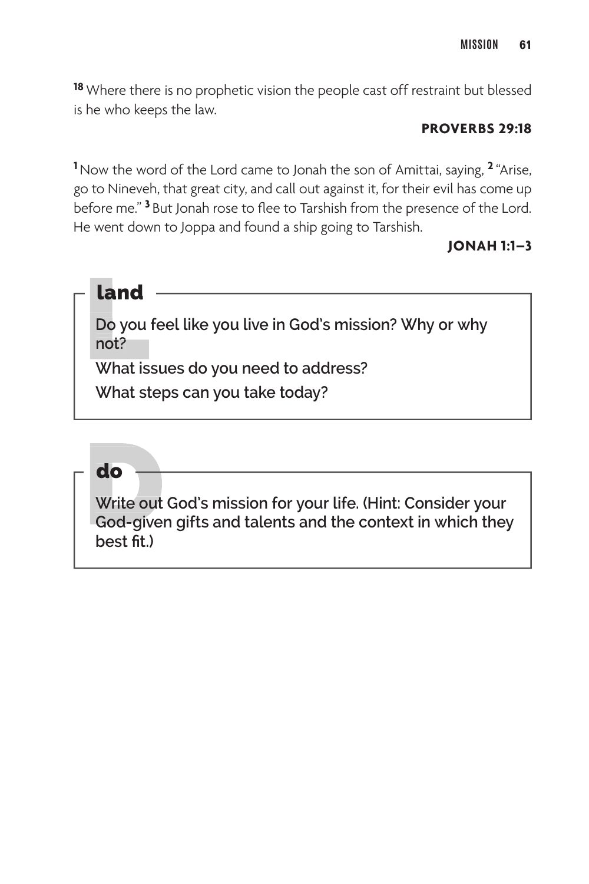[18] Where there is no prophetic vision the people cast off restraint but blessed is he who keeps the law.

**PROVERBS 29:18**

[1] Now the word of the Lord came to Jonah the son of Amittai, saying, [2] "Arise, go to Nineveh, that great city, and call out against it, for their evil has come up before me." [3] But Jonah rose to flee to Tarshish from the presence of the Lord. He went down to Joppa and found a ship going to Tarshish.

**JONAH 1:1–3**

## land

Do you feel like you live in God's mission? Why or why not?

What issues do you need to address?

What steps can you take today?

## do

Write out God's mission for your life. (Hint: Consider your God-given gifts and talents and the context in which they best fit.)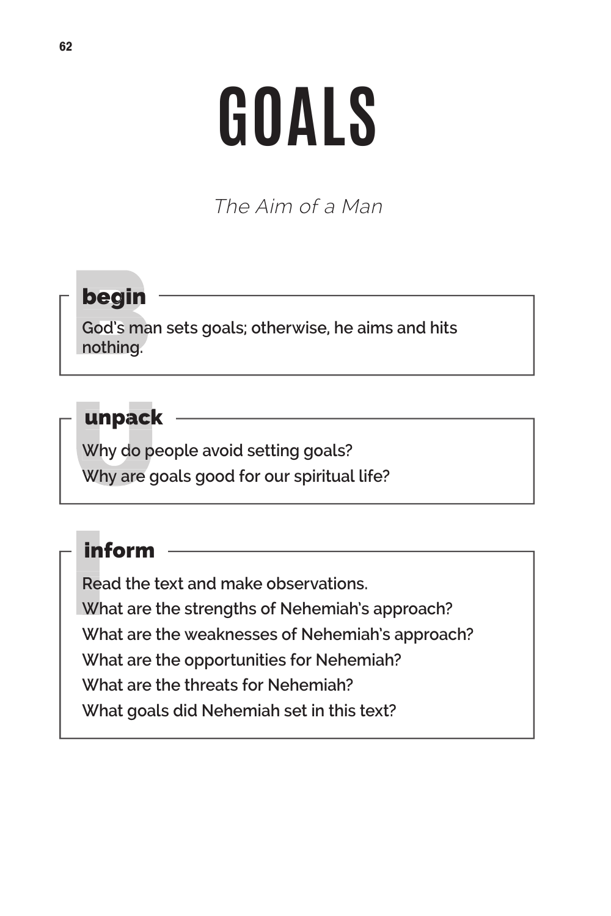# GOALS

*The Aim of a Man*

## begin

God's man sets goals; otherwise, he aims and hits nothing.

## unpack

Why do people avoid setting goals?

Why are goals good for our spiritual life?

## inform

Read the text and make observations.

What are the strengths of Nehemiah's approach?

What are the weaknesses of Nehemiah's approach?

What are the opportunities for Nehemiah?

What are the threats for Nehemiah?

What goals did Nehemiah set in this text?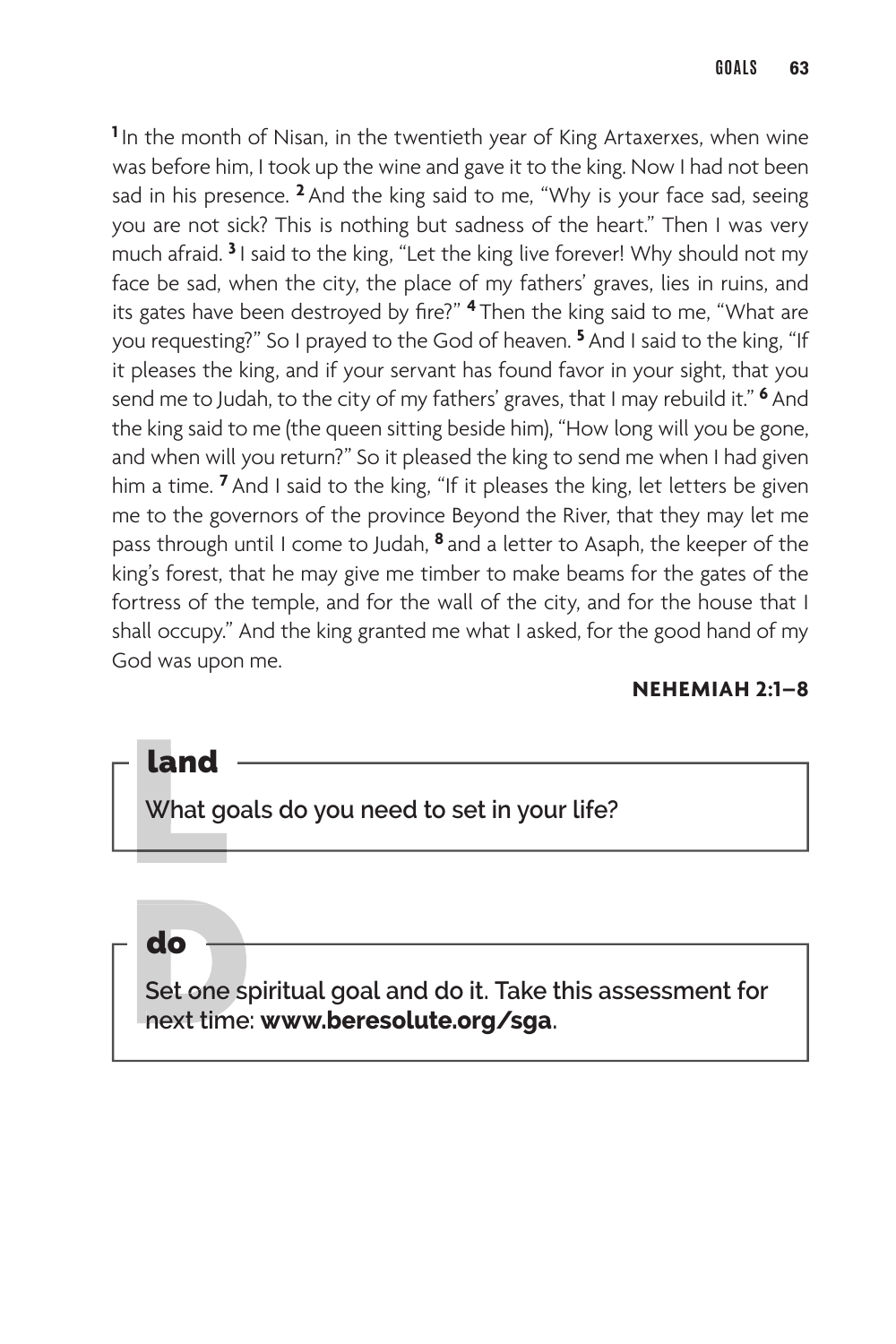[1] In the month of Nisan, in the twentieth year of King Artaxerxes, when wine was before him, I took up the wine and gave it to the king. Now I had not been sad in his presence. [2] And the king said to me, "Why is your face sad, seeing you are not sick? This is nothing but sadness of the heart." Then I was very much afraid. [3] I said to the king, "Let the king live forever! Why should not my face be sad, when the city, the place of my fathers' graves, lies in ruins, and its gates have been destroyed by fire?" [4] Then the king said to me, "What are you requesting?" So I prayed to the God of heaven. [5] And I said to the king, "If it pleases the king, and if your servant has found favor in your sight, that you send me to Judah, to the city of my fathers' graves, that I may rebuild it." [6] And the king said to me (the queen sitting beside him), "How long will you be gone, and when will you return?" So it pleased the king to send me when I had given him a time. [7] And I said to the king, "If it pleases the king, let letters be given me to the governors of the province Beyond the River, that they may let me pass through until I come to Judah, [8] and a letter to Asaph, the keeper of the king's forest, that he may give me timber to make beams for the gates of the fortress of the temple, and for the wall of the city, and for the house that I shall occupy." And the king granted me what I asked, for the good hand of my God was upon me.

**NEHEMIAH 2:1–8**

## land

What goals do you need to set in your life?

## do

Set one spiritual goal and do it. Take this assessment for next time: **www.beresolute.org/sga**.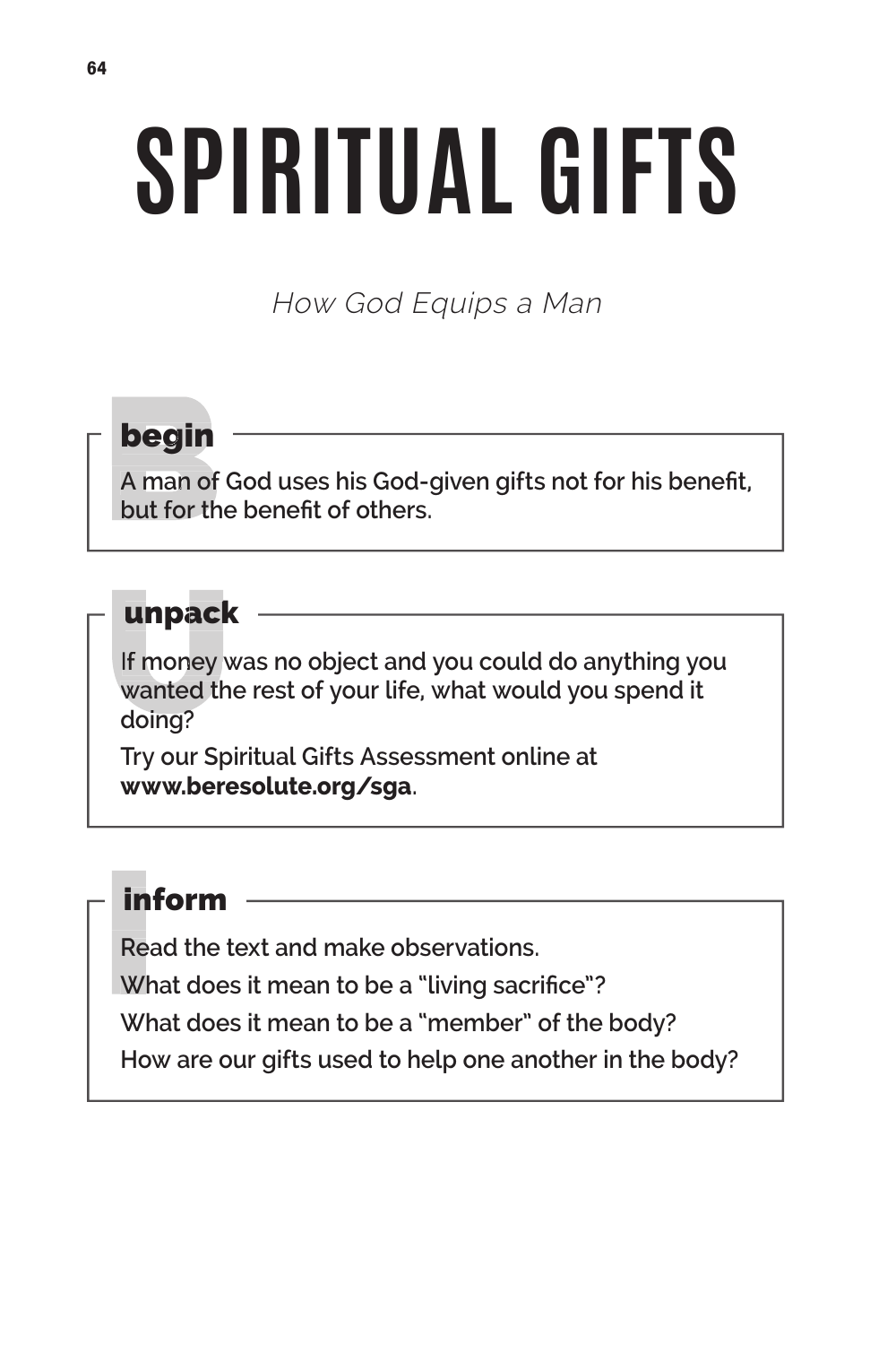# SPIRITUAL GIFTS

*How God Equips a Man*

## begin

A man of God uses his God-given gifts not for his benefit, but for the benefit of others.

## unpack

If money was no object and you could do anything you wanted the rest of your life, what would you spend it doing?

Try our Spiritual Gifts Assessment online at **www.beresolute.org/sga**.

## inform

Read the text and make observations.

What does it mean to be a "living sacrifice"?

What does it mean to be a "member" of the body?

How are our gifts used to help one another in the body?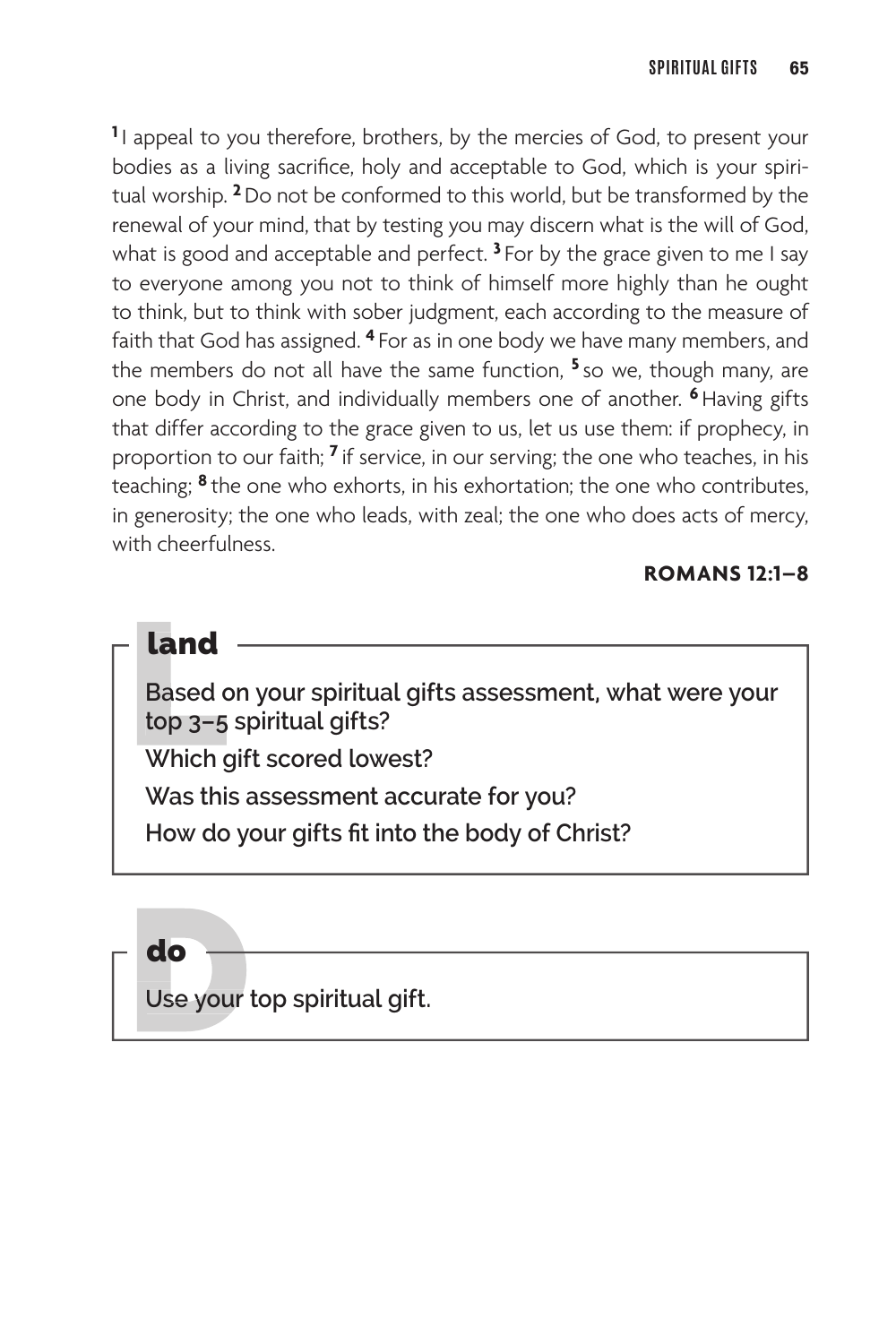[1] I appeal to you therefore, brothers, by the mercies of God, to present your bodies as a living sacrifice, holy and acceptable to God, which is your spiritual worship. [2] Do not be conformed to this world, but be transformed by the renewal of your mind, that by testing you may discern what is the will of God, what is good and acceptable and perfect. [3] For by the grace given to me I say to everyone among you not to think of himself more highly than he ought to think, but to think with sober judgment, each according to the measure of faith that God has assigned. [4] For as in one body we have many members, and the members do not all have the same function, [5] so we, though many, are one body in Christ, and individually members one of another. [6] Having gifts that differ according to the grace given to us, let us use them: if prophecy, in proportion to our faith; [7] if service, in our serving; the one who teaches, in his teaching; [8] the one who exhorts, in his exhortation; the one who contributes, in generosity; the one who leads, with zeal; the one who does acts of mercy, with cheerfulness.

**ROMANS 12:1–8**

## land

**Based on your spiritual gifts assessment, what were your top 3–5 spiritual gifts?**

**Which gift scored lowest?**

**Was this assessment accurate for you?**

**How do your gifts fit into the body of Christ?**

## do

**Use your top spiritual gift.**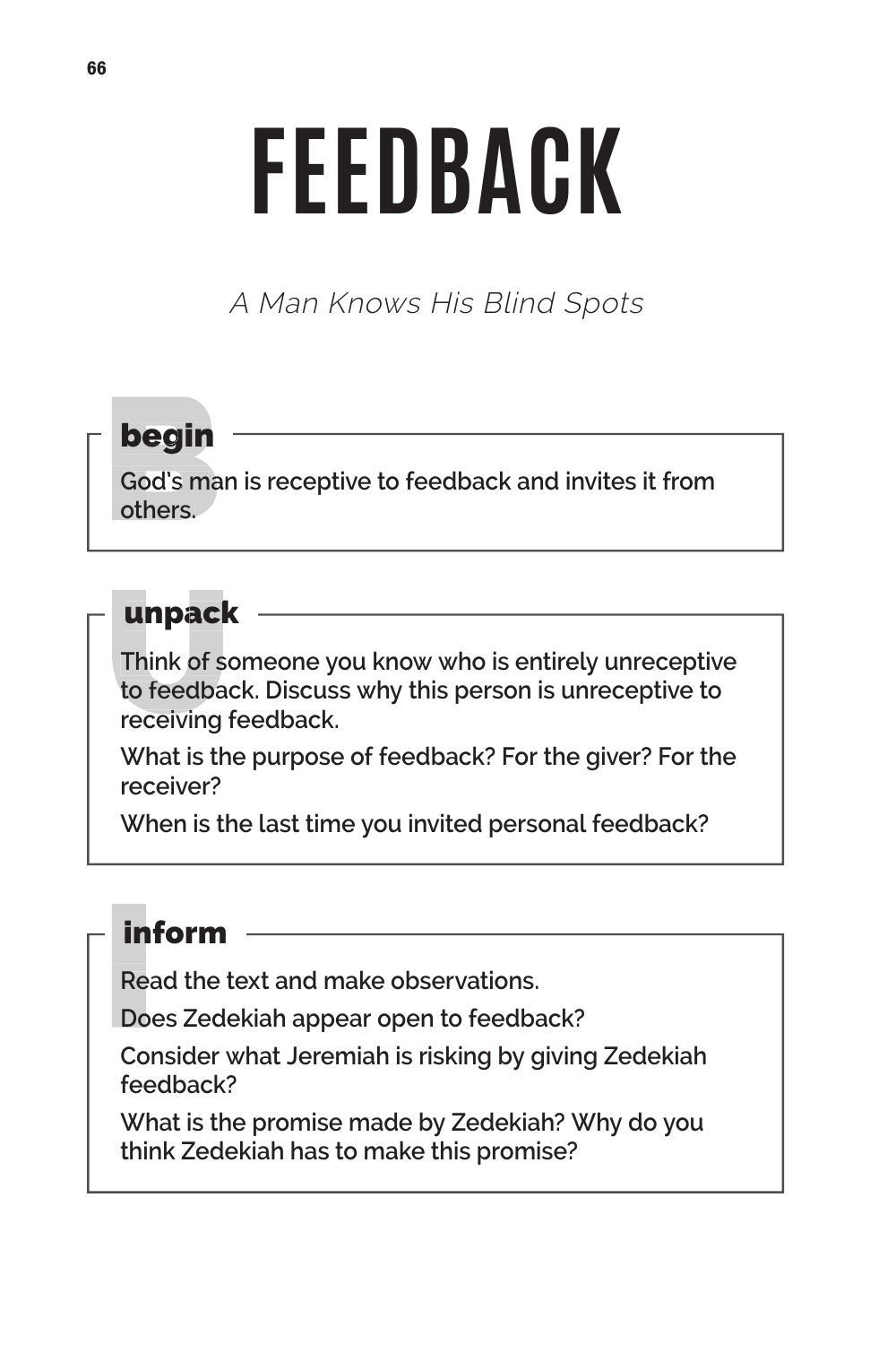# FEEDBACK

*A Man Knows His Blind Spots*

## begin

God's man is receptive to feedback and invites it from others.

## unpack

Think of someone you know who is entirely unreceptive to feedback. Discuss why this person is unreceptive to receiving feedback.

What is the purpose of feedback? For the giver? For the receiver?

When is the last time you invited personal feedback?

## inform

Read the text and make observations.

Does Zedekiah appear open to feedback?

Consider what Jeremiah is risking by giving Zedekiah feedback?

What is the promise made by Zedekiah? Why do you think Zedekiah has to make this promise?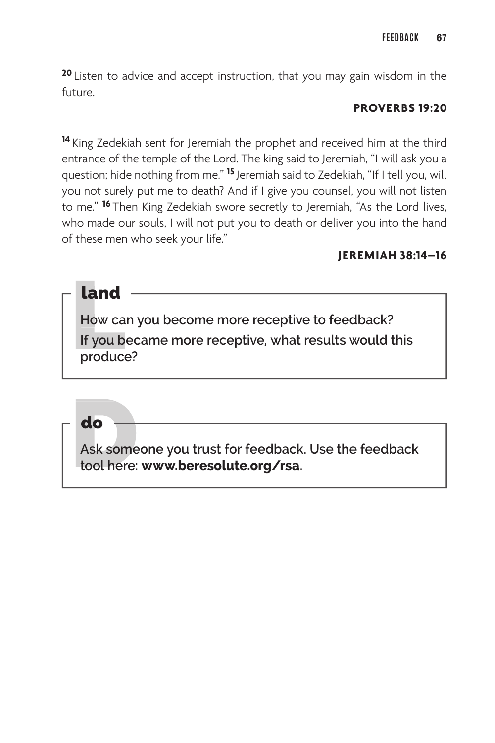[20] Listen to advice and accept instruction, that you may gain wisdom in the future.

**PROVERBS 19:20**

[14] King Zedekiah sent for Jeremiah the prophet and received him at the third entrance of the temple of the Lord. The king said to Jeremiah, "I will ask you a question; hide nothing from me." [15] Jeremiah said to Zedekiah, "If I tell you, will you not surely put me to death? And if I give you counsel, you will not listen to me." [16] Then King Zedekiah swore secretly to Jeremiah, "As the Lord lives, who made our souls, I will not put you to death or deliver you into the hand of these men who seek your life."

**JEREMIAH 38:14–16**

## land

How can you become more receptive to feedback?

If you became more receptive, what results would this produce?

## do

Ask someone you trust for feedback. Use the feedback tool here: **www.beresolute.org/rsa**.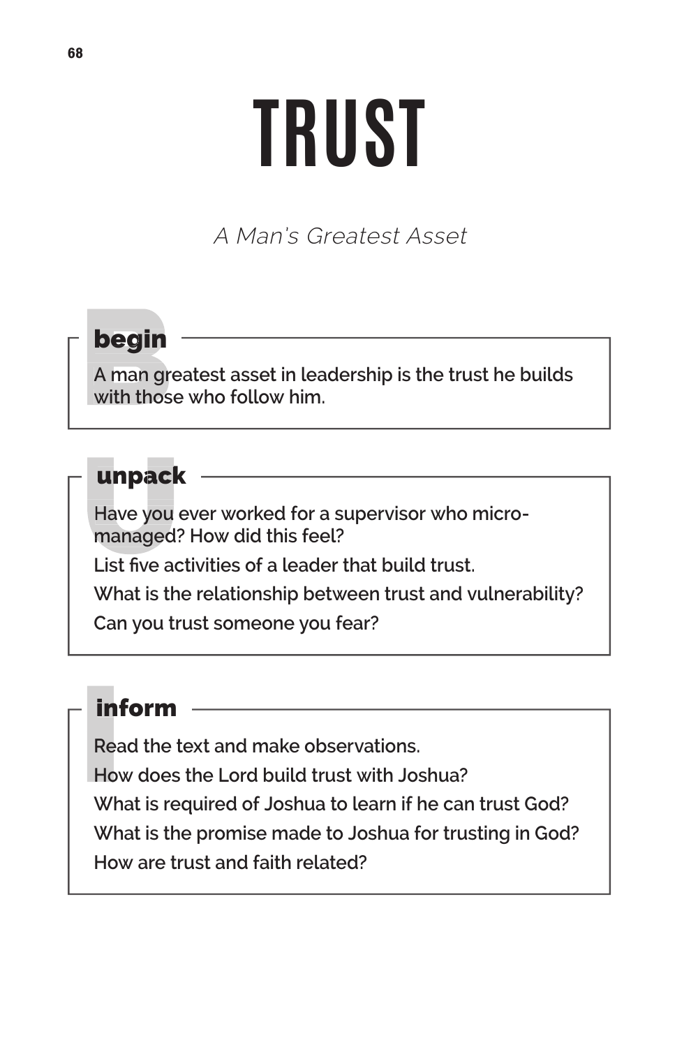# TRUST

*A Man's Greatest Asset*

## begin

A man greatest asset in leadership is the trust he builds with those who follow him.

## unpack

Have you ever worked for a supervisor who micro-managed? How did this feel?

List five activities of a leader that build trust.

What is the relationship between trust and vulnerability?

Can you trust someone you fear?

## inform

Read the text and make observations.

How does the Lord build trust with Joshua?

What is required of Joshua to learn if he can trust God?

What is the promise made to Joshua for trusting in God?

How are trust and faith related?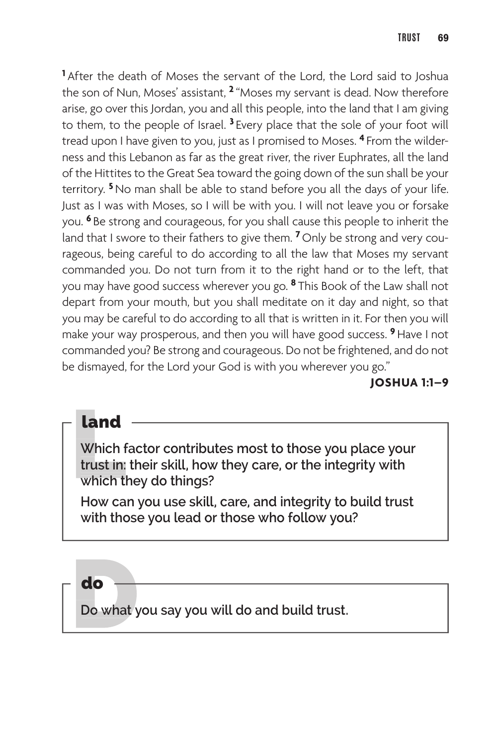[1] After the death of Moses the servant of the Lord, the Lord said to Joshua the son of Nun, Moses' assistant, [2] "Moses my servant is dead. Now therefore arise, go over this Jordan, you and all this people, into the land that I am giving to them, to the people of Israel. [3] Every place that the sole of your foot will tread upon I have given to you, just as I promised to Moses. [4] From the wilderness and this Lebanon as far as the great river, the river Euphrates, all the land of the Hittites to the Great Sea toward the going down of the sun shall be your territory. [5] No man shall be able to stand before you all the days of your life. Just as I was with Moses, so I will be with you. I will not leave you or forsake you. [6] Be strong and courageous, for you shall cause this people to inherit the land that I swore to their fathers to give them. [7] Only be strong and very courageous, being careful to do according to all the law that Moses my servant commanded you. Do not turn from it to the right hand or to the left, that you may have good success wherever you go. [8] This Book of the Law shall not depart from your mouth, but you shall meditate on it day and night, so that you may be careful to do according to all that is written in it. For then you will make your way prosperous, and then you will have good success. [9] Have I not commanded you? Be strong and courageous. Do not be frightened, and do not be dismayed, for the Lord your God is with you wherever you go."

**JOSHUA 1:1–9**

## land

**Which factor contributes most to those you place your trust in: their skill, how they care, or the integrity with which they do things?**

**How can you use skill, care, and integrity to build trust with those you lead or those who follow you?**

## do

**Do what you say you will do and build trust.**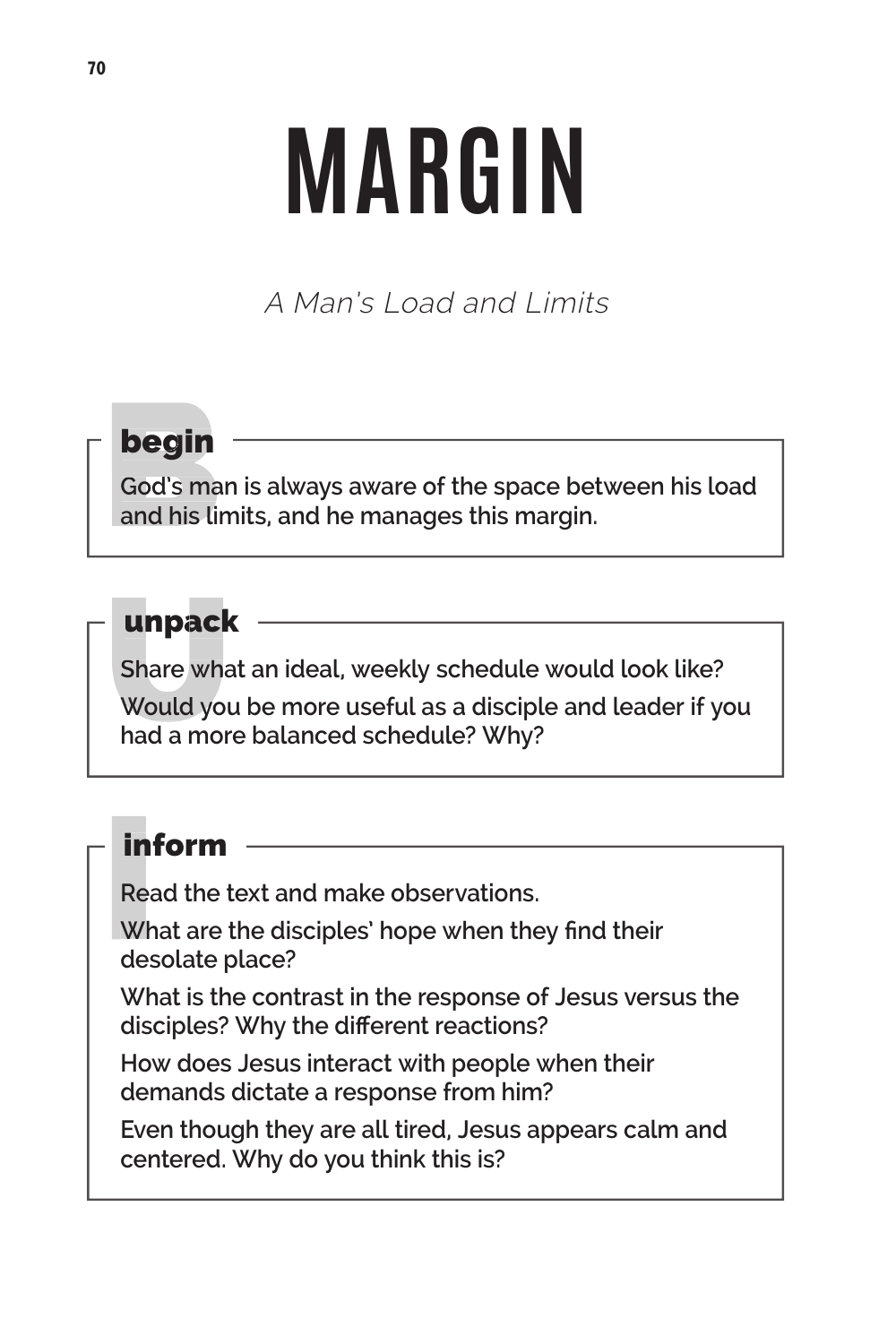# MARGIN

*A Man's Load and Limits*

## begin

God's man is always aware of the space between his load and his limits, and he manages this margin.

## unpack

Share what an ideal, weekly schedule would look like?

Would you be more useful as a disciple and leader if you had a more balanced schedule? Why?

## inform

Read the text and make observations.

What are the disciples' hope when they find their desolate place?

What is the contrast in the response of Jesus versus the disciples? Why the different reactions?

How does Jesus interact with people when their demands dictate a response from him?

Even though they are all tired, Jesus appears calm and centered. Why do you think this is?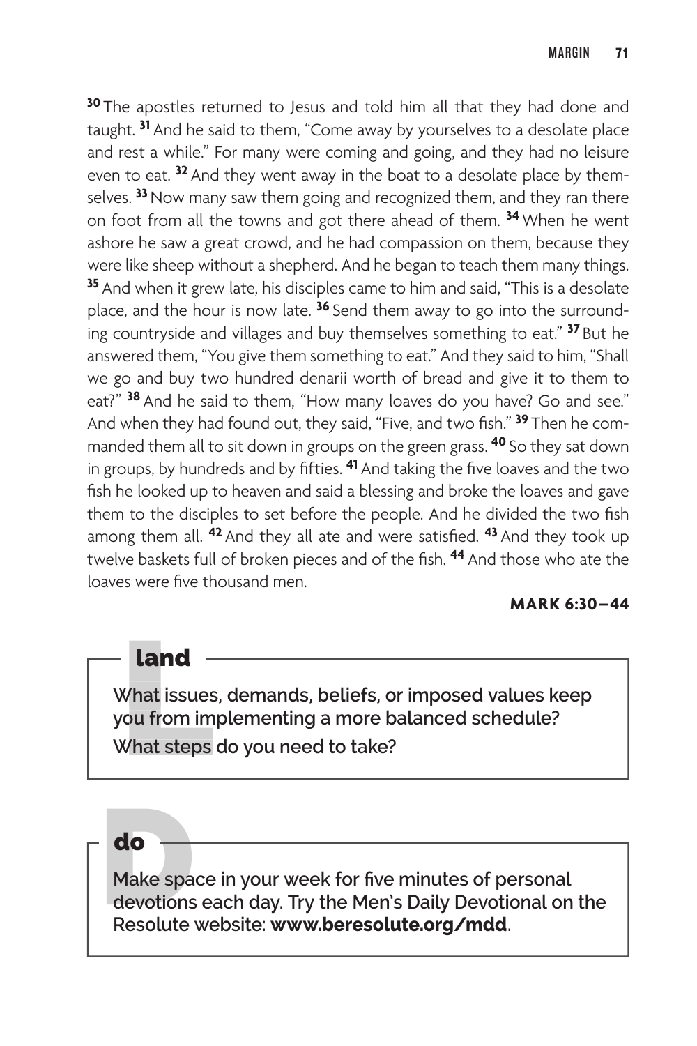[30] The apostles returned to Jesus and told him all that they had done and taught. [31] And he said to them, "Come away by yourselves to a desolate place and rest a while." For many were coming and going, and they had no leisure even to eat. [32] And they went away in the boat to a desolate place by themselves. [33] Now many saw them going and recognized them, and they ran there on foot from all the towns and got there ahead of them. [34] When he went ashore he saw a great crowd, and he had compassion on them, because they were like sheep without a shepherd. And he began to teach them many things. [35] And when it grew late, his disciples came to him and said, "This is a desolate place, and the hour is now late. [36] Send them away to go into the surrounding countryside and villages and buy themselves something to eat." [37] But he answered them, "You give them something to eat." And they said to him, "Shall we go and buy two hundred denarii worth of bread and give it to them to eat?" [38] And he said to them, "How many loaves do you have? Go and see." And when they had found out, they said, "Five, and two fish." [39] Then he commanded them all to sit down in groups on the green grass. [40] So they sat down in groups, by hundreds and by fifties. [41] And taking the five loaves and the two fish he looked up to heaven and said a blessing and broke the loaves and gave them to the disciples to set before the people. And he divided the two fish among them all. [42] And they all ate and were satisfied. [43] And they took up twelve baskets full of broken pieces and of the fish. [44] And those who ate the loaves were five thousand men.

**MARK 6:30–44**

## land

What issues, demands, beliefs, or imposed values keep you from implementing a more balanced schedule? What steps do you need to take?

## do

Make space in your week for five minutes of personal devotions each day. Try the Men's Daily Devotional on the Resolute website: **www.beresolute.org/mdd**.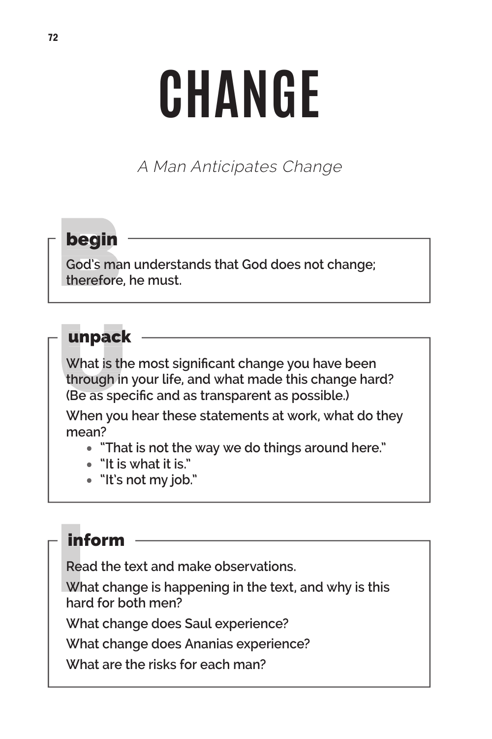# CHANGE

*A Man Anticipates Change*

## begin

God's man understands that God does not change; therefore, he must.

## unpack

What is the most significant change you have been through in your life, and what made this change hard? (Be as specific and as transparent as possible.)

When you hear these statements at work, what do they mean?

- "That is not the way we do things around here."
- "It is what it is."
- "It's not my job."

## inform

Read the text and make observations.

What change is happening in the text, and why is this hard for both men?

What change does Saul experience?

What change does Ananias experience?

What are the risks for each man?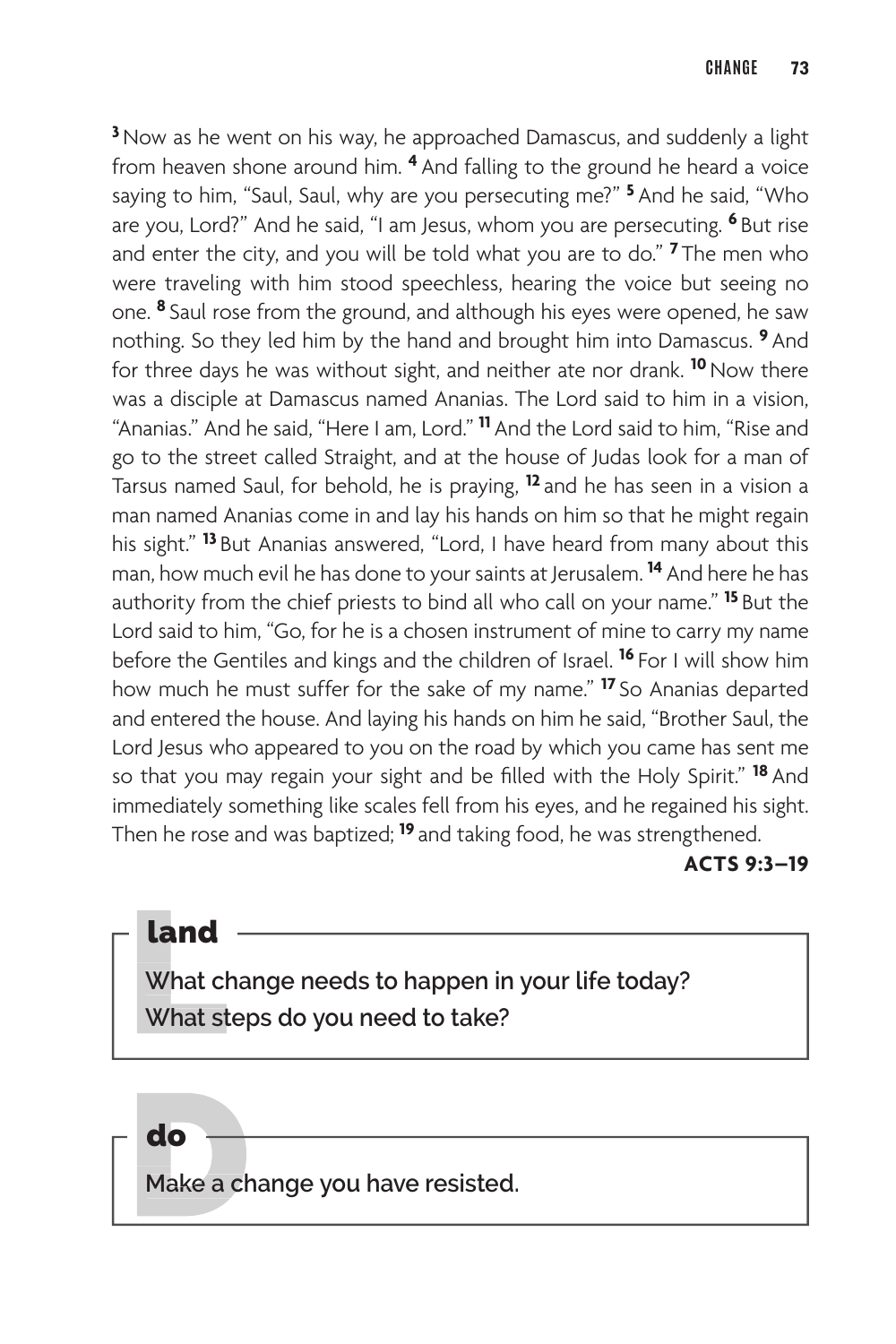[3] Now as he went on his way, he approached Damascus, and suddenly a light from heaven shone around him. [4] And falling to the ground he heard a voice saying to him, "Saul, Saul, why are you persecuting me?" [5] And he said, "Who are you, Lord?" And he said, "I am Jesus, whom you are persecuting. [6] But rise and enter the city, and you will be told what you are to do." [7] The men who were traveling with him stood speechless, hearing the voice but seeing no one. [8] Saul rose from the ground, and although his eyes were opened, he saw nothing. So they led him by the hand and brought him into Damascus. [9] And for three days he was without sight, and neither ate nor drank. [10] Now there was a disciple at Damascus named Ananias. The Lord said to him in a vision, "Ananias." And he said, "Here I am, Lord." [11] And the Lord said to him, "Rise and go to the street called Straight, and at the house of Judas look for a man of Tarsus named Saul, for behold, he is praying, [12] and he has seen in a vision a man named Ananias come in and lay his hands on him so that he might regain his sight." [13] But Ananias answered, "Lord, I have heard from many about this man, how much evil he has done to your saints at Jerusalem. [14] And here he has authority from the chief priests to bind all who call on your name." [15] But the Lord said to him, "Go, for he is a chosen instrument of mine to carry my name before the Gentiles and kings and the children of Israel. [16] For I will show him how much he must suffer for the sake of my name." [17] So Ananias departed and entered the house. And laying his hands on him he said, "Brother Saul, the Lord Jesus who appeared to you on the road by which you came has sent me so that you may regain your sight and be filled with the Holy Spirit." [18] And immediately something like scales fell from his eyes, and he regained his sight. Then he rose and was baptized; [19] and taking food, he was strengthened.

**ACTS 9:3–19**

## land

**What change needs to happen in your life today?**
**What steps do you need to take?**

## do

**Make a change you have resisted.**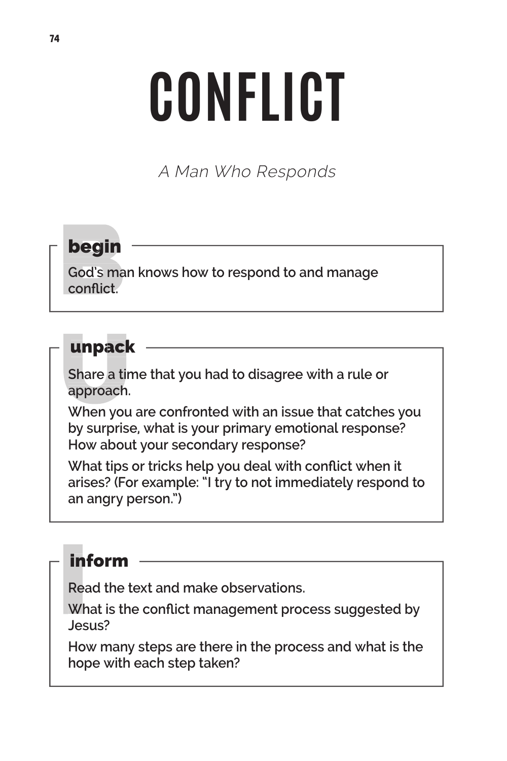# CONFLICT

*A Man Who Responds*

## begin

God's man knows how to respond to and manage conflict.

## unpack

Share a time that you had to disagree with a rule or approach.

When you are confronted with an issue that catches you by surprise, what is your primary emotional response? How about your secondary response?

What tips or tricks help you deal with conflict when it arises? (For example: "I try to not immediately respond to an angry person.")

## inform

Read the text and make observations.

What is the conflict management process suggested by Jesus?

How many steps are there in the process and what is the hope with each step taken?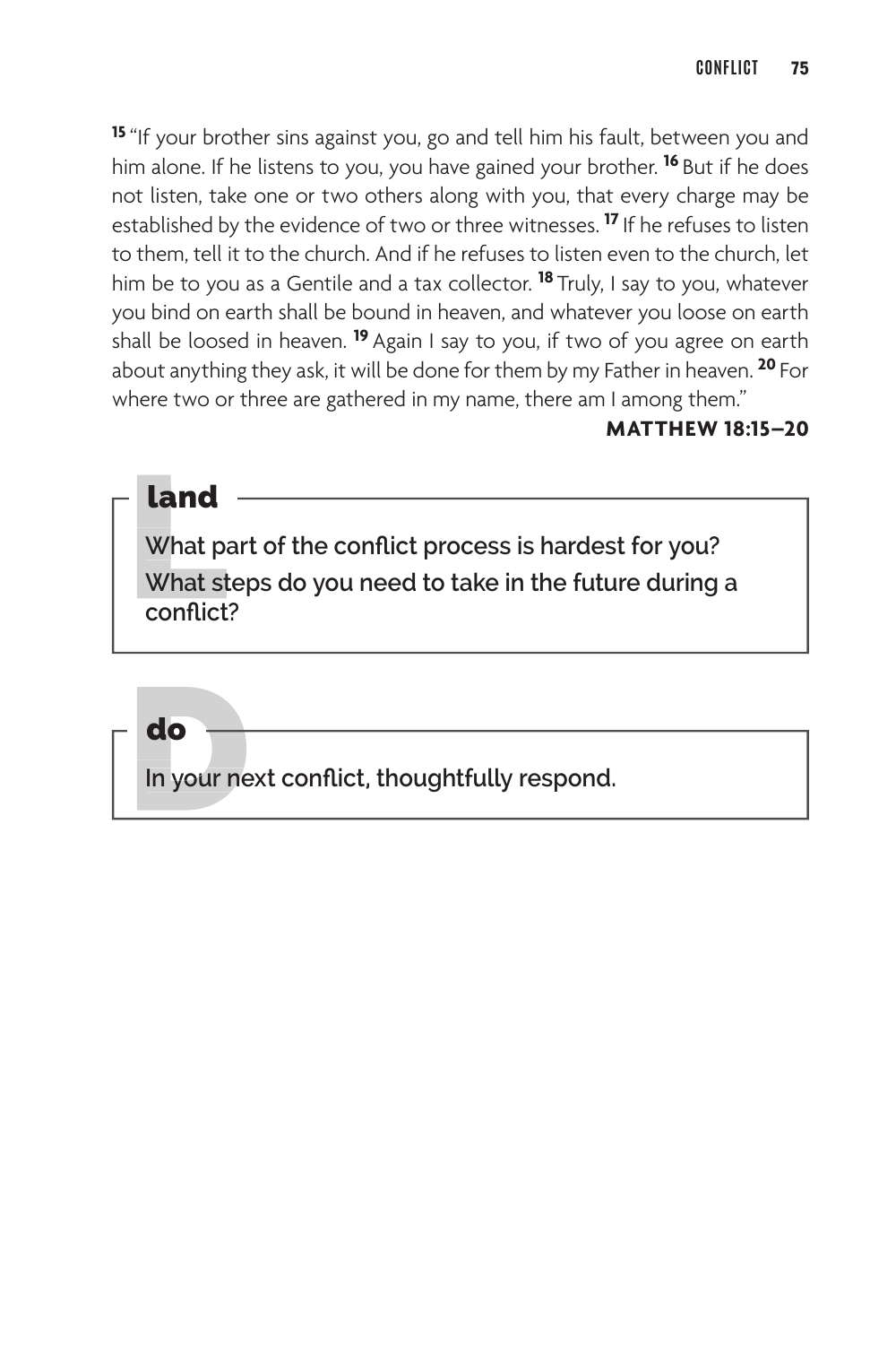[15] "If your brother sins against you, go and tell him his fault, between you and him alone. If he listens to you, you have gained your brother. [16] But if he does not listen, take one or two others along with you, that every charge may be established by the evidence of two or three witnesses. [17] If he refuses to listen to them, tell it to the church. And if he refuses to listen even to the church, let him be to you as a Gentile and a tax collector. [18] Truly, I say to you, whatever you bind on earth shall be bound in heaven, and whatever you loose on earth shall be loosed in heaven. [19] Again I say to you, if two of you agree on earth about anything they ask, it will be done for them by my Father in heaven. [20] For where two or three are gathered in my name, there am I among them."

**MATTHEW 18:15–20**

## land

What part of the conflict process is hardest for you?

What steps do you need to take in the future during a conflict?

## do

In your next conflict, thoughtfully respond.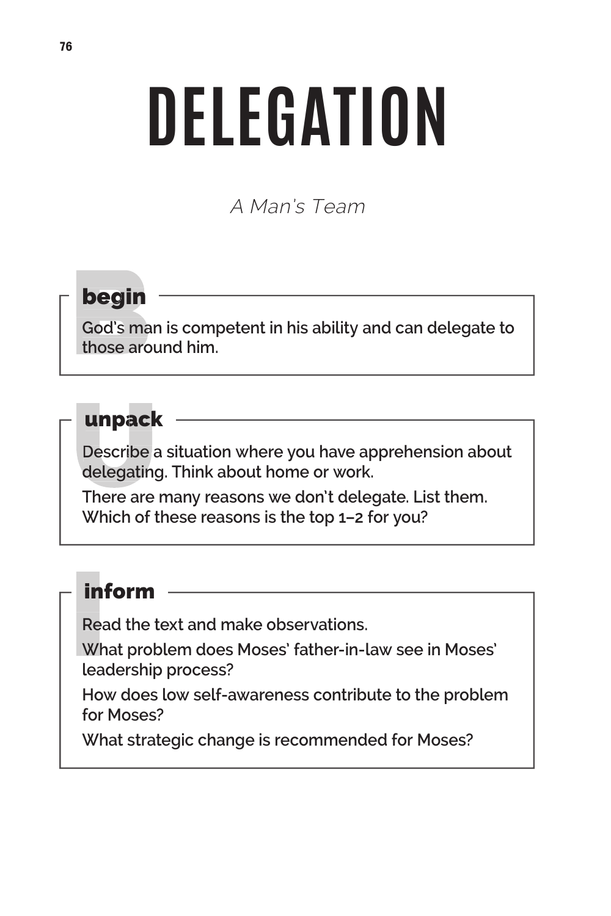# DELEGATION

*A Man's Team*

## begin

God's man is competent in his ability and can delegate to those around him.

## unpack

Describe a situation where you have apprehension about delegating. Think about home or work.

There are many reasons we don't delegate. List them. Which of these reasons is the top 1–2 for you?

## inform

Read the text and make observations.

What problem does Moses' father-in-law see in Moses' leadership process?

How does low self-awareness contribute to the problem for Moses?

What strategic change is recommended for Moses?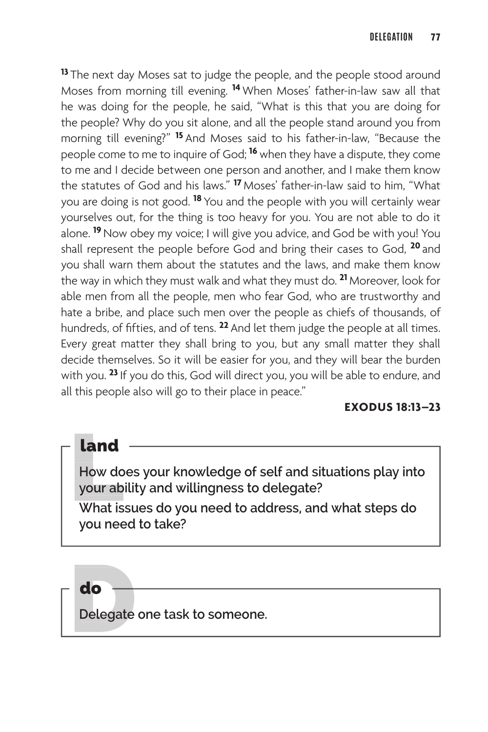[13] The next day Moses sat to judge the people, and the people stood around Moses from morning till evening. [14] When Moses' father-in-law saw all that he was doing for the people, he said, "What is this that you are doing for the people? Why do you sit alone, and all the people stand around you from morning till evening?" [15] And Moses said to his father-in-law, "Because the people come to me to inquire of God; [16] when they have a dispute, they come to me and I decide between one person and another, and I make them know the statutes of God and his laws." [17] Moses' father-in-law said to him, "What you are doing is not good. [18] You and the people with you will certainly wear yourselves out, for the thing is too heavy for you. You are not able to do it alone. [19] Now obey my voice; I will give you advice, and God be with you! You shall represent the people before God and bring their cases to God, [20] and you shall warn them about the statutes and the laws, and make them know the way in which they must walk and what they must do. [21] Moreover, look for able men from all the people, men who fear God, who are trustworthy and hate a bribe, and place such men over the people as chiefs of thousands, of hundreds, of fifties, and of tens. [22] And let them judge the people at all times. Every great matter they shall bring to you, but any small matter they shall decide themselves. So it will be easier for you, and they will bear the burden with you. [23] If you do this, God will direct you, you will be able to endure, and all this people also will go to their place in peace."

**EXODUS 18:13–23**

## land

**How does your knowledge of self and situations play into your ability and willingness to delegate?**

**What issues do you need to address, and what steps do you need to take?**

## do

**Delegate one task to someone.**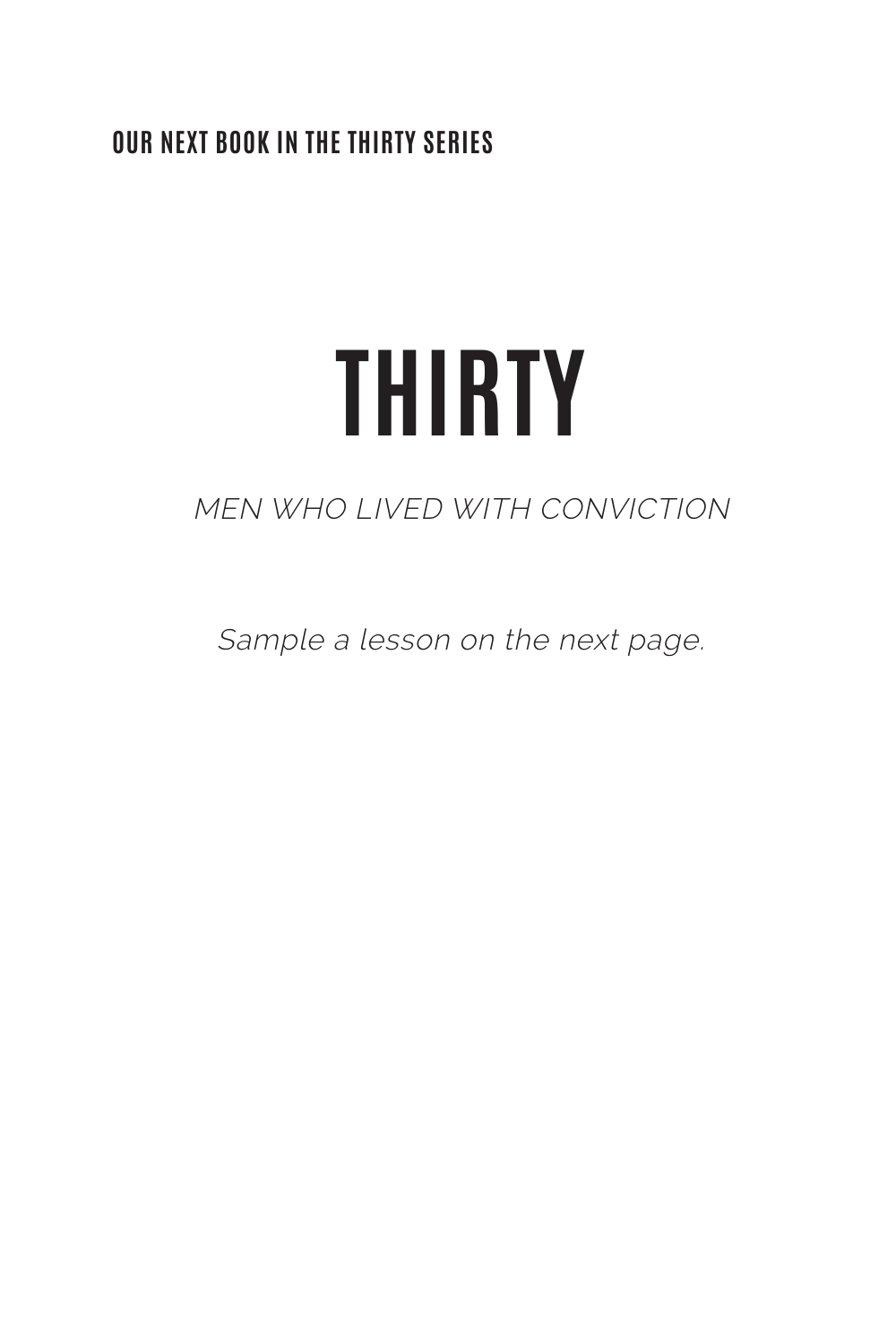**OUR NEXT BOOK IN THE THIRTY SERIES**

# THIRTY

*MEN WHO LIVED WITH CONVICTION*

*Sample a lesson on the next page.*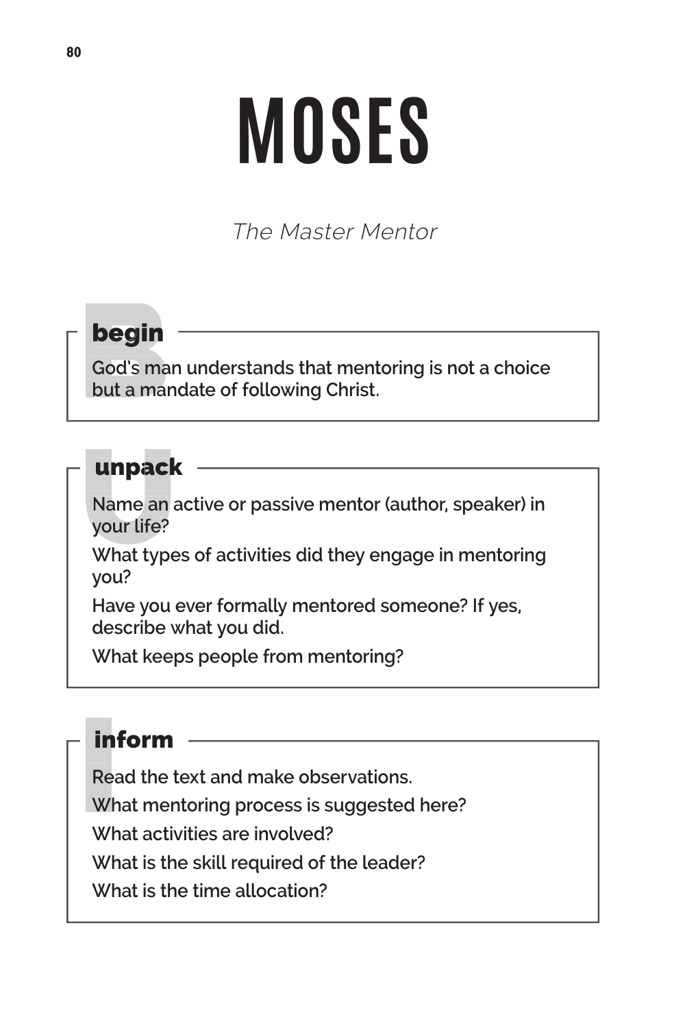# MOSES

*The Master Mentor*

## begin

God's man understands that mentoring is not a choice but a mandate of following Christ.

## unpack

Name an active or passive mentor (author, speaker) in your life?

What types of activities did they engage in mentoring you?

Have you ever formally mentored someone? If yes, describe what you did.

What keeps people from mentoring?

## inform

Read the text and make observations.

What mentoring process is suggested here?

What activities are involved?

What is the skill required of the leader?

What is the time allocation?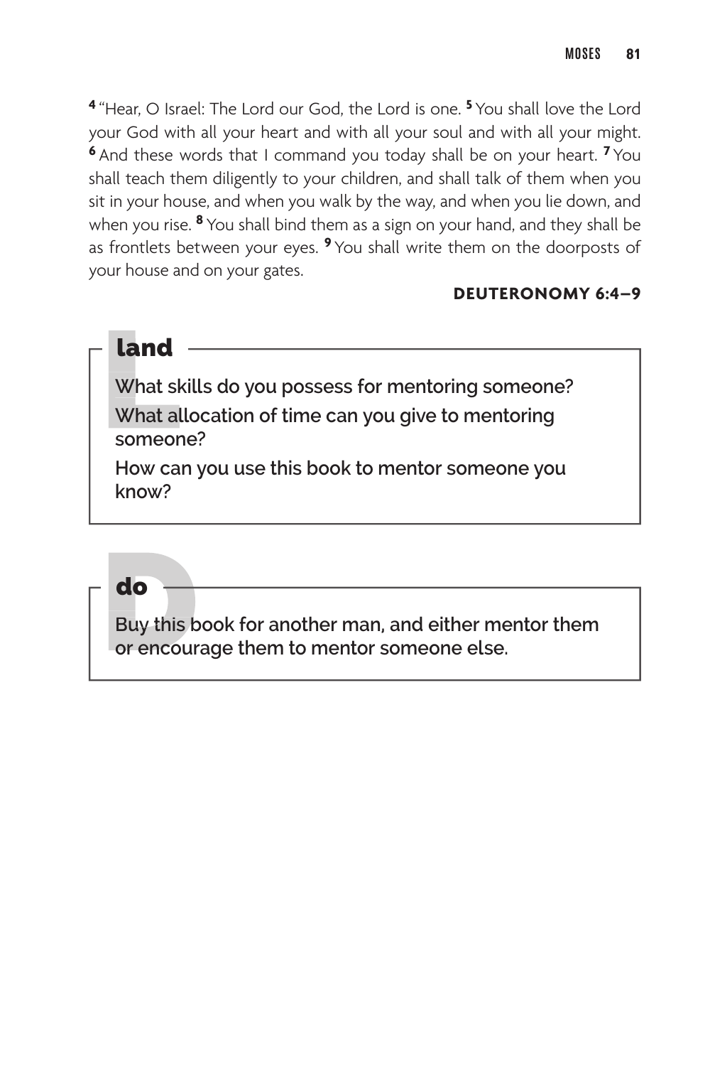[4] "Hear, O Israel: The Lord our God, the Lord is one. [5] You shall love the Lord your God with all your heart and with all your soul and with all your might. [6] And these words that I command you today shall be on your heart. [7] You shall teach them diligently to your children, and shall talk of them when you sit in your house, and when you walk by the way, and when you lie down, and when you rise. [8] You shall bind them as a sign on your hand, and they shall be as frontlets between your eyes. [9] You shall write them on the doorposts of your house and on your gates.

**DEUTERONOMY 6:4–9**

## land

**What skills do you possess for mentoring someone?**

**What allocation of time can you give to mentoring someone?**

**How can you use this book to mentor someone you know?**

## do

**Buy this book for another man, and either mentor them or encourage them to mentor someone else.**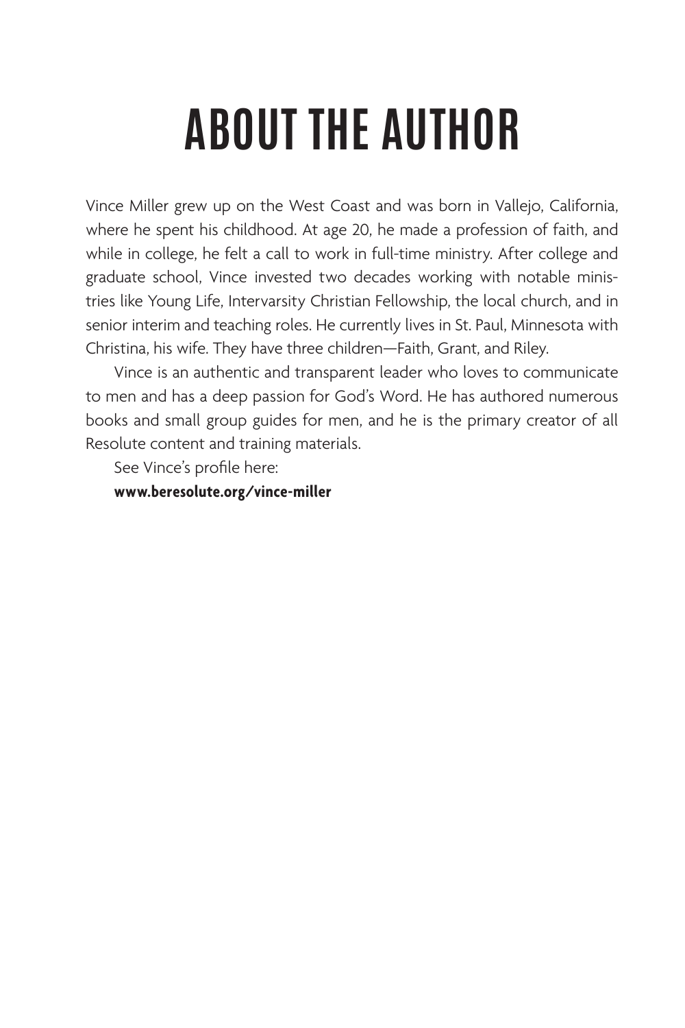# ABOUT THE AUTHOR

Vince Miller grew up on the West Coast and was born in Vallejo, California, where he spent his childhood. At age 20, he made a profession of faith, and while in college, he felt a call to work in full-time ministry. After college and graduate school, Vince invested two decades working with notable ministries like Young Life, Intervarsity Christian Fellowship, the local church, and in senior interim and teaching roles. He currently lives in St. Paul, Minnesota with Christina, his wife. They have three children—Faith, Grant, and Riley.

Vince is an authentic and transparent leader who loves to communicate to men and has a deep passion for God's Word. He has authored numerous books and small group guides for men, and he is the primary creator of all Resolute content and training materials.

See Vince's profile here:
**www.beresolute.org/vince-miller**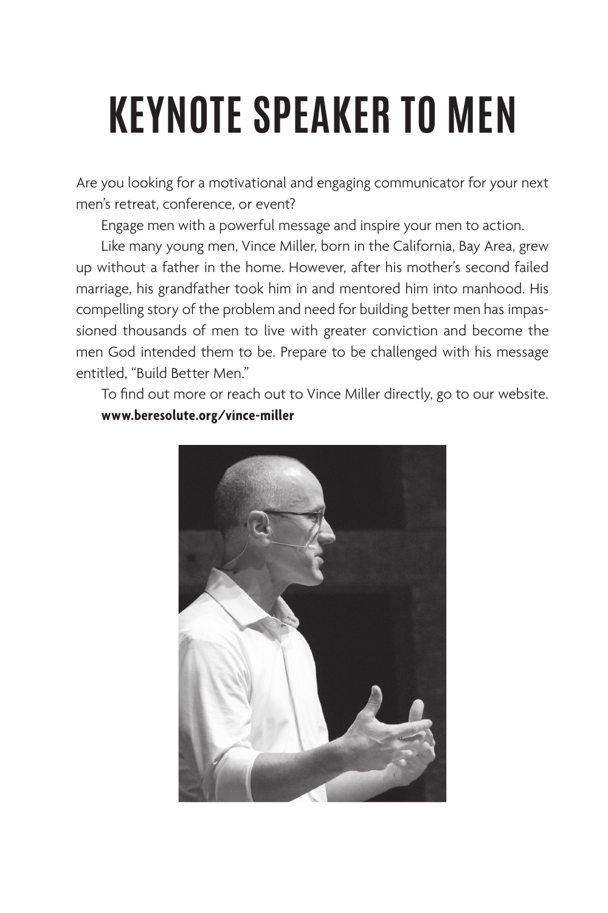# KEYNOTE SPEAKER TO MEN

Are you looking for a motivational and engaging communicator for your next men's retreat, conference, or event?

Engage men with a powerful message and inspire your men to action.

Like many young men, Vince Miller, born in the California, Bay Area, grew up without a father in the home. However, after his mother's second failed marriage, his grandfather took him in and mentored him into manhood. His compelling story of the problem and need for building better men has impassioned thousands of men to live with greater conviction and become the men God intended them to be. Prepare to be challenged with his message entitled, "Build Better Men."

To find out more or reach out to Vince Miller directly, go to our website.
**www.beresolute.org/vince-miller**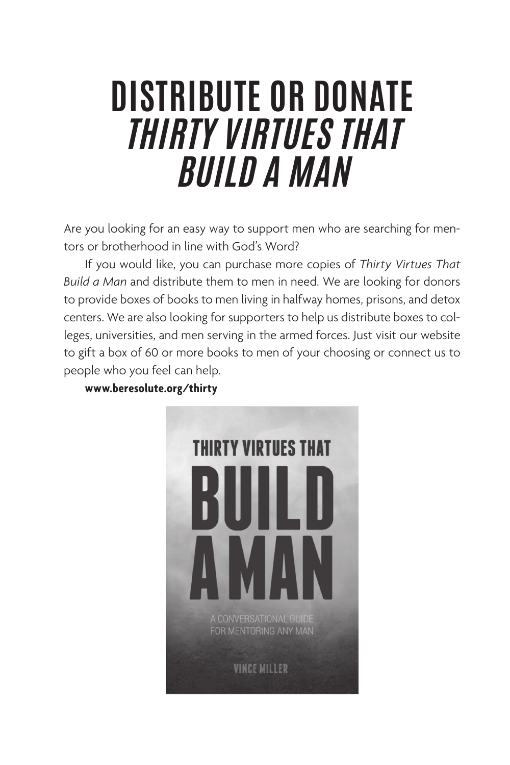# DISTRIBUTE OR DONATE *THIRTY VIRTUES THAT BUILD A MAN*

Are you looking for an easy way to support men who are searching for mentors or brotherhood in line with God's Word?

If you would like, you can purchase more copies of *Thirty Virtues That Build a Man* and distribute them to men in need. We are looking for donors to provide boxes of books to men living in halfway homes, prisons, and detox centers. We are also looking for supporters to help us distribute boxes to colleges, universities, and men serving in the armed forces. Just visit our website to gift a box of 60 or more books to men of your choosing or connect us to people who you feel can help.

**www.beresolute.org/thirty**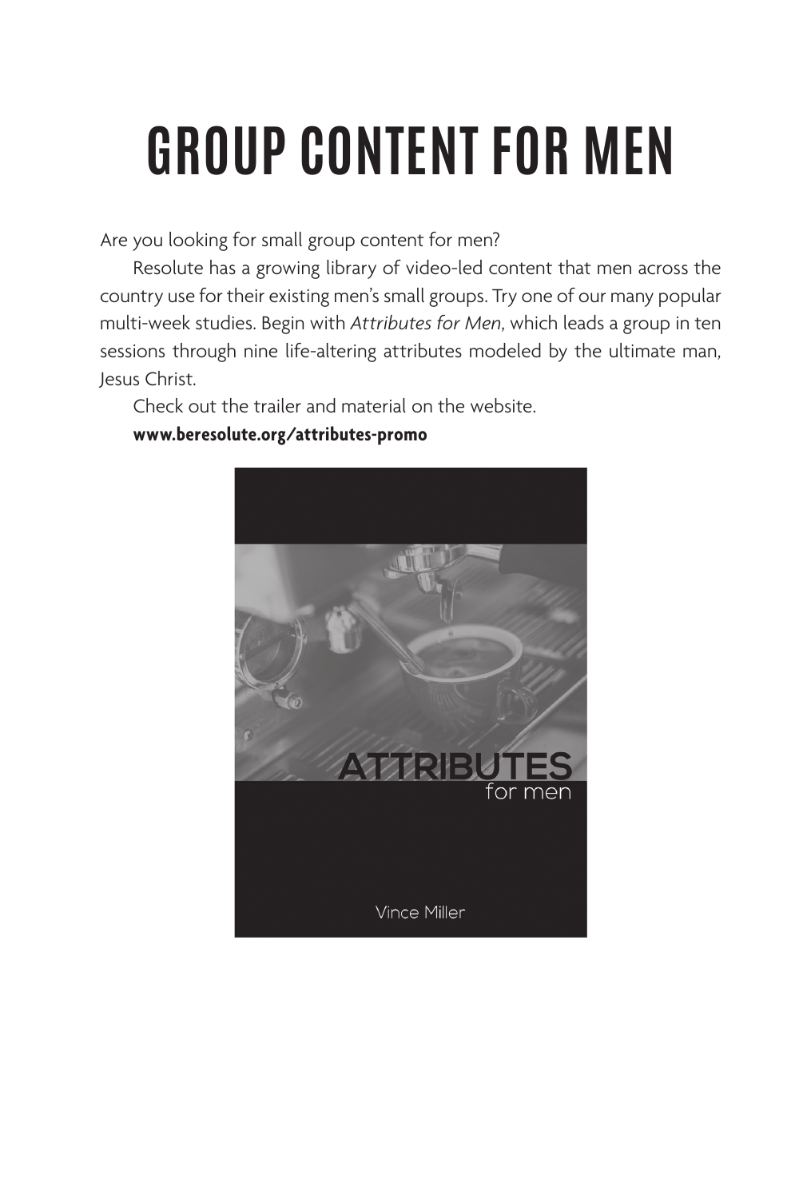# GROUP CONTENT FOR MEN

Are you looking for small group content for men?

Resolute has a growing library of video-led content that men across the country use for their existing men's small groups. Try one of our many popular multi-week studies. Begin with *Attributes for Men*, which leads a group in ten sessions through nine life-altering attributes modeled by the ultimate man, Jesus Christ.

Check out the trailer and material on the website.

**www.beresolute.org/attributes-promo**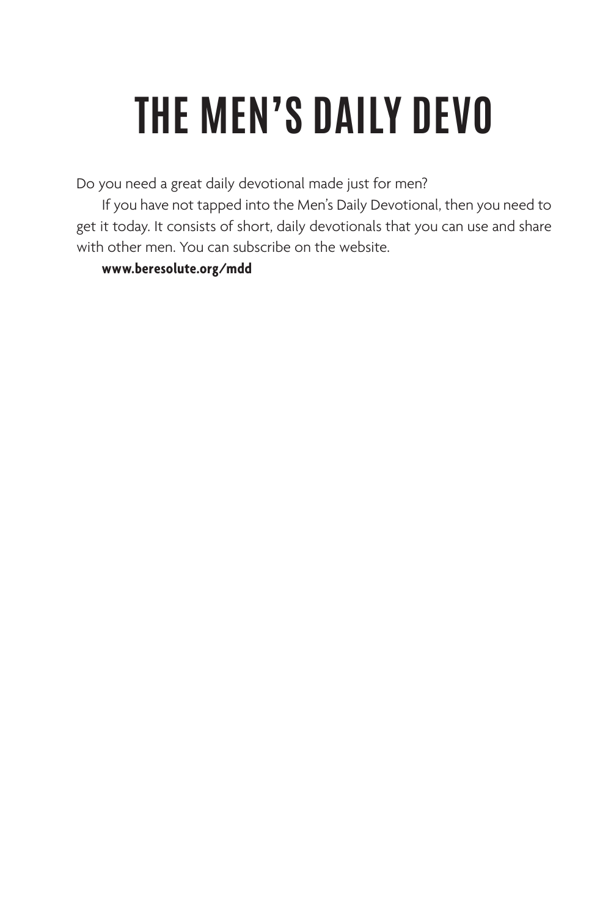# THE MEN'S DAILY DEVO

Do you need a great daily devotional made just for men?

If you have not tapped into the Men's Daily Devotional, then you need to get it today. It consists of short, daily devotionals that you can use and share with other men. You can subscribe on the website.

**www.beresolute.org/mdd**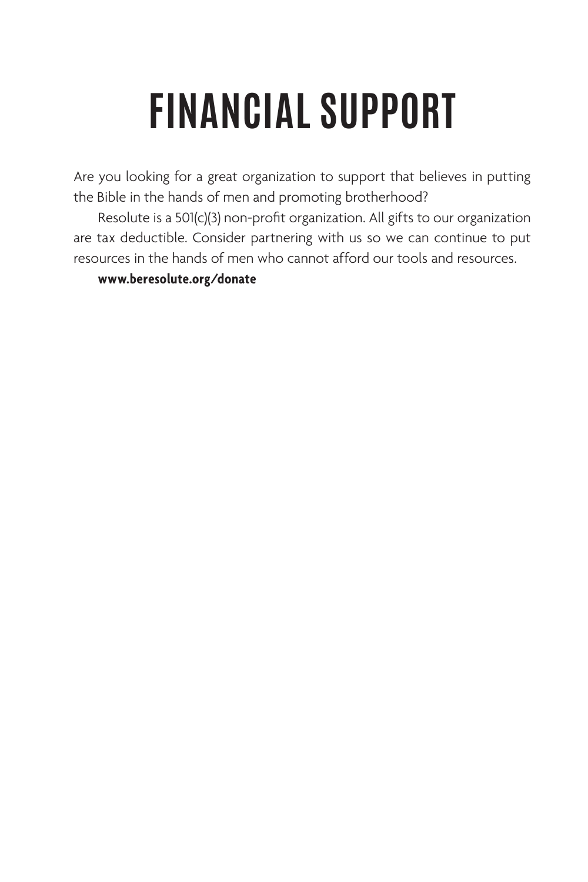# FINANCIAL SUPPORT

Are you looking for a great organization to support that believes in putting the Bible in the hands of men and promoting brotherhood?

Resolute is a 501(c)(3) non-profit organization. All gifts to our organization are tax deductible. Consider partnering with us so we can continue to put resources in the hands of men who cannot afford our tools and resources.

**www.beresolute.org/donate**